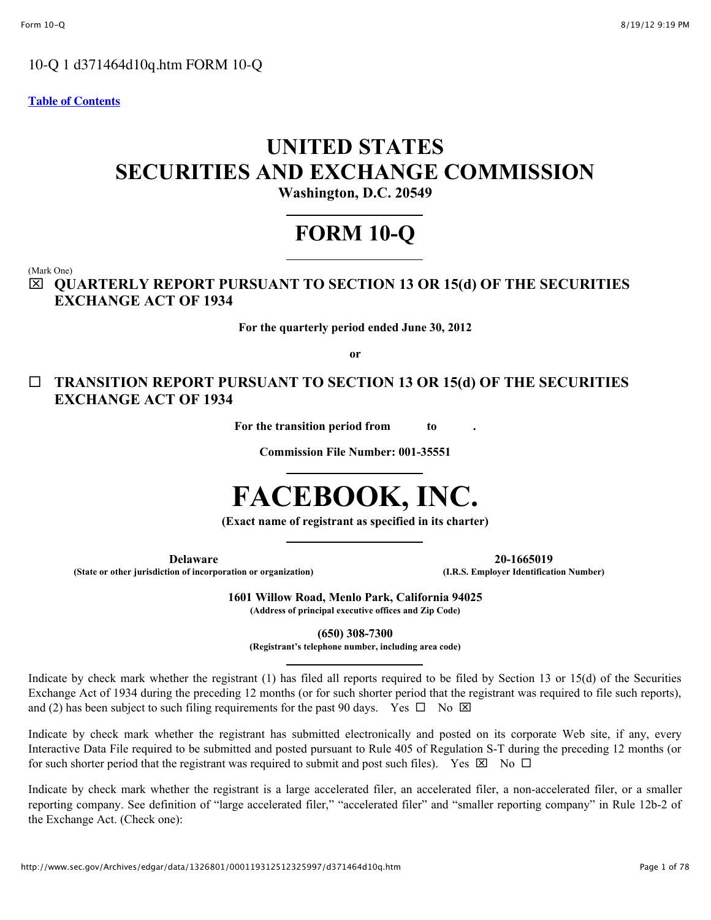10-Q 1 d371464d10q.htm FORM 10-Q

**Table of Contents**

# UNITED STATES
# SECURITIES AND EXCHANGE COMMISSION

**Washington, D.C. 20549**

# FORM 10-Q

(Mark One)

☒ **QUARTERLY REPORT PURSUANT TO SECTION 13 OR 15(d) OF THE SECURITIES EXCHANGE ACT OF 1934**

**For the quarterly period ended June 30, 2012**

**or**

☐ **TRANSITION REPORT PURSUANT TO SECTION 13 OR 15(d) OF THE SECURITIES EXCHANGE ACT OF 1934**

**For the transition period from to .**

**Commission File Number: 001-35551**

# FACEBOOK, INC.

**(Exact name of registrant as specified in its charter)**

| **Delaware** | **20-1665019** |
|---|---|
| **(State or other jurisdiction of incorporation or organization)** | **(I.R.S. Employer Identification Number)** |

**1601 Willow Road, Menlo Park, California 94025**
**(Address of principal executive offices and Zip Code)**

**(650) 308-7300**
**(Registrant's telephone number, including area code)**

Indicate by check mark whether the registrant (1) has filed all reports required to be filed by Section 13 or 15(d) of the Securities Exchange Act of 1934 during the preceding 12 months (or for such shorter period that the registrant was required to file such reports), and (2) has been subject to such filing requirements for the past 90 days. Yes ☐ No ☒

Indicate by check mark whether the registrant has submitted electronically and posted on its corporate Web site, if any, every Interactive Data File required to be submitted and posted pursuant to Rule 405 of Regulation S-T during the preceding 12 months (or for such shorter period that the registrant was required to submit and post such files). Yes ☒ No ☐

Indicate by check mark whether the registrant is a large accelerated filer, an accelerated filer, a non-accelerated filer, or a smaller reporting company. See definition of "large accelerated filer," "accelerated filer" and "smaller reporting company" in Rule 12b-2 of the Exchange Act. (Check one):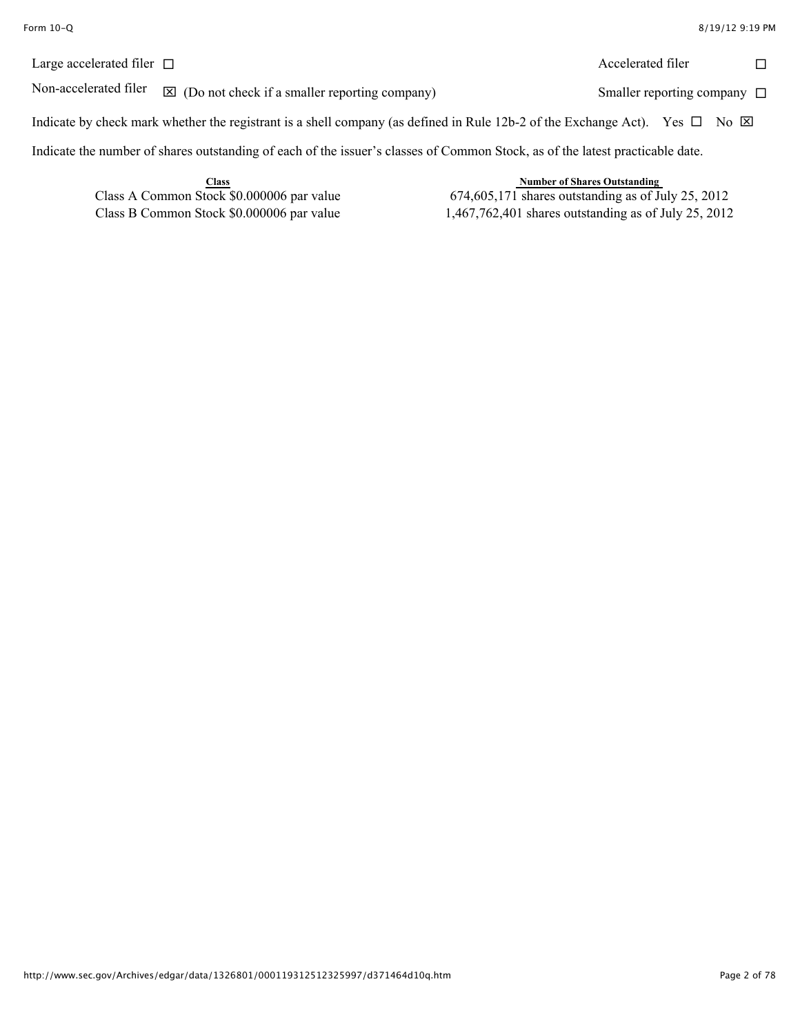Large accelerated filer ☐ Accelerated filer ☐

Non-accelerated filer ☒ (Do not check if a smaller reporting company) Smaller reporting company ☐

Indicate by check mark whether the registrant is a shell company (as defined in Rule 12b-2 of the Exchange Act). Yes ☐ No ☒

Indicate the number of shares outstanding of each of the issuer's classes of Common Stock, as of the latest practicable date.

| Class | Number of Shares Outstanding |
| --- | --- |
| Class A Common Stock $0.000006 par value | 674,605,171 shares outstanding as of July 25, 2012 |
| Class B Common Stock $0.000006 par value | 1,467,762,401 shares outstanding as of July 25, 2012 |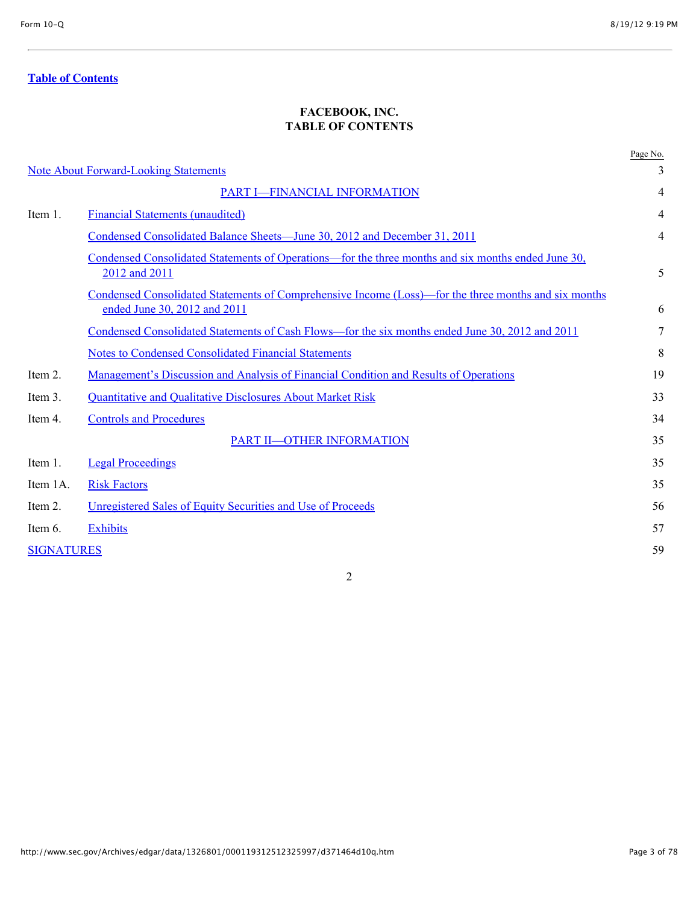**Table of Contents**

**FACEBOOK, INC.**
**TABLE OF CONTENTS**

| | | Page No. |
|---|---|---|
| Note About Forward-Looking Statements | | 3 |
| | PART I—FINANCIAL INFORMATION | 4 |
| Item 1. | Financial Statements (unaudited) | 4 |
| | Condensed Consolidated Balance Sheets—June 30, 2012 and December 31, 2011 | 4 |
| | Condensed Consolidated Statements of Operations—for the three months and six months ended June 30, 2012 and 2011 | 5 |
| | Condensed Consolidated Statements of Comprehensive Income (Loss)—for the three months and six months ended June 30, 2012 and 2011 | 6 |
| | Condensed Consolidated Statements of Cash Flows—for the six months ended June 30, 2012 and 2011 | 7 |
| | Notes to Condensed Consolidated Financial Statements | 8 |
| Item 2. | Management's Discussion and Analysis of Financial Condition and Results of Operations | 19 |
| Item 3. | Quantitative and Qualitative Disclosures About Market Risk | 33 |
| Item 4. | Controls and Procedures | 34 |
| | PART II—OTHER INFORMATION | 35 |
| Item 1. | Legal Proceedings | 35 |
| Item 1A. | Risk Factors | 35 |
| Item 2. | Unregistered Sales of Equity Securities and Use of Proceeds | 56 |
| Item 6. | Exhibits | 57 |
| SIGNATURES | | 59 |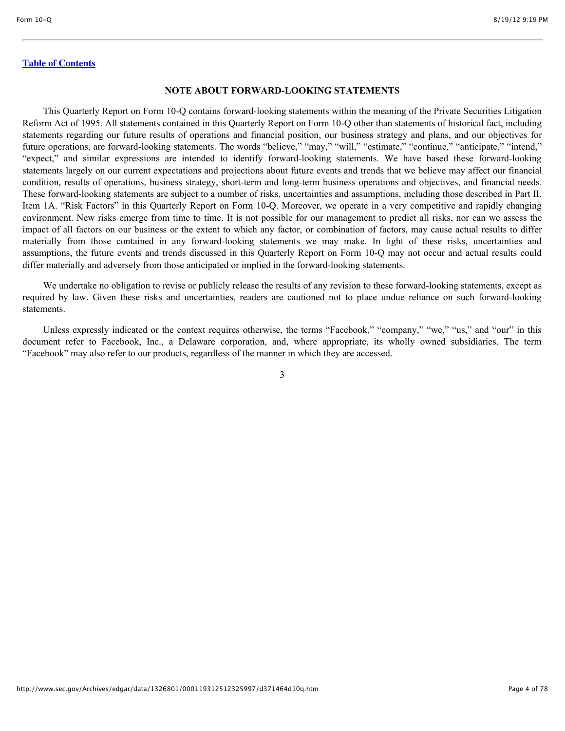Table of Contents

## NOTE ABOUT FORWARD-LOOKING STATEMENTS

This Quarterly Report on Form 10-Q contains forward-looking statements within the meaning of the Private Securities Litigation Reform Act of 1995. All statements contained in this Quarterly Report on Form 10-Q other than statements of historical fact, including statements regarding our future results of operations and financial position, our business strategy and plans, and our objectives for future operations, are forward-looking statements. The words "believe," "may," "will," "estimate," "continue," "anticipate," "intend," "expect," and similar expressions are intended to identify forward-looking statements. We have based these forward-looking statements largely on our current expectations and projections about future events and trends that we believe may affect our financial condition, results of operations, business strategy, short-term and long-term business operations and objectives, and financial needs. These forward-looking statements are subject to a number of risks, uncertainties and assumptions, including those described in Part II. Item 1A. "Risk Factors" in this Quarterly Report on Form 10-Q. Moreover, we operate in a very competitive and rapidly changing environment. New risks emerge from time to time. It is not possible for our management to predict all risks, nor can we assess the impact of all factors on our business or the extent to which any factor, or combination of factors, may cause actual results to differ materially from those contained in any forward-looking statements we may make. In light of these risks, uncertainties and assumptions, the future events and trends discussed in this Quarterly Report on Form 10-Q may not occur and actual results could differ materially and adversely from those anticipated or implied in the forward-looking statements.

We undertake no obligation to revise or publicly release the results of any revision to these forward-looking statements, except as required by law. Given these risks and uncertainties, readers are cautioned not to place undue reliance on such forward-looking statements.

Unless expressly indicated or the context requires otherwise, the terms "Facebook," "company," "we," "us," and "our" in this document refer to Facebook, Inc., a Delaware corporation, and, where appropriate, its wholly owned subsidiaries. The term "Facebook" may also refer to our products, regardless of the manner in which they are accessed.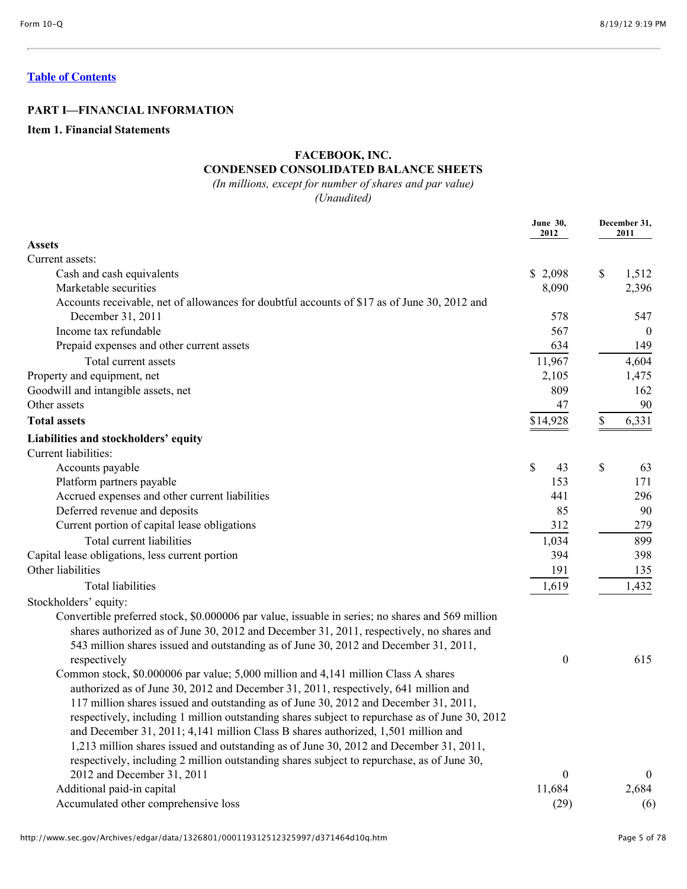[Table of Contents](#)

## PART I—FINANCIAL INFORMATION

### Item 1. Financial Statements

**FACEBOOK, INC.**
**CONDENSED CONSOLIDATED BALANCE SHEETS**
*(In millions, except for number of shares and par value)*
*(Unaudited)*

| | June 30, 2012 | December 31, 2011 |
|---|---|---|
| **Assets** | | |
| Current assets: | | |
| Cash and cash equivalents | $ 2,098 | $ 1,512 |
| Marketable securities | 8,090 | 2,396 |
| Accounts receivable, net of allowances for doubtful accounts of $17 as of June 30, 2012 and December 31, 2011 | 578 | 547 |
| Income tax refundable | 567 | 0 |
| Prepaid expenses and other current assets | 634 | 149 |
| Total current assets | 11,967 | 4,604 |
| Property and equipment, net | 2,105 | 1,475 |
| Goodwill and intangible assets, net | 809 | 162 |
| Other assets | 47 | 90 |
| **Total assets** | $14,928 | $ 6,331 |
| **Liabilities and stockholders' equity** | | |
| Current liabilities: | | |
| Accounts payable | $ 43 | $ 63 |
| Platform partners payable | 153 | 171 |
| Accrued expenses and other current liabilities | 441 | 296 |
| Deferred revenue and deposits | 85 | 90 |
| Current portion of capital lease obligations | 312 | 279 |
| Total current liabilities | 1,034 | 899 |
| Capital lease obligations, less current portion | 394 | 398 |
| Other liabilities | 191 | 135 |
| Total liabilities | 1,619 | 1,432 |
| Stockholders' equity: | | |
| Convertible preferred stock, $0.000006 par value, issuable in series; no shares and 569 million shares authorized as of June 30, 2012 and December 31, 2011, respectively, no shares and 543 million shares issued and outstanding as of June 30, 2012 and December 31, 2011, respectively | 0 | 615 |
| Common stock, $0.000006 par value; 5,000 million and 4,141 million Class A shares authorized as of June 30, 2012 and December 31, 2011, respectively, 641 million and 117 million shares issued and outstanding as of June 30, 2012 and December 31, 2011, respectively, including 1 million outstanding shares subject to repurchase as of June 30, 2012 and December 31, 2011; 4,141 million Class B shares authorized, 1,501 million and 1,213 million shares issued and outstanding as of June 30, 2012 and December 31, 2011, respectively, including 2 million outstanding shares subject to repurchase, as of June 30, 2012 and December 31, 2011 | 0 | 0 |
| Additional paid-in capital | 11,684 | 2,684 |
| Accumulated other comprehensive loss | (29) | (6) |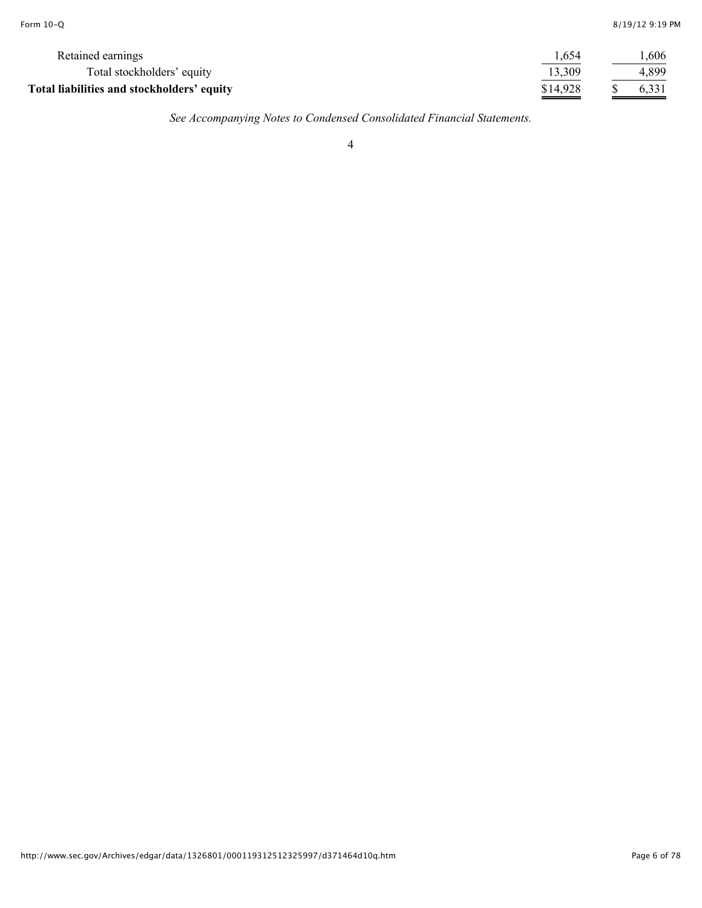| | | |
|---|---|---|
| Retained earnings | 1,654 | 1,606 |
| Total stockholders' equity | 13,309 | 4,899 |
| **Total liabilities and stockholders' equity** | $14,928 | $ 6,331 |

*See Accompanying Notes to Condensed Consolidated Financial Statements.*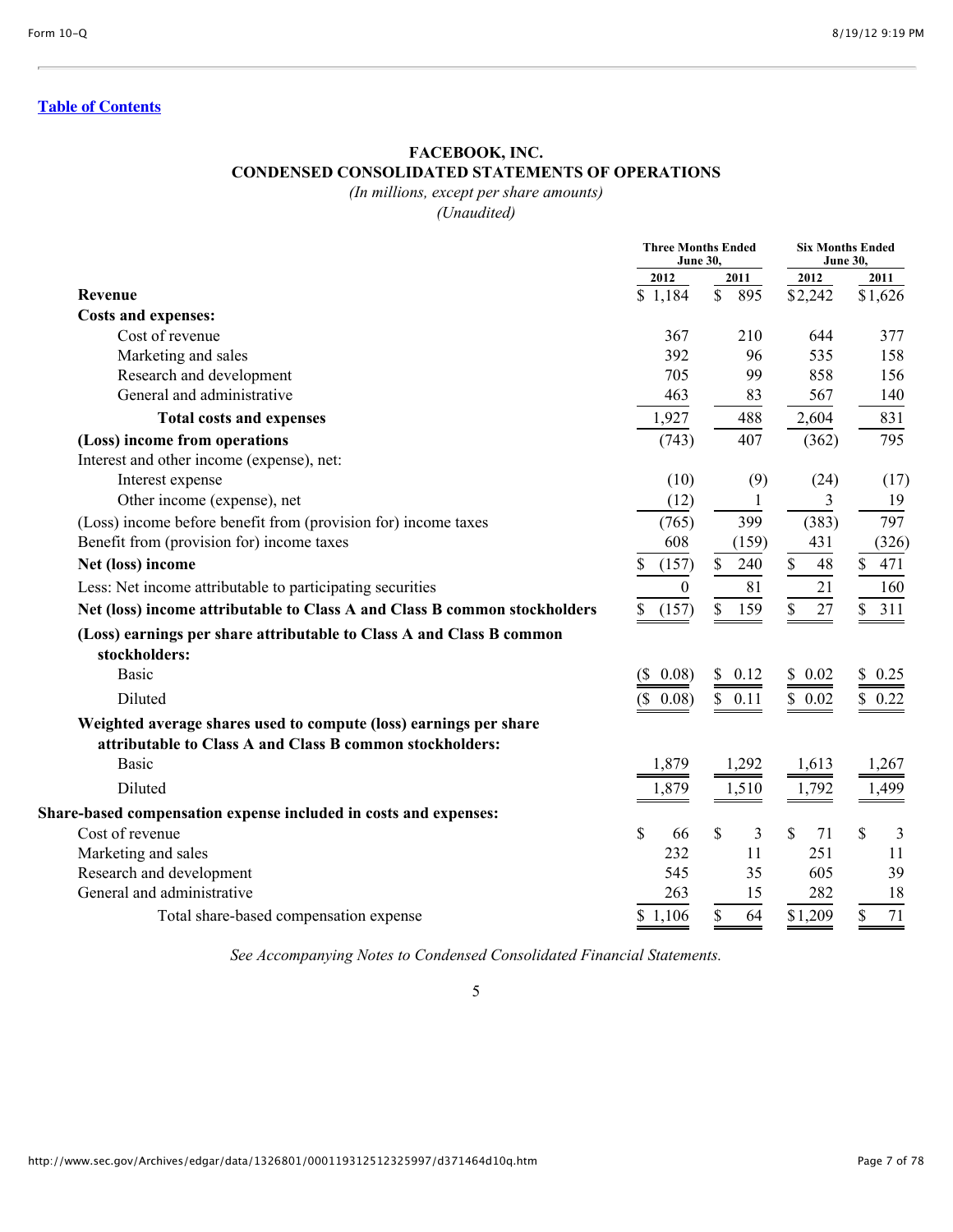[Table of Contents](#)

# FACEBOOK, INC.

## CONDENSED CONSOLIDATED STATEMENTS OF OPERATIONS

*(In millions, except per share amounts)*

*(Unaudited)*

| | Three Months Ended June 30, | | Six Months Ended June 30, | |
|---|---|---|---|---|
| | 2012 | 2011 | 2012 | 2011 |
| **Revenue** | $ 1,184 | $ 895 | $2,242 | $1,626 |
| **Costs and expenses:** | | | | |
| Cost of revenue | 367 | 210 | 644 | 377 |
| Marketing and sales | 392 | 96 | 535 | 158 |
| Research and development | 705 | 99 | 858 | 156 |
| General and administrative | 463 | 83 | 567 | 140 |
| **Total costs and expenses** | 1,927 | 488 | 2,604 | 831 |
| **(Loss) income from operations** | (743) | 407 | (362) | 795 |
| Interest and other income (expense), net: | | | | |
| Interest expense | (10) | (9) | (24) | (17) |
| Other income (expense), net | (12) | 1 | 3 | 19 |
| (Loss) income before benefit from (provision for) income taxes | (765) | 399 | (383) | 797 |
| Benefit from (provision for) income taxes | 608 | (159) | 431 | (326) |
| **Net (loss) income** | $ (157) | $ 240 | $ 48 | $ 471 |
| Less: Net income attributable to participating securities | 0 | 81 | 21 | 160 |
| **Net (loss) income attributable to Class A and Class B common stockholders** | $ (157) | $ 159 | $ 27 | $ 311 |
| **(Loss) earnings per share attributable to Class A and Class B common stockholders:** | | | | |
| Basic | ($ 0.08) | $ 0.12 | $ 0.02 | $ 0.25 |
| Diluted | ($ 0.08) | $ 0.11 | $ 0.02 | $ 0.22 |
| **Weighted average shares used to compute (loss) earnings per share attributable to Class A and Class B common stockholders:** | | | | |
| Basic | 1,879 | 1,292 | 1,613 | 1,267 |
| Diluted | 1,879 | 1,510 | 1,792 | 1,499 |
| **Share-based compensation expense included in costs and expenses:** | | | | |
| Cost of revenue | $ 66 | $ 3 | $ 71 | $ 3 |
| Marketing and sales | 232 | 11 | 251 | 11 |
| Research and development | 545 | 35 | 605 | 39 |
| General and administrative | 263 | 15 | 282 | 18 |
| Total share-based compensation expense | $ 1,106 | $ 64 | $1,209 | $ 71 |

*See Accompanying Notes to Condensed Consolidated Financial Statements.*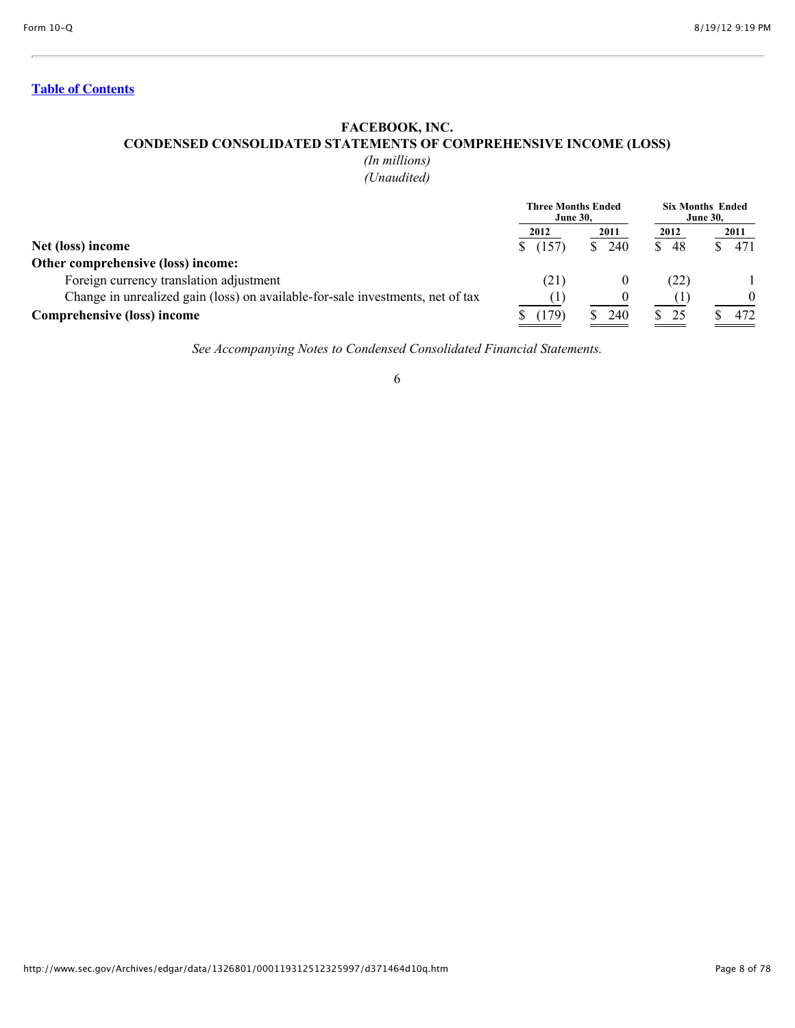[Table of Contents](#)

# FACEBOOK, INC.
## CONDENSED CONSOLIDATED STATEMENTS OF COMPREHENSIVE INCOME (LOSS)

*(In millions)*
*(Unaudited)*

| | Three Months Ended June 30, | | Six Months Ended June 30, | |
|---|---|---|---|---|
| | 2012 | 2011 | 2012 | 2011 |
| **Net (loss) income** | $ (157) | $ 240 | $ 48 | $ 471 |
| **Other comprehensive (loss) income:** | | | | |
| Foreign currency translation adjustment | (21) | 0 | (22) | 1 |
| Change in unrealized gain (loss) on available-for-sale investments, net of tax | (1) | 0 | (1) | 0 |
| **Comprehensive (loss) income** | $ (179) | $ 240 | $ 25 | $ 472 |

*See Accompanying Notes to Condensed Consolidated Financial Statements.*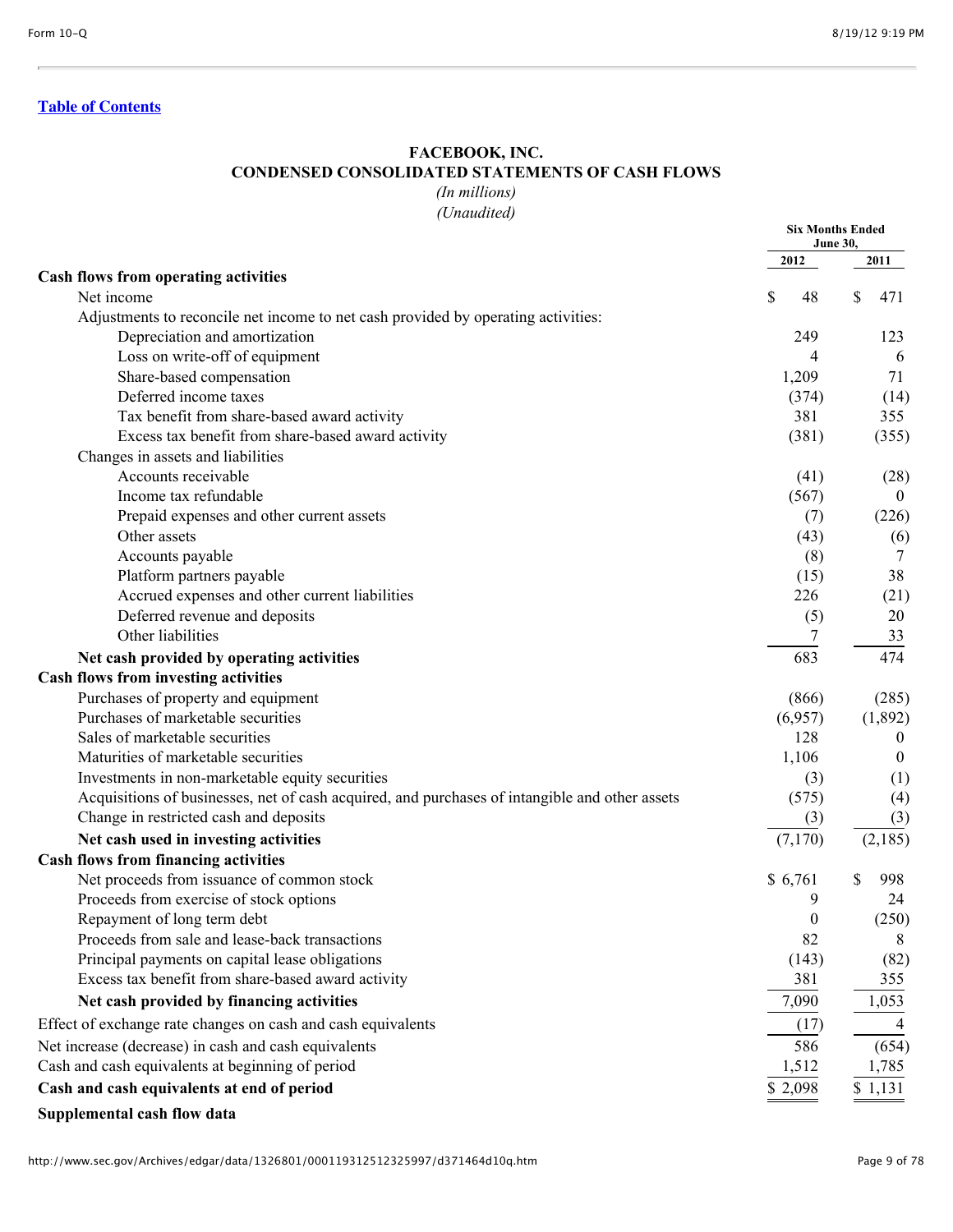[Table of Contents](#)

# FACEBOOK, INC.
## CONDENSED CONSOLIDATED STATEMENTS OF CASH FLOWS
*(In millions)*
*(Unaudited)*

| | Six Months Ended June 30, | |
|---|---|---|
| | 2012 | 2011 |
| **Cash flows from operating activities** | | |
| Net income | $ 48 | $ 471 |
| Adjustments to reconcile net income to net cash provided by operating activities: | | |
| Depreciation and amortization | 249 | 123 |
| Loss on write-off of equipment | 4 | 6 |
| Share-based compensation | 1,209 | 71 |
| Deferred income taxes | (374) | (14) |
| Tax benefit from share-based award activity | 381 | 355 |
| Excess tax benefit from share-based award activity | (381) | (355) |
| Changes in assets and liabilities | | |
| Accounts receivable | (41) | (28) |
| Income tax refundable | (567) | 0 |
| Prepaid expenses and other current assets | (7) | (226) |
| Other assets | (43) | (6) |
| Accounts payable | (8) | 7 |
| Platform partners payable | (15) | 38 |
| Accrued expenses and other current liabilities | 226 | (21) |
| Deferred revenue and deposits | (5) | 20 |
| Other liabilities | 7 | 33 |
| **Net cash provided by operating activities** | 683 | 474 |
| **Cash flows from investing activities** | | |
| Purchases of property and equipment | (866) | (285) |
| Purchases of marketable securities | (6,957) | (1,892) |
| Sales of marketable securities | 128 | 0 |
| Maturities of marketable securities | 1,106 | 0 |
| Investments in non-marketable equity securities | (3) | (1) |
| Acquisitions of businesses, net of cash acquired, and purchases of intangible and other assets | (575) | (4) |
| Change in restricted cash and deposits | (3) | (3) |
| **Net cash used in investing activities** | (7,170) | (2,185) |
| **Cash flows from financing activities** | | |
| Net proceeds from issuance of common stock | $ 6,761 | $ 998 |
| Proceeds from exercise of stock options | 9 | 24 |
| Repayment of long term debt | 0 | (250) |
| Proceeds from sale and lease-back transactions | 82 | 8 |
| Principal payments on capital lease obligations | (143) | (82) |
| Excess tax benefit from share-based award activity | 381 | 355 |
| **Net cash provided by financing activities** | 7,090 | 1,053 |
| Effect of exchange rate changes on cash and cash equivalents | (17) | 4 |
| Net increase (decrease) in cash and cash equivalents | 586 | (654) |
| Cash and cash equivalents at beginning of period | 1,512 | 1,785 |
| **Cash and cash equivalents at end of period** | $ 2,098 | $ 1,131 |

**Supplemental cash flow data**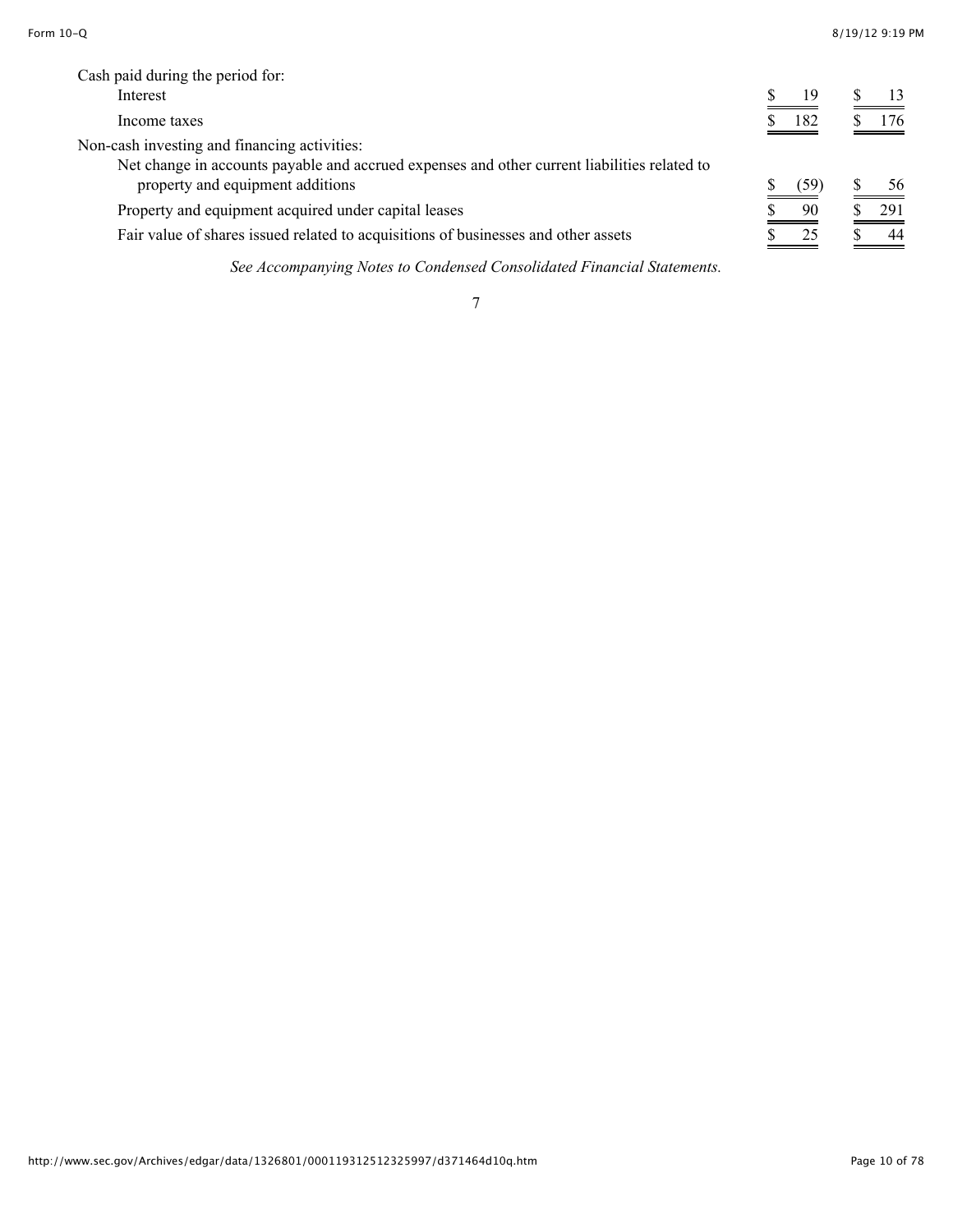| | | |
|---|---|---|
| Cash paid during the period for: | | |
| Interest | $ 19 | $ 13 |
| Income taxes | $ 182 | $ 176 |
| Non-cash investing and financing activities: | | |
| Net change in accounts payable and accrued expenses and other current liabilities related to property and equipment additions | $ (59) | $ 56 |
| Property and equipment acquired under capital leases | $ 90 | $ 291 |
| Fair value of shares issued related to acquisitions of businesses and other assets | $ 25 | $ 44 |

*See Accompanying Notes to Condensed Consolidated Financial Statements.*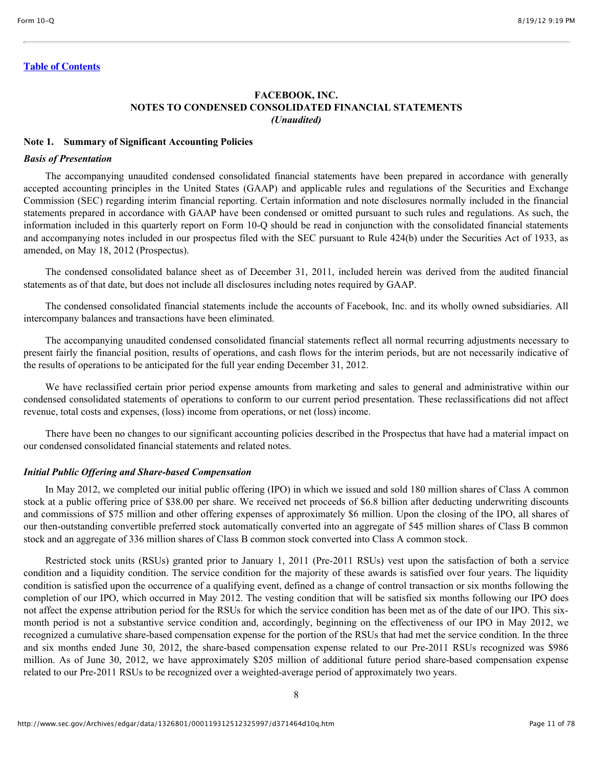[Table of Contents]

## FACEBOOK, INC.
## NOTES TO CONDENSED CONSOLIDATED FINANCIAL STATEMENTS
*(Unaudited)*

### Note 1. Summary of Significant Accounting Policies

***Basis of Presentation***

The accompanying unaudited condensed consolidated financial statements have been prepared in accordance with generally accepted accounting principles in the United States (GAAP) and applicable rules and regulations of the Securities and Exchange Commission (SEC) regarding interim financial reporting. Certain information and note disclosures normally included in the financial statements prepared in accordance with GAAP have been condensed or omitted pursuant to such rules and regulations. As such, the information included in this quarterly report on Form 10-Q should be read in conjunction with the consolidated financial statements and accompanying notes included in our prospectus filed with the SEC pursuant to Rule 424(b) under the Securities Act of 1933, as amended, on May 18, 2012 (Prospectus).

The condensed consolidated balance sheet as of December 31, 2011, included herein was derived from the audited financial statements as of that date, but does not include all disclosures including notes required by GAAP.

The condensed consolidated financial statements include the accounts of Facebook, Inc. and its wholly owned subsidiaries. All intercompany balances and transactions have been eliminated.

The accompanying unaudited condensed consolidated financial statements reflect all normal recurring adjustments necessary to present fairly the financial position, results of operations, and cash flows for the interim periods, but are not necessarily indicative of the results of operations to be anticipated for the full year ending December 31, 2012.

We have reclassified certain prior period expense amounts from marketing and sales to general and administrative within our condensed consolidated statements of operations to conform to our current period presentation. These reclassifications did not affect revenue, total costs and expenses, (loss) income from operations, or net (loss) income.

There have been no changes to our significant accounting policies described in the Prospectus that have had a material impact on our condensed consolidated financial statements and related notes.

***Initial Public Offering and Share-based Compensation***

In May 2012, we completed our initial public offering (IPO) in which we issued and sold 180 million shares of Class A common stock at a public offering price of $38.00 per share. We received net proceeds of $6.8 billion after deducting underwriting discounts and commissions of $75 million and other offering expenses of approximately $6 million. Upon the closing of the IPO, all shares of our then-outstanding convertible preferred stock automatically converted into an aggregate of 545 million shares of Class B common stock and an aggregate of 336 million shares of Class B common stock converted into Class A common stock.

Restricted stock units (RSUs) granted prior to January 1, 2011 (Pre-2011 RSUs) vest upon the satisfaction of both a service condition and a liquidity condition. The service condition for the majority of these awards is satisfied over four years. The liquidity condition is satisfied upon the occurrence of a qualifying event, defined as a change of control transaction or six months following the completion of our IPO, which occurred in May 2012. The vesting condition that will be satisfied six months following our IPO does not affect the expense attribution period for the RSUs for which the service condition has been met as of the date of our IPO. This six-month period is not a substantive service condition and, accordingly, beginning on the effectiveness of our IPO in May 2012, we recognized a cumulative share-based compensation expense for the portion of the RSUs that had met the service condition. In the three and six months ended June 30, 2012, the share-based compensation expense related to our Pre-2011 RSUs recognized was $986 million. As of June 30, 2012, we have approximately $205 million of additional future period share-based compensation expense related to our Pre-2011 RSUs to be recognized over a weighted-average period of approximately two years.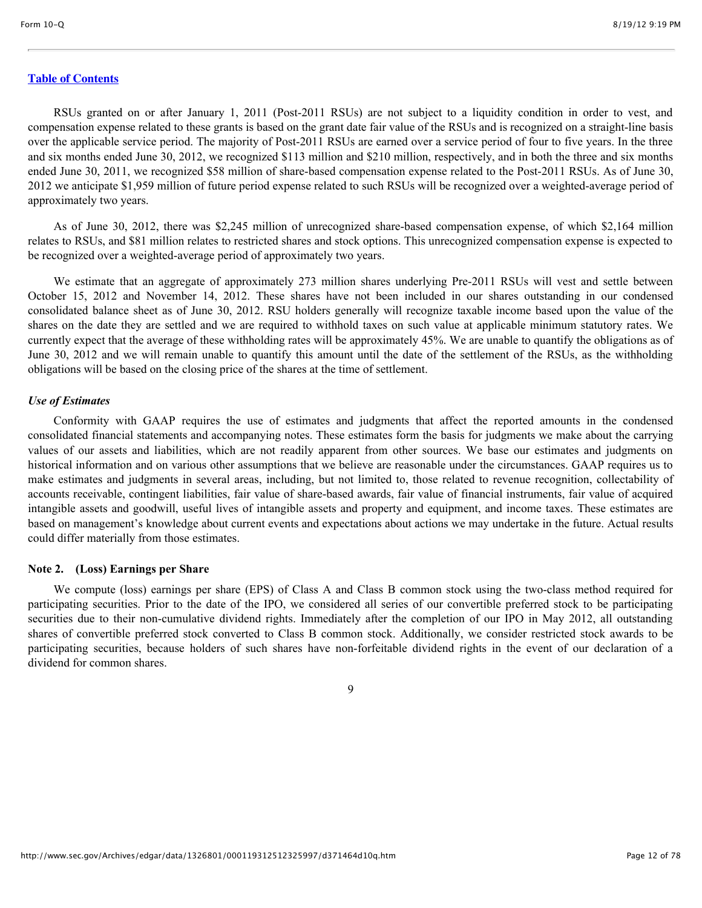RSUs granted on or after January 1, 2011 (Post-2011 RSUs) are not subject to a liquidity condition in order to vest, and compensation expense related to these grants is based on the grant date fair value of the RSUs and is recognized on a straight-line basis over the applicable service period. The majority of Post-2011 RSUs are earned over a service period of four to five years. In the three and six months ended June 30, 2012, we recognized $113 million and $210 million, respectively, and in both the three and six months ended June 30, 2011, we recognized $58 million of share-based compensation expense related to the Post-2011 RSUs. As of June 30, 2012 we anticipate $1,959 million of future period expense related to such RSUs will be recognized over a weighted-average period of approximately two years.

As of June 30, 2012, there was $2,245 million of unrecognized share-based compensation expense, of which $2,164 million relates to RSUs, and $81 million relates to restricted shares and stock options. This unrecognized compensation expense is expected to be recognized over a weighted-average period of approximately two years.

We estimate that an aggregate of approximately 273 million shares underlying Pre-2011 RSUs will vest and settle between October 15, 2012 and November 14, 2012. These shares have not been included in our shares outstanding in our condensed consolidated balance sheet as of June 30, 2012. RSU holders generally will recognize taxable income based upon the value of the shares on the date they are settled and we are required to withhold taxes on such value at applicable minimum statutory rates. We currently expect that the average of these withholding rates will be approximately 45%. We are unable to quantify the obligations as of June 30, 2012 and we will remain unable to quantify this amount until the date of the settlement of the RSUs, as the withholding obligations will be based on the closing price of the shares at the time of settlement.

*Use of Estimates*

Conformity with GAAP requires the use of estimates and judgments that affect the reported amounts in the condensed consolidated financial statements and accompanying notes. These estimates form the basis for judgments we make about the carrying values of our assets and liabilities, which are not readily apparent from other sources. We base our estimates and judgments on historical information and on various other assumptions that we believe are reasonable under the circumstances. GAAP requires us to make estimates and judgments in several areas, including, but not limited to, those related to revenue recognition, collectability of accounts receivable, contingent liabilities, fair value of share-based awards, fair value of financial instruments, fair value of acquired intangible assets and goodwill, useful lives of intangible assets and property and equipment, and income taxes. These estimates are based on management's knowledge about current events and expectations about actions we may undertake in the future. Actual results could differ materially from those estimates.

**Note 2. (Loss) Earnings per Share**

We compute (loss) earnings per share (EPS) of Class A and Class B common stock using the two-class method required for participating securities. Prior to the date of the IPO, we considered all series of our convertible preferred stock to be participating securities due to their non-cumulative dividend rights. Immediately after the completion of our IPO in May 2012, all outstanding shares of convertible preferred stock converted to Class B common stock. Additionally, we consider restricted stock awards to be participating securities, because holders of such shares have non-forfeitable dividend rights in the event of our declaration of a dividend for common shares.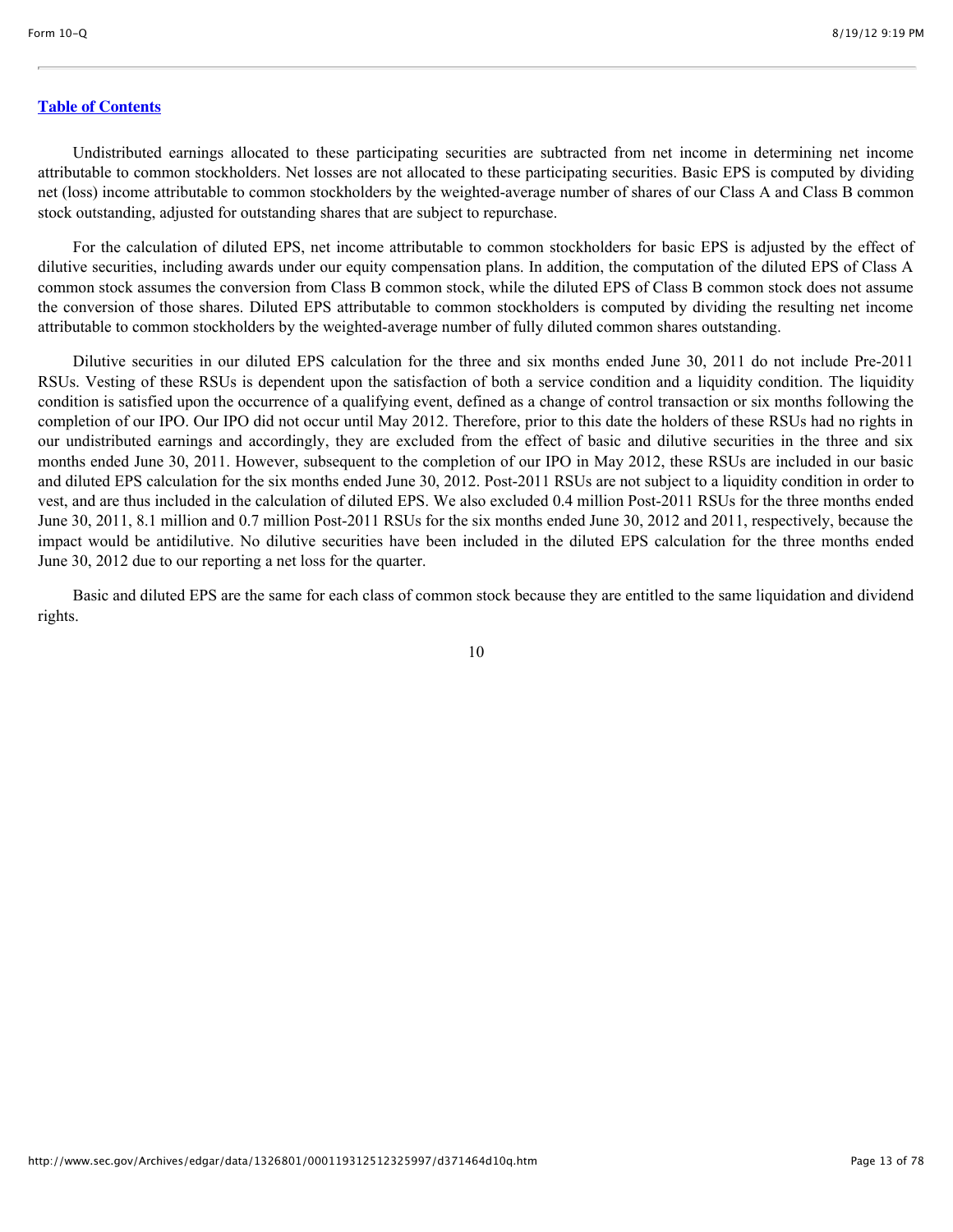Undistributed earnings allocated to these participating securities are subtracted from net income in determining net income attributable to common stockholders. Net losses are not allocated to these participating securities. Basic EPS is computed by dividing net (loss) income attributable to common stockholders by the weighted-average number of shares of our Class A and Class B common stock outstanding, adjusted for outstanding shares that are subject to repurchase.

For the calculation of diluted EPS, net income attributable to common stockholders for basic EPS is adjusted by the effect of dilutive securities, including awards under our equity compensation plans. In addition, the computation of the diluted EPS of Class A common stock assumes the conversion from Class B common stock, while the diluted EPS of Class B common stock does not assume the conversion of those shares. Diluted EPS attributable to common stockholders is computed by dividing the resulting net income attributable to common stockholders by the weighted-average number of fully diluted common shares outstanding.

Dilutive securities in our diluted EPS calculation for the three and six months ended June 30, 2011 do not include Pre-2011 RSUs. Vesting of these RSUs is dependent upon the satisfaction of both a service condition and a liquidity condition. The liquidity condition is satisfied upon the occurrence of a qualifying event, defined as a change of control transaction or six months following the completion of our IPO. Our IPO did not occur until May 2012. Therefore, prior to this date the holders of these RSUs had no rights in our undistributed earnings and accordingly, they are excluded from the effect of basic and dilutive securities in the three and six months ended June 30, 2011. However, subsequent to the completion of our IPO in May 2012, these RSUs are included in our basic and diluted EPS calculation for the six months ended June 30, 2012. Post-2011 RSUs are not subject to a liquidity condition in order to vest, and are thus included in the calculation of diluted EPS. We also excluded 0.4 million Post-2011 RSUs for the three months ended June 30, 2011, 8.1 million and 0.7 million Post-2011 RSUs for the six months ended June 30, 2012 and 2011, respectively, because the impact would be antidilutive. No dilutive securities have been included in the diluted EPS calculation for the three months ended June 30, 2012 due to our reporting a net loss for the quarter.

Basic and diluted EPS are the same for each class of common stock because they are entitled to the same liquidation and dividend rights.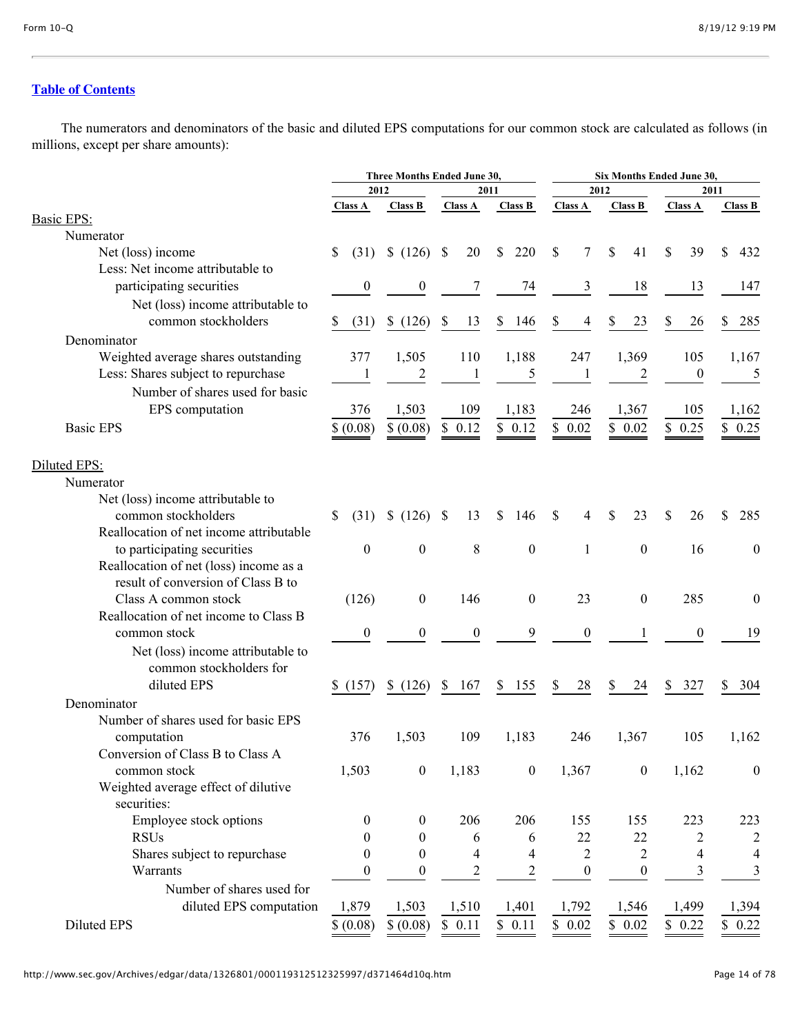[Table of Contents](#)

The numerators and denominators of the basic and diluted EPS computations for our common stock are calculated as follows (in millions, except per share amounts):

| | Three Months Ended June 30, | | | | Six Months Ended June 30, | | | |
|---|---|---|---|---|---|---|---|---|
| | 2012 | | 2011 | | 2012 | | 2011 | |
| | Class A | Class B | Class A | Class B | Class A | Class B | Class A | Class B |
| Basic EPS: | | | | | | | | |
| Numerator | | | | | | | | |
| Net (loss) income | $ (31) | $ (126) | $ 20 | $ 220 | $ 7 | $ 41 | $ 39 | $ 432 |
| Less: Net income attributable to participating securities | 0 | 0 | 7 | 74 | 3 | 18 | 13 | 147 |
| Net (loss) income attributable to common stockholders | $ (31) | $ (126) | $ 13 | $ 146 | $ 4 | $ 23 | $ 26 | $ 285 |
| Denominator | | | | | | | | |
| Weighted average shares outstanding | 377 | 1,505 | 110 | 1,188 | 247 | 1,369 | 105 | 1,167 |
| Less: Shares subject to repurchase | 1 | 2 | 1 | 5 | 1 | 2 | 0 | 5 |
| Number of shares used for basic EPS computation | 376 | 1,503 | 109 | 1,183 | 246 | 1,367 | 105 | 1,162 |
| Basic EPS | $ (0.08) | $ (0.08) | $ 0.12 | $ 0.12 | $ 0.02 | $ 0.02 | $ 0.25 | $ 0.25 |
| Diluted EPS: | | | | | | | | |
| Numerator | | | | | | | | |
| Net (loss) income attributable to common stockholders | $ (31) | $ (126) | $ 13 | $ 146 | $ 4 | $ 23 | $ 26 | $ 285 |
| Reallocation of net income attributable to participating securities | 0 | 0 | 8 | 0 | 1 | 0 | 16 | 0 |
| Reallocation of net (loss) income as a result of conversion of Class B to Class A common stock | (126) | 0 | 146 | 0 | 23 | 0 | 285 | 0 |
| Reallocation of net income to Class B common stock | 0 | 0 | 0 | 9 | 0 | 1 | 0 | 19 |
| Net (loss) income attributable to common stockholders for diluted EPS | $ (157) | $ (126) | $ 167 | $ 155 | $ 28 | $ 24 | $ 327 | $ 304 |
| Denominator | | | | | | | | |
| Number of shares used for basic EPS computation | 376 | 1,503 | 109 | 1,183 | 246 | 1,367 | 105 | 1,162 |
| Conversion of Class B to Class A common stock | 1,503 | 0 | 1,183 | 0 | 1,367 | 0 | 1,162 | 0 |
| Weighted average effect of dilutive securities: | | | | | | | | |
| Employee stock options | 0 | 0 | 206 | 206 | 155 | 155 | 223 | 223 |
| RSUs | 0 | 0 | 6 | 6 | 22 | 22 | 2 | 2 |
| Shares subject to repurchase | 0 | 0 | 4 | 4 | 2 | 2 | 4 | 4 |
| Warrants | 0 | 0 | 2 | 2 | 0 | 0 | 3 | 3 |
| Number of shares used for diluted EPS computation | 1,879 | 1,503 | 1,510 | 1,401 | 1,792 | 1,546 | 1,499 | 1,394 |
| Diluted EPS | $ (0.08) | $ (0.08) | $ 0.11 | $ 0.11 | $ 0.02 | $ 0.02 | $ 0.22 | $ 0.22 |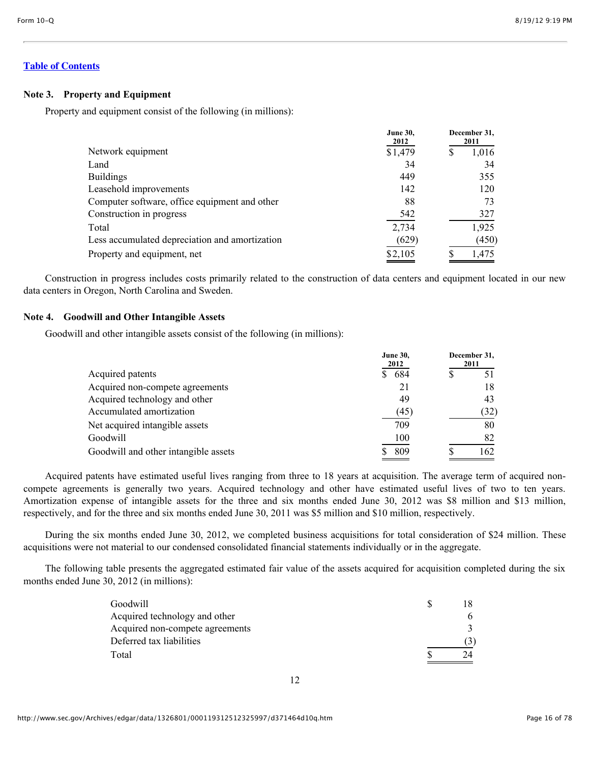[Table of Contents](#)

### Note 3. Property and Equipment

Property and equipment consist of the following (in millions):

| | June 30, 2012 | December 31, 2011 |
|---|---|---|
| Network equipment | $1,479 | $ 1,016 |
| Land | 34 | 34 |
| Buildings | 449 | 355 |
| Leasehold improvements | 142 | 120 |
| Computer software, office equipment and other | 88 | 73 |
| Construction in progress | 542 | 327 |
| Total | 2,734 | 1,925 |
| Less accumulated depreciation and amortization | (629) | (450) |
| Property and equipment, net | $2,105 | $ 1,475 |

Construction in progress includes costs primarily related to the construction of data centers and equipment located in our new data centers in Oregon, North Carolina and Sweden.

### Note 4. Goodwill and Other Intangible Assets

Goodwill and other intangible assets consist of the following (in millions):

| | June 30, 2012 | December 31, 2011 |
|---|---|---|
| Acquired patents | $ 684 | $ 51 |
| Acquired non-compete agreements | 21 | 18 |
| Acquired technology and other | 49 | 43 |
| Accumulated amortization | (45) | (32) |
| Net acquired intangible assets | 709 | 80 |
| Goodwill | 100 | 82 |
| Goodwill and other intangible assets | $ 809 | $ 162 |

Acquired patents have estimated useful lives ranging from three to 18 years at acquisition. The average term of acquired non-compete agreements is generally two years. Acquired technology and other have estimated useful lives of two to ten years. Amortization expense of intangible assets for the three and six months ended June 30, 2012 was $8 million and $13 million, respectively, and for the three and six months ended June 30, 2011 was $5 million and $10 million, respectively.

During the six months ended June 30, 2012, we completed business acquisitions for total consideration of $24 million. These acquisitions were not material to our condensed consolidated financial statements individually or in the aggregate.

The following table presents the aggregated estimated fair value of the assets acquired for acquisition completed during the six months ended June 30, 2012 (in millions):

| | |
|---|---|
| Goodwill | $ 18 |
| Acquired technology and other | 6 |
| Acquired non-compete agreements | 3 |
| Deferred tax liabilities | (3) |
| Total | $ 24 |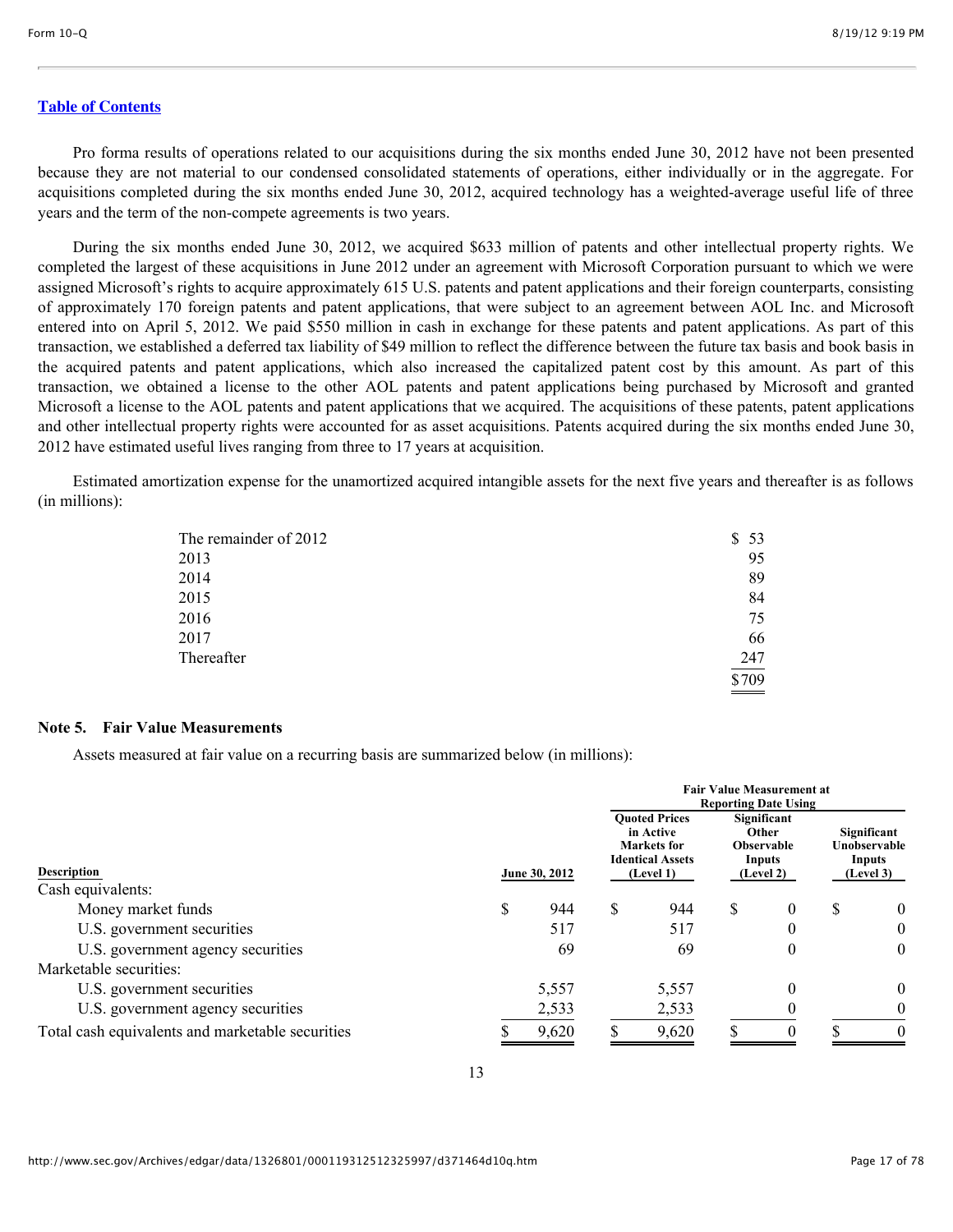Pro forma results of operations related to our acquisitions during the six months ended June 30, 2012 have not been presented because they are not material to our condensed consolidated statements of operations, either individually or in the aggregate. For acquisitions completed during the six months ended June 30, 2012, acquired technology has a weighted-average useful life of three years and the term of the non-compete agreements is two years.

During the six months ended June 30, 2012, we acquired $633 million of patents and other intellectual property rights. We completed the largest of these acquisitions in June 2012 under an agreement with Microsoft Corporation pursuant to which we were assigned Microsoft's rights to acquire approximately 615 U.S. patents and patent applications and their foreign counterparts, consisting of approximately 170 foreign patents and patent applications, that were subject to an agreement between AOL Inc. and Microsoft entered into on April 5, 2012. We paid $550 million in cash in exchange for these patents and patent applications. As part of this transaction, we established a deferred tax liability of $49 million to reflect the difference between the future tax basis and book basis in the acquired patents and patent applications, which also increased the capitalized patent cost by this amount. As part of this transaction, we obtained a license to the other AOL patents and patent applications being purchased by Microsoft and granted Microsoft a license to the AOL patents and patent applications that we acquired. The acquisitions of these patents, patent applications and other intellectual property rights were accounted for as asset acquisitions. Patents acquired during the six months ended June 30, 2012 have estimated useful lives ranging from three to 17 years at acquisition.

Estimated amortization expense for the unamortized acquired intangible assets for the next five years and thereafter is as follows (in millions):

| | |
|---|---|
| The remainder of 2012 | $ 53 |
| 2013 | 95 |
| 2014 | 89 |
| 2015 | 84 |
| 2016 | 75 |
| 2017 | 66 |
| Thereafter | 247 |
| | $709 |

## Note 5. Fair Value Measurements

Assets measured at fair value on a recurring basis are summarized below (in millions):

| | | Fair Value Measurement at Reporting Date Using | | |
|---|---|---|---|---|
| **Description** | **June 30, 2012** | **Quoted Prices in Active Markets for Identical Assets (Level 1)** | **Significant Other Observable Inputs (Level 2)** | **Significant Unobservable Inputs (Level 3)** |
| Cash equivalents: | | | | |
| Money market funds | $ 944 | $ 944 | $ 0 | $ 0 |
| U.S. government securities | 517 | 517 | 0 | 0 |
| U.S. government agency securities | 69 | 69 | 0 | 0 |
| Marketable securities: | | | | |
| U.S. government securities | 5,557 | 5,557 | 0 | 0 |
| U.S. government agency securities | 2,533 | 2,533 | 0 | 0 |
| Total cash equivalents and marketable securities | $ 9,620 | $ 9,620 | $ 0 | $ 0 |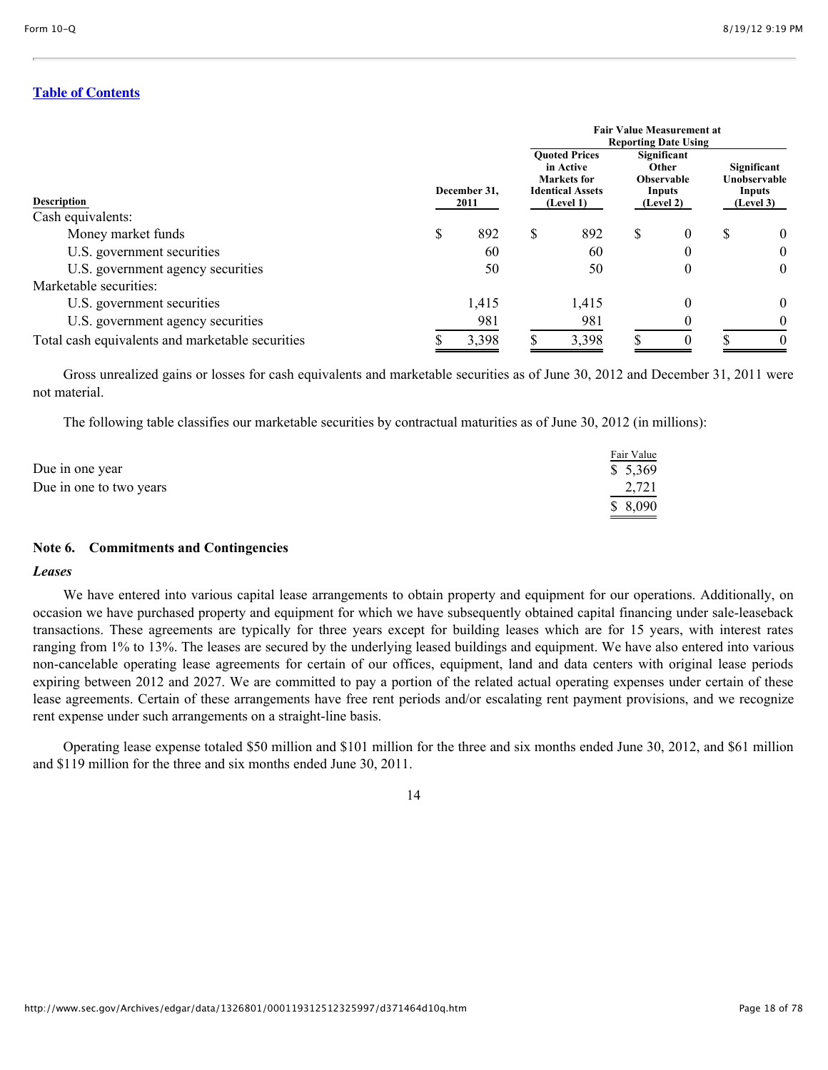| Description | December 31, 2011 | Fair Value Measurement at Reporting Date Using | | |
|---|---|---|---|---|
| | | Quoted Prices in Active Markets for Identical Assets (Level 1) | Significant Other Observable Inputs (Level 2) | Significant Unobservable Inputs (Level 3) |
| Cash equivalents: | | | | |
| Money market funds | $ 892 | $ 892 | $ 0 | $ 0 |
| U.S. government securities | 60 | 60 | 0 | 0 |
| U.S. government agency securities | 50 | 50 | 0 | 0 |
| Marketable securities: | | | | |
| U.S. government securities | 1,415 | 1,415 | 0 | 0 |
| U.S. government agency securities | 981 | 981 | 0 | 0 |
| Total cash equivalents and marketable securities | $ 3,398 | $ 3,398 | $ 0 | $ 0 |

Gross unrealized gains or losses for cash equivalents and marketable securities as of June 30, 2012 and December 31, 2011 were not material.

The following table classifies our marketable securities by contractual maturities as of June 30, 2012 (in millions):

| | Fair Value |
|---|---|
| Due in one year | $ 5,369 |
| Due in one to two years | 2,721 |
| | $ 8,090 |

### Note 6. Commitments and Contingencies

*Leases*

We have entered into various capital lease arrangements to obtain property and equipment for our operations. Additionally, on occasion we have purchased property and equipment for which we have subsequently obtained capital financing under sale-leaseback transactions. These agreements are typically for three years except for building leases which are for 15 years, with interest rates ranging from 1% to 13%. The leases are secured by the underlying leased buildings and equipment. We have also entered into various non-cancelable operating lease agreements for certain of our offices, equipment, land and data centers with original lease periods expiring between 2012 and 2027. We are committed to pay a portion of the related actual operating expenses under certain of these lease agreements. Certain of these arrangements have free rent periods and/or escalating rent payment provisions, and we recognize rent expense under such arrangements on a straight-line basis.

Operating lease expense totaled $50 million and $101 million for the three and six months ended June 30, 2012, and $61 million and $119 million for the three and six months ended June 30, 2011.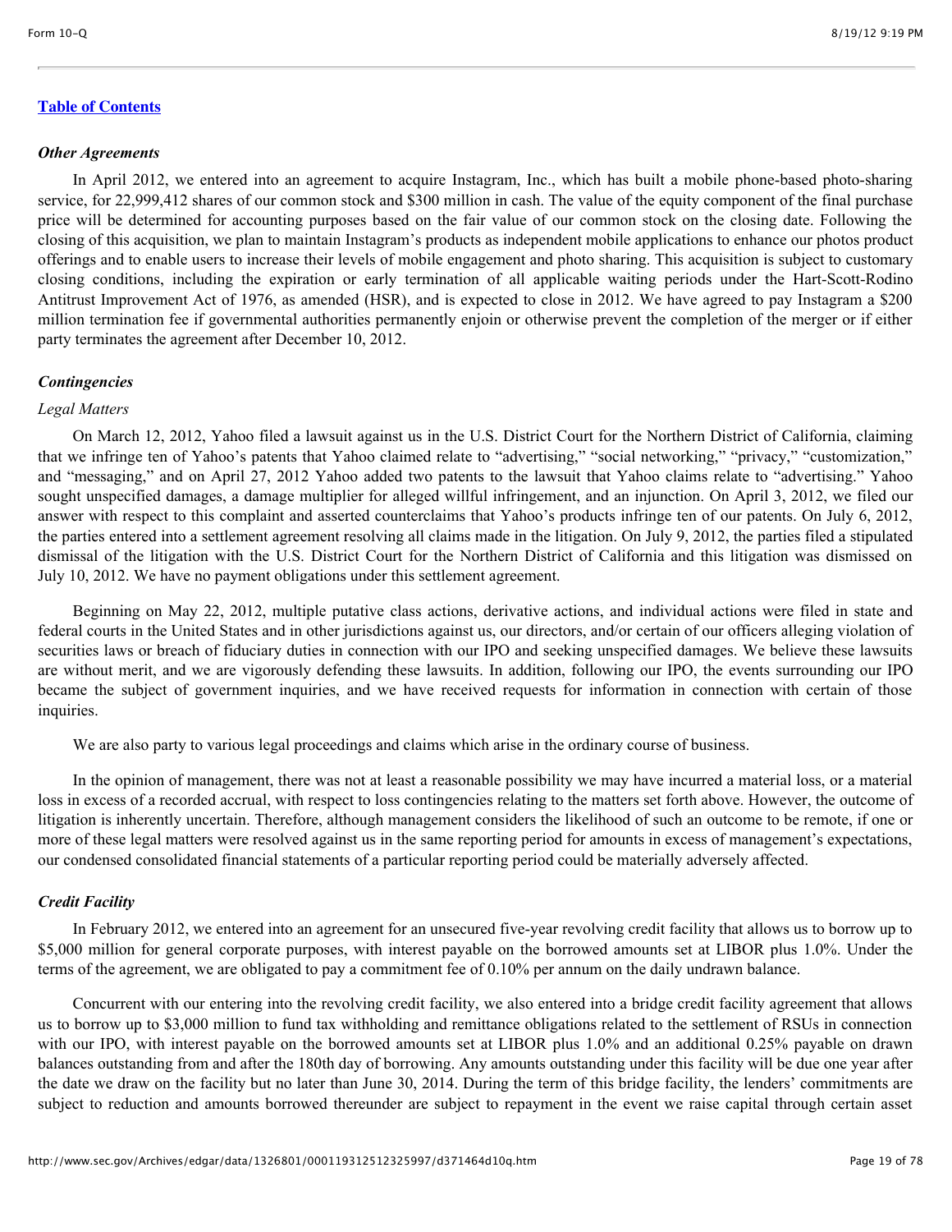[Table of Contents](#)

***Other Agreements***

In April 2012, we entered into an agreement to acquire Instagram, Inc., which has built a mobile phone-based photo-sharing service, for 22,999,412 shares of our common stock and $300 million in cash. The value of the equity component of the final purchase price will be determined for accounting purposes based on the fair value of our common stock on the closing date. Following the closing of this acquisition, we plan to maintain Instagram's products as independent mobile applications to enhance our photos product offerings and to enable users to increase their levels of mobile engagement and photo sharing. This acquisition is subject to customary closing conditions, including the expiration or early termination of all applicable waiting periods under the Hart-Scott-Rodino Antitrust Improvement Act of 1976, as amended (HSR), and is expected to close in 2012. We have agreed to pay Instagram a $200 million termination fee if governmental authorities permanently enjoin or otherwise prevent the completion of the merger or if either party terminates the agreement after December 10, 2012.

***Contingencies***

*Legal Matters*

On March 12, 2012, Yahoo filed a lawsuit against us in the U.S. District Court for the Northern District of California, claiming that we infringe ten of Yahoo's patents that Yahoo claimed relate to "advertising," "social networking," "privacy," "customization," and "messaging," and on April 27, 2012 Yahoo added two patents to the lawsuit that Yahoo claims relate to "advertising." Yahoo sought unspecified damages, a damage multiplier for alleged willful infringement, and an injunction. On April 3, 2012, we filed our answer with respect to this complaint and asserted counterclaims that Yahoo's products infringe ten of our patents. On July 6, 2012, the parties entered into a settlement agreement resolving all claims made in the litigation. On July 9, 2012, the parties filed a stipulated dismissal of the litigation with the U.S. District Court for the Northern District of California and this litigation was dismissed on July 10, 2012. We have no payment obligations under this settlement agreement.

Beginning on May 22, 2012, multiple putative class actions, derivative actions, and individual actions were filed in state and federal courts in the United States and in other jurisdictions against us, our directors, and/or certain of our officers alleging violation of securities laws or breach of fiduciary duties in connection with our IPO and seeking unspecified damages. We believe these lawsuits are without merit, and we are vigorously defending these lawsuits. In addition, following our IPO, the events surrounding our IPO became the subject of government inquiries, and we have received requests for information in connection with certain of those inquiries.

We are also party to various legal proceedings and claims which arise in the ordinary course of business.

In the opinion of management, there was not at least a reasonable possibility we may have incurred a material loss, or a material loss in excess of a recorded accrual, with respect to loss contingencies relating to the matters set forth above. However, the outcome of litigation is inherently uncertain. Therefore, although management considers the likelihood of such an outcome to be remote, if one or more of these legal matters were resolved against us in the same reporting period for amounts in excess of management's expectations, our condensed consolidated financial statements of a particular reporting period could be materially adversely affected.

***Credit Facility***

In February 2012, we entered into an agreement for an unsecured five-year revolving credit facility that allows us to borrow up to $5,000 million for general corporate purposes, with interest payable on the borrowed amounts set at LIBOR plus 1.0%. Under the terms of the agreement, we are obligated to pay a commitment fee of 0.10% per annum on the daily undrawn balance.

Concurrent with our entering into the revolving credit facility, we also entered into a bridge credit facility agreement that allows us to borrow up to $3,000 million to fund tax withholding and remittance obligations related to the settlement of RSUs in connection with our IPO, with interest payable on the borrowed amounts set at LIBOR plus 1.0% and an additional 0.25% payable on drawn balances outstanding from and after the 180th day of borrowing. Any amounts outstanding under this facility will be due one year after the date we draw on the facility but no later than June 30, 2014. During the term of this bridge facility, the lenders' commitments are subject to reduction and amounts borrowed thereunder are subject to repayment in the event we raise capital through certain asset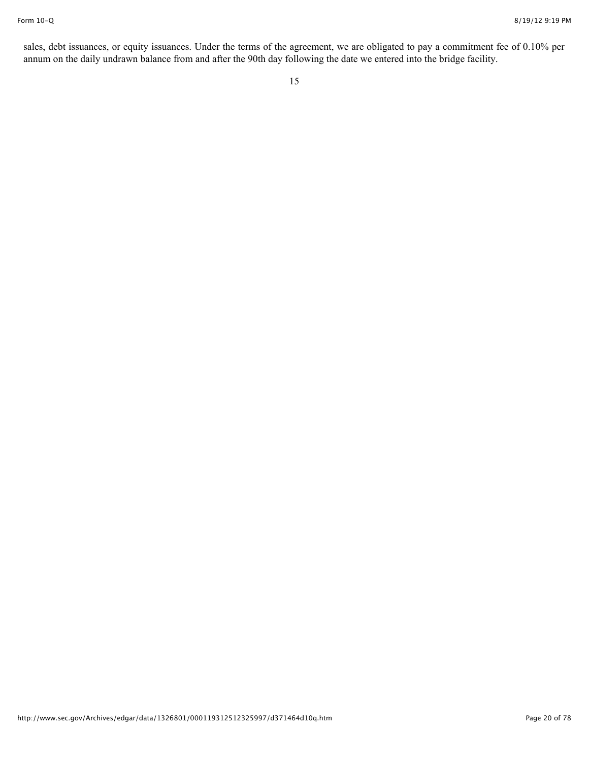sales, debt issuances, or equity issuances. Under the terms of the agreement, we are obligated to pay a commitment fee of 0.10% per annum on the daily undrawn balance from and after the 90th day following the date we entered into the bridge facility.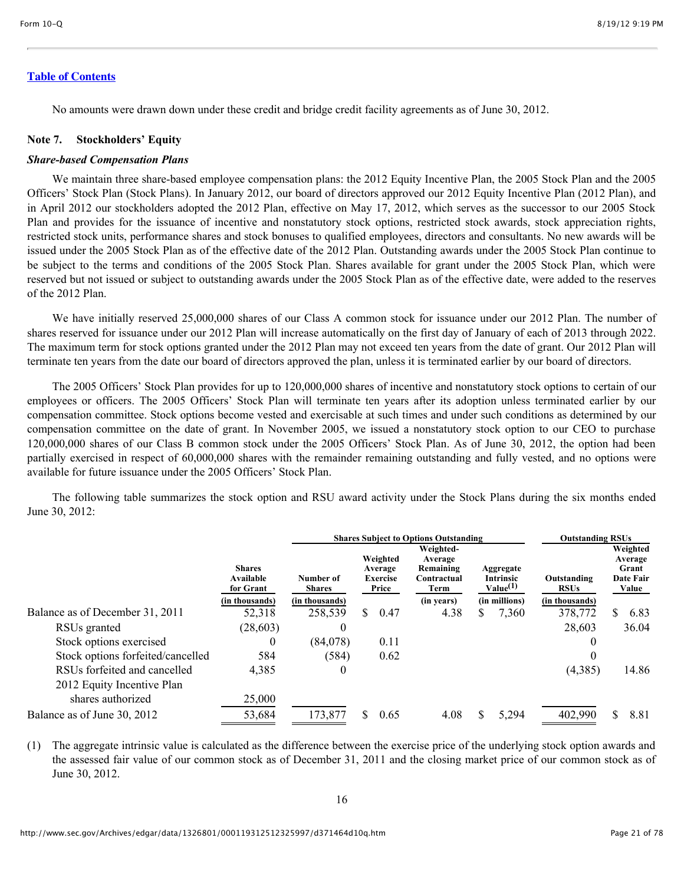[Table of Contents](#)

No amounts were drawn down under these credit and bridge credit facility agreements as of June 30, 2012.

## Note 7. Stockholders' Equity

### *Share-based Compensation Plans*

We maintain three share-based employee compensation plans: the 2012 Equity Incentive Plan, the 2005 Stock Plan and the 2005 Officers' Stock Plan (Stock Plans). In January 2012, our board of directors approved our 2012 Equity Incentive Plan (2012 Plan), and in April 2012 our stockholders adopted the 2012 Plan, effective on May 17, 2012, which serves as the successor to our 2005 Stock Plan and provides for the issuance of incentive and nonstatutory stock options, restricted stock awards, stock appreciation rights, restricted stock units, performance shares and stock bonuses to qualified employees, directors and consultants. No new awards will be issued under the 2005 Stock Plan as of the effective date of the 2012 Plan. Outstanding awards under the 2005 Stock Plan continue to be subject to the terms and conditions of the 2005 Stock Plan. Shares available for grant under the 2005 Stock Plan, which were reserved but not issued or subject to outstanding awards under the 2005 Stock Plan as of the effective date, were added to the reserves of the 2012 Plan.

We have initially reserved 25,000,000 shares of our Class A common stock for issuance under our 2012 Plan. The number of shares reserved for issuance under our 2012 Plan will increase automatically on the first day of January of each of 2013 through 2022. The maximum term for stock options granted under the 2012 Plan may not exceed ten years from the date of grant. Our 2012 Plan will terminate ten years from the date our board of directors approved the plan, unless it is terminated earlier by our board of directors.

The 2005 Officers' Stock Plan provides for up to 120,000,000 shares of incentive and nonstatutory stock options to certain of our employees or officers. The 2005 Officers' Stock Plan will terminate ten years after its adoption unless terminated earlier by our compensation committee. Stock options become vested and exercisable at such times and under such conditions as determined by our compensation committee on the date of grant. In November 2005, we issued a nonstatutory stock option to our CEO to purchase 120,000,000 shares of our Class B common stock under the 2005 Officers' Stock Plan. As of June 30, 2012, the option had been partially exercised in respect of 60,000,000 shares with the remainder remaining outstanding and fully vested, and no options were available for future issuance under the 2005 Officers' Stock Plan.

The following table summarizes the stock option and RSU award activity under the Stock Plans during the six months ended June 30, 2012:

| | | Shares Subject to Options Outstanding | | | | Outstanding RSUs | |
|---|---|---|---|---|---|---|---|
| | Shares Available for Grant | Number of Shares | Weighted Average Exercise Price | Weighted-Average Remaining Contractual Term | Aggregate Intrinsic Value(1) | Outstanding RSUs | Weighted Average Grant Date Fair Value |
| | (in thousands) | (in thousands) | | (in years) | (in millions) | (in thousands) | |
| Balance as of December 31, 2011 | 52,318 | 258,539 | $ 0.47 | 4.38 | $ 7,360 | 378,772 | $ 6.83 |
| RSUs granted | (28,603) | 0 | | | | 28,603 | 36.04 |
| Stock options exercised | 0 | (84,078) | 0.11 | | | 0 | |
| Stock options forfeited/cancelled | 584 | (584) | 0.62 | | | 0 | |
| RSUs forfeited and cancelled | 4,385 | 0 | | | | (4,385) | 14.86 |
| 2012 Equity Incentive Plan shares authorized | 25,000 | | | | | | |
| Balance as of June 30, 2012 | 53,684 | 173,877 | $ 0.65 | 4.08 | $ 5,294 | 402,990 | $ 8.81 |

(1) The aggregate intrinsic value is calculated as the difference between the exercise price of the underlying stock option awards and the assessed fair value of our common stock as of December 31, 2011 and the closing market price of our common stock as of June 30, 2012.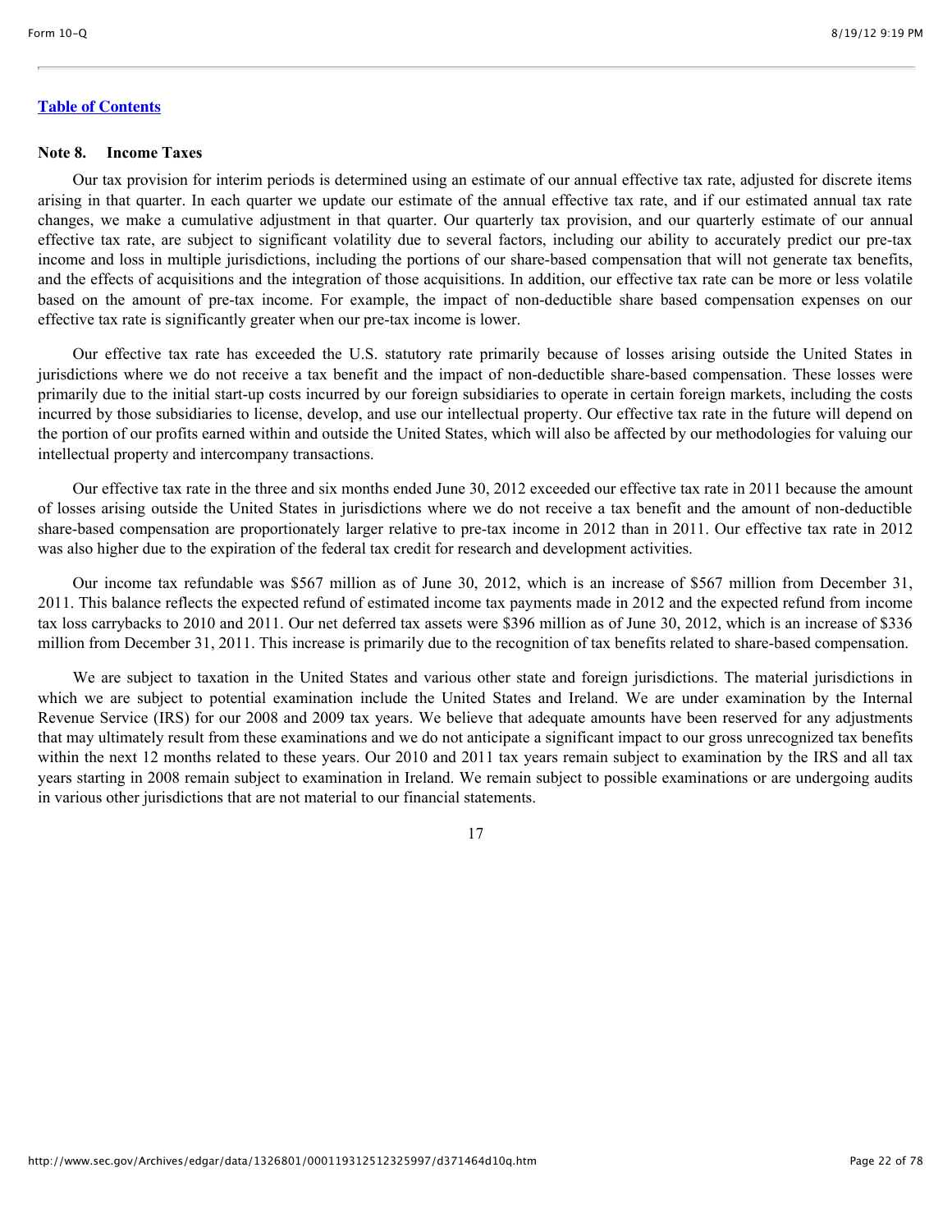[Table of Contents](#)

## Note 8. Income Taxes

Our tax provision for interim periods is determined using an estimate of our annual effective tax rate, adjusted for discrete items arising in that quarter. In each quarter we update our estimate of the annual effective tax rate, and if our estimated annual tax rate changes, we make a cumulative adjustment in that quarter. Our quarterly tax provision, and our quarterly estimate of our annual effective tax rate, are subject to significant volatility due to several factors, including our ability to accurately predict our pre-tax income and loss in multiple jurisdictions, including the portions of our share-based compensation that will not generate tax benefits, and the effects of acquisitions and the integration of those acquisitions. In addition, our effective tax rate can be more or less volatile based on the amount of pre-tax income. For example, the impact of non-deductible share based compensation expenses on our effective tax rate is significantly greater when our pre-tax income is lower.

Our effective tax rate has exceeded the U.S. statutory rate primarily because of losses arising outside the United States in jurisdictions where we do not receive a tax benefit and the impact of non-deductible share-based compensation. These losses were primarily due to the initial start-up costs incurred by our foreign subsidiaries to operate in certain foreign markets, including the costs incurred by those subsidiaries to license, develop, and use our intellectual property. Our effective tax rate in the future will depend on the portion of our profits earned within and outside the United States, which will also be affected by our methodologies for valuing our intellectual property and intercompany transactions.

Our effective tax rate in the three and six months ended June 30, 2012 exceeded our effective tax rate in 2011 because the amount of losses arising outside the United States in jurisdictions where we do not receive a tax benefit and the amount of non-deductible share-based compensation are proportionately larger relative to pre-tax income in 2012 than in 2011. Our effective tax rate in 2012 was also higher due to the expiration of the federal tax credit for research and development activities.

Our income tax refundable was $567 million as of June 30, 2012, which is an increase of $567 million from December 31, 2011. This balance reflects the expected refund of estimated income tax payments made in 2012 and the expected refund from income tax loss carrybacks to 2010 and 2011. Our net deferred tax assets were $396 million as of June 30, 2012, which is an increase of $336 million from December 31, 2011. This increase is primarily due to the recognition of tax benefits related to share-based compensation.

We are subject to taxation in the United States and various other state and foreign jurisdictions. The material jurisdictions in which we are subject to potential examination include the United States and Ireland. We are under examination by the Internal Revenue Service (IRS) for our 2008 and 2009 tax years. We believe that adequate amounts have been reserved for any adjustments that may ultimately result from these examinations and we do not anticipate a significant impact to our gross unrecognized tax benefits within the next 12 months related to these years. Our 2010 and 2011 tax years remain subject to examination by the IRS and all tax years starting in 2008 remain subject to examination in Ireland. We remain subject to possible examinations or are undergoing audits in various other jurisdictions that are not material to our financial statements.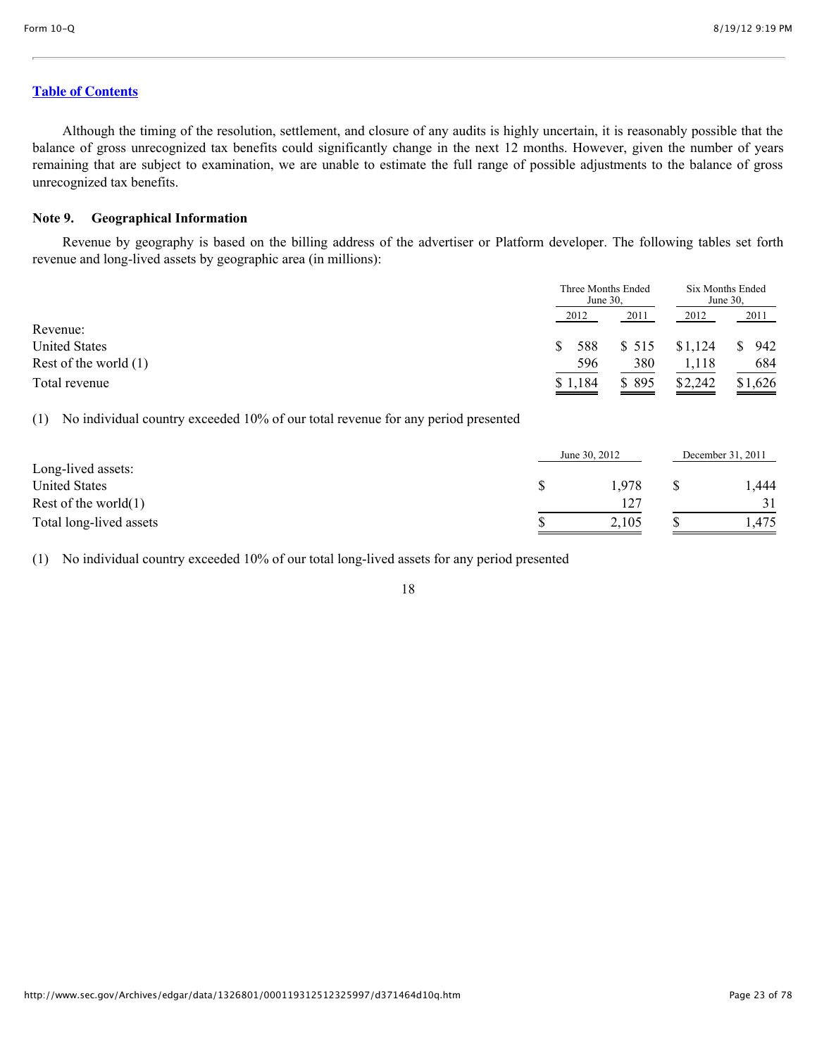Although the timing of the resolution, settlement, and closure of any audits is highly uncertain, it is reasonably possible that the balance of gross unrecognized tax benefits could significantly change in the next 12 months. However, given the number of years remaining that are subject to examination, we are unable to estimate the full range of possible adjustments to the balance of gross unrecognized tax benefits.

### Note 9. Geographical Information

Revenue by geography is based on the billing address of the advertiser or Platform developer. The following tables set forth revenue and long-lived assets by geographic area (in millions):

| | Three Months Ended June 30, | | Six Months Ended June 30, | |
|---|---|---|---|---|
| | 2012 | 2011 | 2012 | 2011 |
| Revenue: | | | | |
| United States | $ 588 | $ 515 | $1,124 | $ 942 |
| Rest of the world (1) | 596 | 380 | 1,118 | 684 |
| Total revenue | $ 1,184 | $ 895 | $2,242 | $1,626 |

(1) No individual country exceeded 10% of our total revenue for any period presented

| | June 30, 2012 | December 31, 2011 |
|---|---|---|
| Long-lived assets: | | |
| United States | $ 1,978 | $ 1,444 |
| Rest of the world(1) | 127 | 31 |
| Total long-lived assets | $ 2,105 | $ 1,475 |

(1) No individual country exceeded 10% of our total long-lived assets for any period presented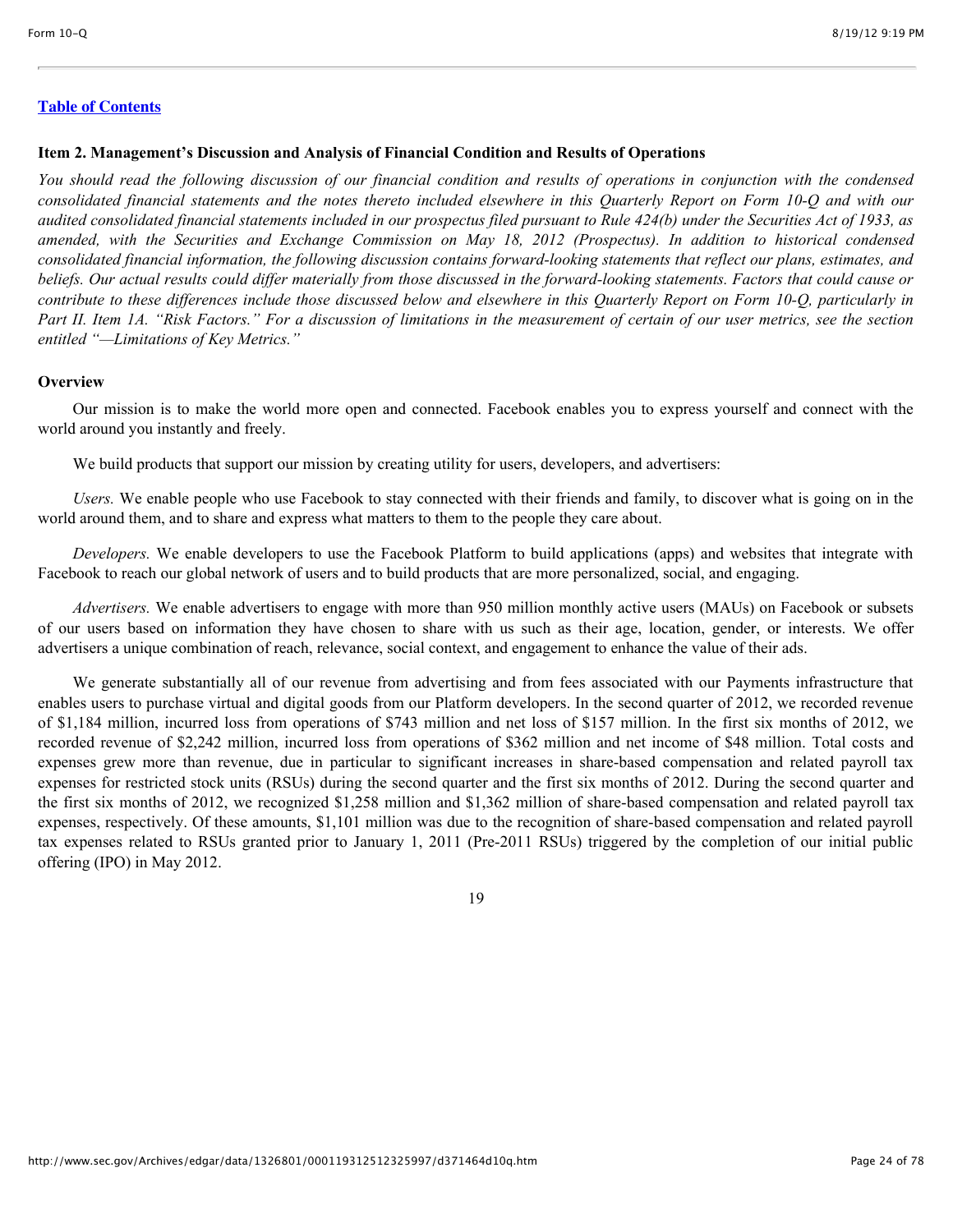[Table of Contents](#)

### Item 2. Management's Discussion and Analysis of Financial Condition and Results of Operations

*You should read the following discussion of our financial condition and results of operations in conjunction with the condensed consolidated financial statements and the notes thereto included elsewhere in this Quarterly Report on Form 10-Q and with our audited consolidated financial statements included in our prospectus filed pursuant to Rule 424(b) under the Securities Act of 1933, as amended, with the Securities and Exchange Commission on May 18, 2012 (Prospectus). In addition to historical condensed consolidated financial information, the following discussion contains forward-looking statements that reflect our plans, estimates, and beliefs. Our actual results could differ materially from those discussed in the forward-looking statements. Factors that could cause or contribute to these differences include those discussed below and elsewhere in this Quarterly Report on Form 10-Q, particularly in Part II. Item 1A. "Risk Factors." For a discussion of limitations in the measurement of certain of our user metrics, see the section entitled "—Limitations of Key Metrics."*

#### Overview

Our mission is to make the world more open and connected. Facebook enables you to express yourself and connect with the world around you instantly and freely.

We build products that support our mission by creating utility for users, developers, and advertisers:

*Users.* We enable people who use Facebook to stay connected with their friends and family, to discover what is going on in the world around them, and to share and express what matters to them to the people they care about.

*Developers.* We enable developers to use the Facebook Platform to build applications (apps) and websites that integrate with Facebook to reach our global network of users and to build products that are more personalized, social, and engaging.

*Advertisers.* We enable advertisers to engage with more than 950 million monthly active users (MAUs) on Facebook or subsets of our users based on information they have chosen to share with us such as their age, location, gender, or interests. We offer advertisers a unique combination of reach, relevance, social context, and engagement to enhance the value of their ads.

We generate substantially all of our revenue from advertising and from fees associated with our Payments infrastructure that enables users to purchase virtual and digital goods from our Platform developers. In the second quarter of 2012, we recorded revenue of $1,184 million, incurred loss from operations of $743 million and net loss of $157 million. In the first six months of 2012, we recorded revenue of $2,242 million, incurred loss from operations of $362 million and net income of $48 million. Total costs and expenses grew more than revenue, due in particular to significant increases in share-based compensation and related payroll tax expenses for restricted stock units (RSUs) during the second quarter and the first six months of 2012. During the second quarter and the first six months of 2012, we recognized $1,258 million and $1,362 million of share-based compensation and related payroll tax expenses, respectively. Of these amounts, $1,101 million was due to the recognition of share-based compensation and related payroll tax expenses related to RSUs granted prior to January 1, 2011 (Pre-2011 RSUs) triggered by the completion of our initial public offering (IPO) in May 2012.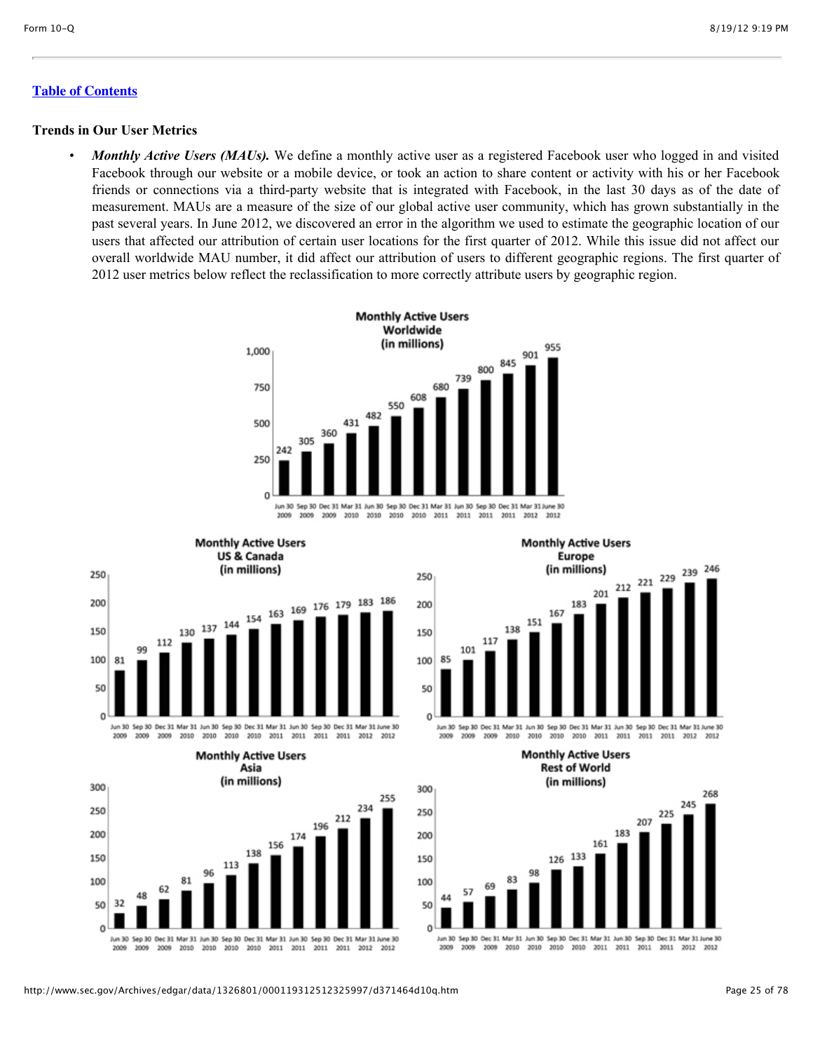## Trends in Our User Metrics

- ***Monthly Active Users (MAUs).*** We define a monthly active user as a registered Facebook user who logged in and visited Facebook through our website or a mobile device, or took an action to share content or activity with his or her Facebook friends or connections via a third-party website that is integrated with Facebook, in the last 30 days as of the date of measurement. MAUs are a measure of the size of our global active user community, which has grown substantially in the past several years. In June 2012, we discovered an error in the algorithm we used to estimate the geographic location of our users that affected our attribution of certain user locations for the first quarter of 2012. While this issue did not affect our overall worldwide MAU number, it did affect our attribution of users to different geographic regions. The first quarter of 2012 user metrics below reflect the reclassification to more correctly attribute users by geographic region.

**Monthly Active Users Worldwide (in millions)**

| Jun 30 2009 | Sep 30 2009 | Dec 31 2009 | Mar 31 2010 | Jun 30 2010 | Sep 30 2010 | Dec 31 2010 | Mar 31 2011 | Jun 30 2011 | Sep 30 2011 | Dec 31 2011 | Mar 31 2012 | June 30 2012 |
|---|---|---|---|---|---|---|---|---|---|---|---|---|
| 242 | 305 | 360 | 431 | 482 | 550 | 608 | 680 | 739 | 800 | 845 | 901 | 955 |

**Monthly Active Users US & Canada (in millions)**

| Jun 30 2009 | Sep 30 2009 | Dec 31 2009 | Mar 31 2010 | Jun 30 2010 | Sep 30 2010 | Dec 31 2010 | Mar 31 2011 | Jun 30 2011 | Sep 30 2011 | Dec 31 2011 | Mar 31 2012 | June 30 2012 |
|---|---|---|---|---|---|---|---|---|---|---|---|---|
| 81 | 99 | 112 | 130 | 137 | 144 | 154 | 163 | 169 | 176 | 179 | 183 | 186 |

**Monthly Active Users Europe (in millions)**

| Jun 30 2009 | Sep 30 2009 | Dec 31 2009 | Mar 31 2010 | Jun 30 2010 | Sep 30 2010 | Dec 31 2010 | Mar 31 2011 | Jun 30 2011 | Sep 30 2011 | Dec 31 2011 | Mar 31 2012 | June 30 2012 |
|---|---|---|---|---|---|---|---|---|---|---|---|---|
| 85 | 101 | 117 | 138 | 151 | 167 | 183 | 201 | 212 | 221 | 229 | 239 | 246 |

**Monthly Active Users Asia (in millions)**

| Jun 30 2009 | Sep 30 2009 | Dec 31 2009 | Mar 31 2010 | Jun 30 2010 | Sep 30 2010 | Dec 31 2010 | Mar 31 2011 | Jun 30 2011 | Sep 30 2011 | Dec 31 2011 | Mar 31 2012 | June 30 2012 |
|---|---|---|---|---|---|---|---|---|---|---|---|---|
| 32 | 48 | 62 | 81 | 96 | 113 | 138 | 156 | 174 | 196 | 212 | 234 | 255 |

**Monthly Active Users Rest of World (in millions)**

| Jun 30 2009 | Sep 30 2009 | Dec 31 2009 | Mar 31 2010 | Jun 30 2010 | Sep 30 2010 | Dec 31 2010 | Mar 31 2011 | Jun 30 2011 | Sep 30 2011 | Dec 31 2011 | Mar 31 2012 | June 30 2012 |
|---|---|---|---|---|---|---|---|---|---|---|---|---|
| 44 | 57 | 69 | 83 | 98 | 126 | 133 | 161 | 183 | 207 | 225 | 245 | 268 |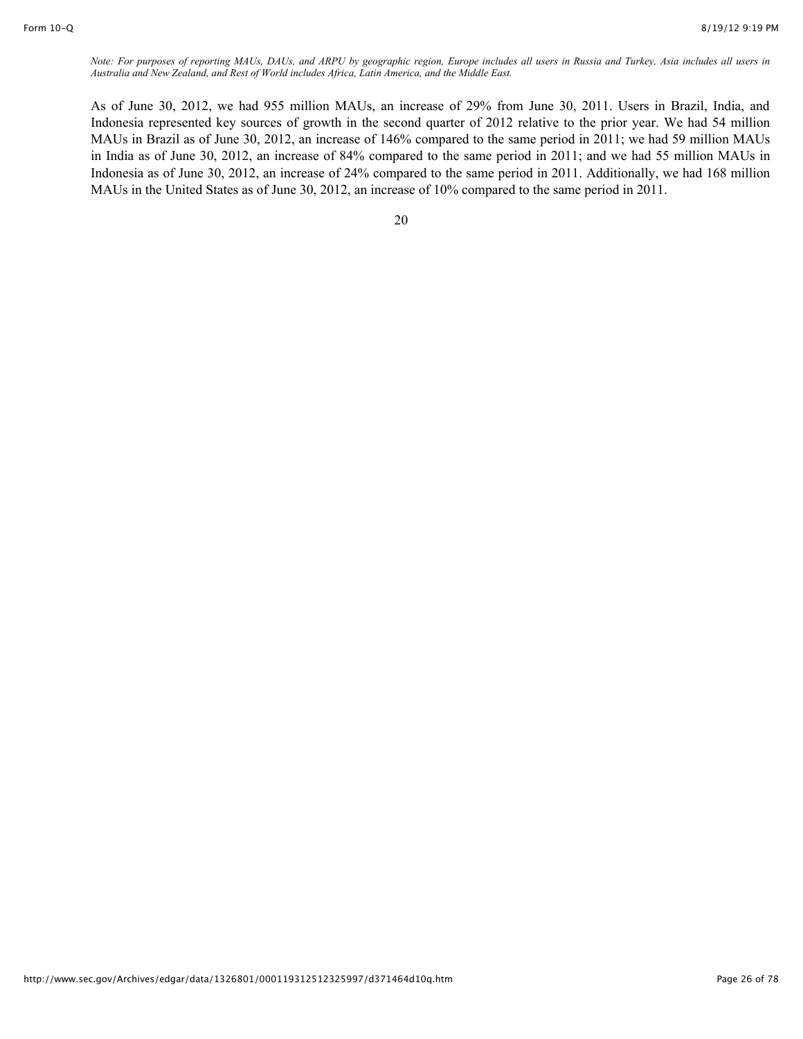*Note: For purposes of reporting MAUs, DAUs, and ARPU by geographic region, Europe includes all users in Russia and Turkey, Asia includes all users in Australia and New Zealand, and Rest of World includes Africa, Latin America, and the Middle East.*

As of June 30, 2012, we had 955 million MAUs, an increase of 29% from June 30, 2011. Users in Brazil, India, and Indonesia represented key sources of growth in the second quarter of 2012 relative to the prior year. We had 54 million MAUs in Brazil as of June 30, 2012, an increase of 146% compared to the same period in 2011; we had 59 million MAUs in India as of June 30, 2012, an increase of 84% compared to the same period in 2011; and we had 55 million MAUs in Indonesia as of June 30, 2012, an increase of 24% compared to the same period in 2011. Additionally, we had 168 million MAUs in the United States as of June 30, 2012, an increase of 10% compared to the same period in 2011.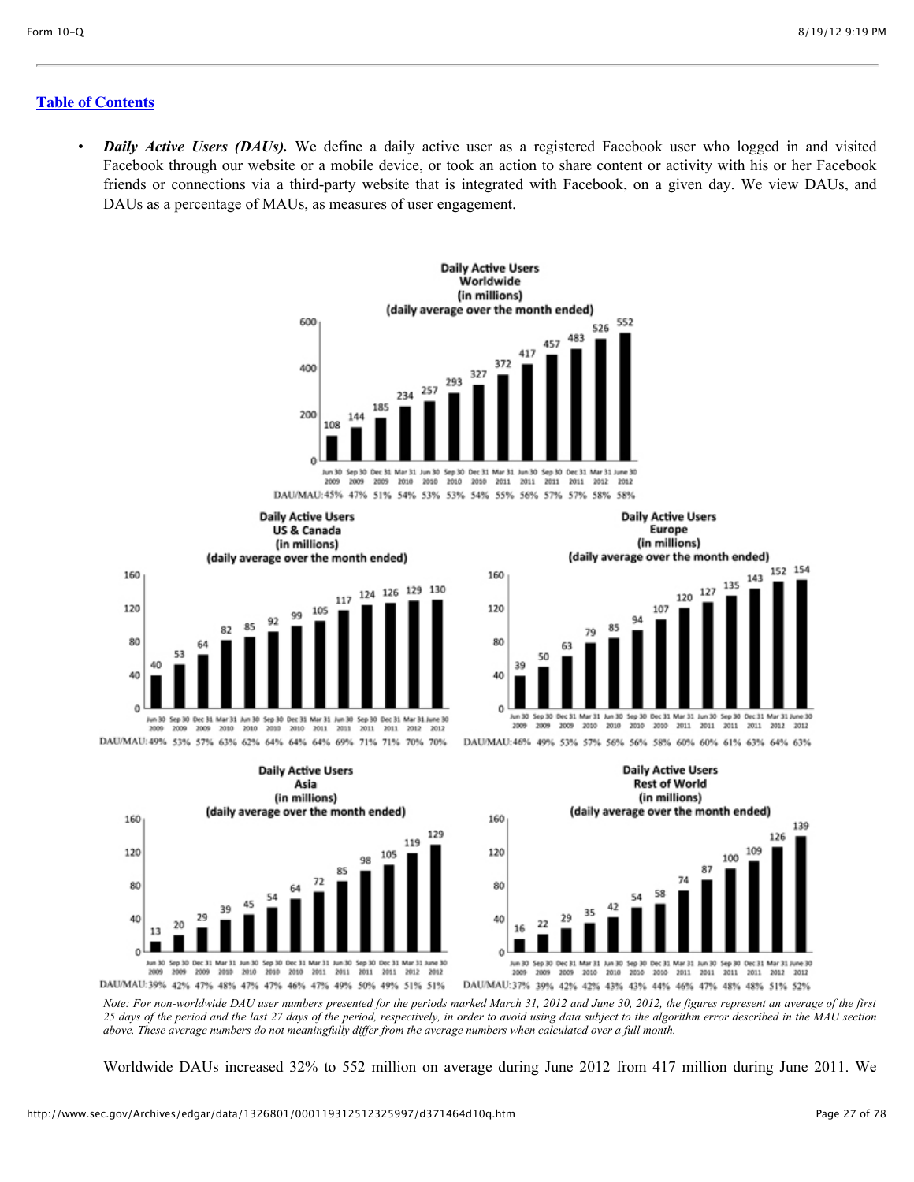[Table of Contents](#)

- ***Daily Active Users (DAUs).*** We define a daily active user as a registered Facebook user who logged in and visited Facebook through our website or a mobile device, or took an action to share content or activity with his or her Facebook friends or connections via a third-party website that is integrated with Facebook, on a given day. We view DAUs, and DAUs as a percentage of MAUs, as measures of user engagement.

**Daily Active Users Worldwide (in millions) (daily average over the month ended)**

| | Jun 30 2009 | Sep 30 2009 | Dec 31 2009 | Mar 31 2010 | Jun 30 2010 | Sep 30 2010 | Dec 31 2010 | Mar 31 2011 | Jun 30 2011 | Sep 30 2011 | Dec 31 2011 | Mar 31 2012 | June 30 2012 |
|---|---|---|---|---|---|---|---|---|---|---|---|---|---|
| DAUs | 108 | 144 | 185 | 234 | 257 | 293 | 327 | 372 | 417 | 457 | 483 | 526 | 552 |
| DAU/MAU | 45% | 47% | 51% | 54% | 53% | 53% | 54% | 55% | 56% | 57% | 57% | 58% | 58% |

**Daily Active Users US & Canada (in millions) (daily average over the month ended)**

| | Jun 30 2009 | Sep 30 2009 | Dec 31 2009 | Mar 31 2010 | Jun 30 2010 | Sep 30 2010 | Dec 31 2010 | Mar 31 2011 | Jun 30 2011 | Sep 30 2011 | Dec 31 2011 | Mar 31 2012 | June 30 2012 |
|---|---|---|---|---|---|---|---|---|---|---|---|---|---|
| DAUs | 40 | 53 | 64 | 82 | 85 | 92 | 99 | 105 | 117 | 124 | 126 | 129 | 130 |
| DAU/MAU | 49% | 53% | 57% | 63% | 62% | 64% | 64% | 64% | 69% | 71% | 71% | 70% | 70% |

**Daily Active Users Europe (in millions) (daily average over the month ended)**

| | Jun 30 2009 | Sep 30 2009 | Dec 31 2009 | Mar 31 2010 | Jun 30 2010 | Sep 30 2010 | Dec 31 2010 | Mar 31 2011 | Jun 30 2011 | Sep 30 2011 | Dec 31 2011 | Mar 31 2012 | June 30 2012 |
|---|---|---|---|---|---|---|---|---|---|---|---|---|---|
| DAUs | 39 | 50 | 63 | 79 | 85 | 94 | 107 | 120 | 127 | 135 | 143 | 152 | 154 |
| DAU/MAU | 46% | 49% | 53% | 57% | 56% | 56% | 58% | 60% | 60% | 61% | 63% | 64% | 63% |

**Daily Active Users Asia (in millions) (daily average over the month ended)**

| | Jun 30 2009 | Sep 30 2009 | Dec 31 2009 | Mar 31 2010 | Jun 30 2010 | Sep 30 2010 | Dec 31 2010 | Mar 31 2011 | Jun 30 2011 | Sep 30 2011 | Dec 31 2011 | Mar 31 2012 | June 30 2012 |
|---|---|---|---|---|---|---|---|---|---|---|---|---|---|
| DAUs | 13 | 20 | 29 | 39 | 45 | 54 | 64 | 72 | 85 | 98 | 105 | 119 | 129 |
| DAU/MAU | 39% | 42% | 47% | 48% | 47% | 47% | 46% | 47% | 49% | 50% | 49% | 51% | 51% |

**Daily Active Users Rest of World (in millions) (daily average over the month ended)**

| | Jun 30 2009 | Sep 30 2009 | Dec 31 2009 | Mar 31 2010 | Jun 30 2010 | Sep 30 2010 | Dec 31 2010 | Mar 31 2011 | Jun 30 2011 | Sep 30 2011 | Dec 31 2011 | Mar 31 2012 | June 30 2012 |
|---|---|---|---|---|---|---|---|---|---|---|---|---|---|
| DAUs | 16 | 22 | 29 | 35 | 42 | 54 | 58 | 74 | 87 | 100 | 109 | 126 | 139 |
| DAU/MAU | 37% | 39% | 42% | 42% | 43% | 43% | 44% | 46% | 47% | 48% | 48% | 51% | 52% |

*Note: For non-worldwide DAU user numbers presented for the periods marked March 31, 2012 and June 30, 2012, the figures represent an average of the first 25 days of the period and the last 27 days of the period, respectively, in order to avoid using data subject to the algorithm error described in the MAU section above. These average numbers do not meaningfully differ from the average numbers when calculated over a full month.*

Worldwide DAUs increased 32% to 552 million on average during June 2012 from 417 million during June 2011. We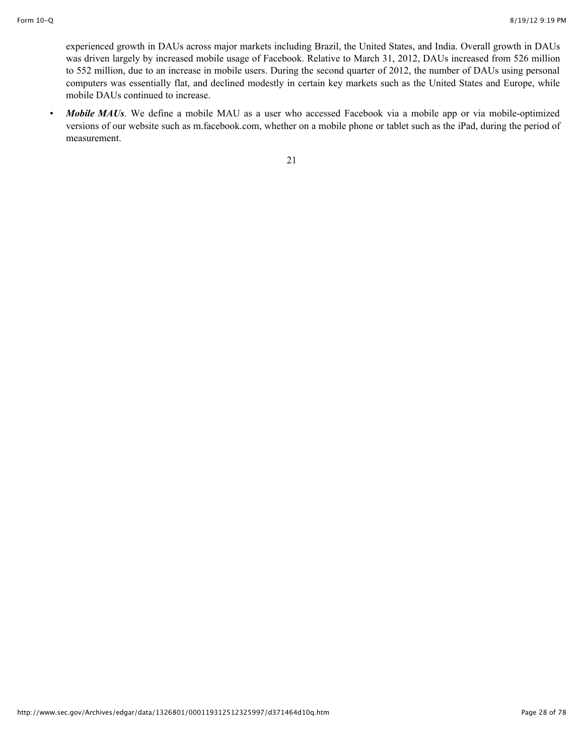experienced growth in DAUs across major markets including Brazil, the United States, and India. Overall growth in DAUs was driven largely by increased mobile usage of Facebook. Relative to March 31, 2012, DAUs increased from 526 million to 552 million, due to an increase in mobile users. During the second quarter of 2012, the number of DAUs using personal computers was essentially flat, and declined modestly in certain key markets such as the United States and Europe, while mobile DAUs continued to increase.

- ***Mobile MAUs***. We define a mobile MAU as a user who accessed Facebook via a mobile app or via mobile-optimized versions of our website such as m.facebook.com, whether on a mobile phone or tablet such as the iPad, during the period of measurement.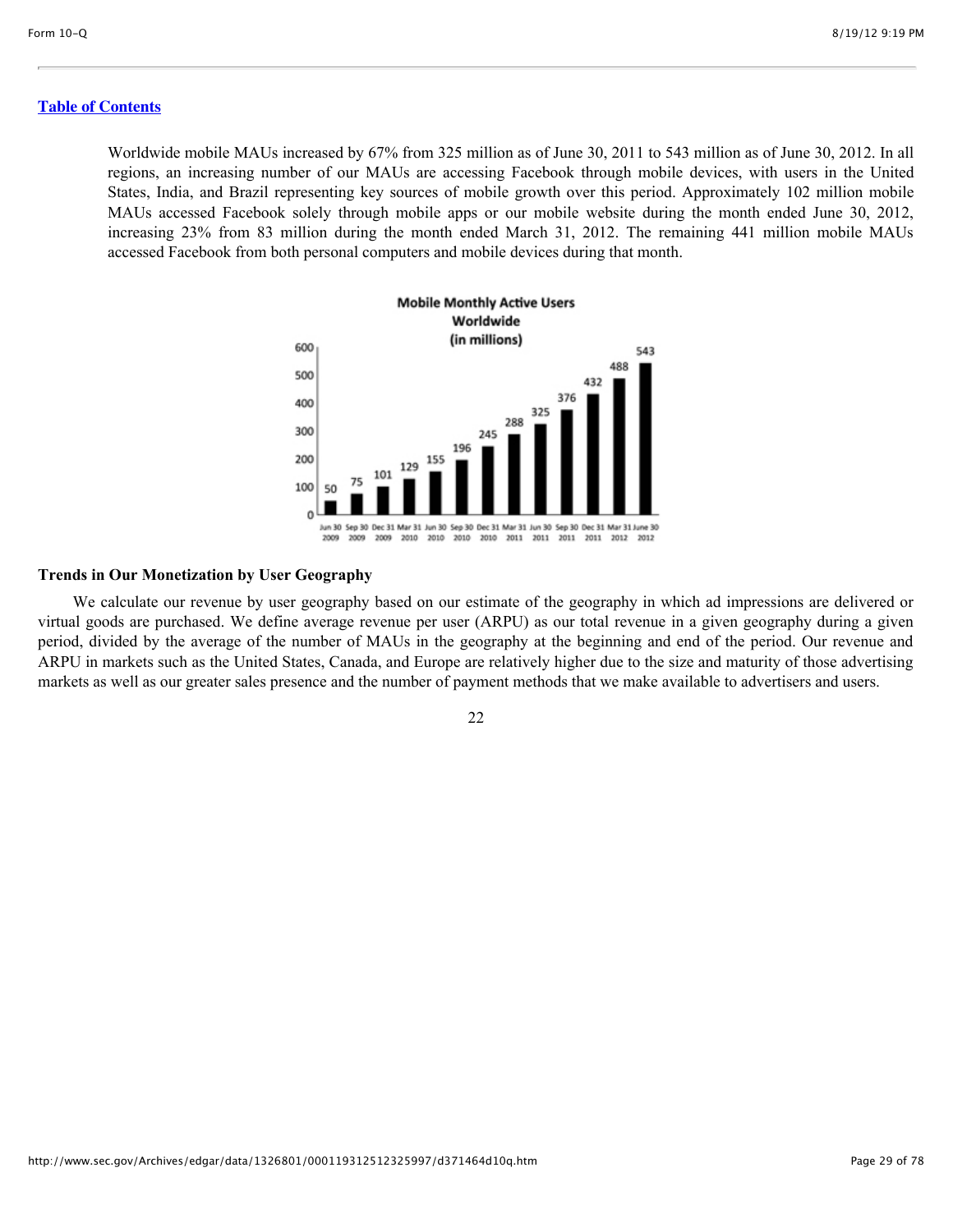Worldwide mobile MAUs increased by 67% from 325 million as of June 30, 2011 to 543 million as of June 30, 2012. In all regions, an increasing number of our MAUs are accessing Facebook through mobile devices, with users in the United States, India, and Brazil representing key sources of mobile growth over this period. Approximately 102 million mobile MAUs accessed Facebook solely through mobile apps or our mobile website during the month ended June 30, 2012, increasing 23% from 83 million during the month ended March 31, 2012. The remaining 441 million mobile MAUs accessed Facebook from both personal computers and mobile devices during that month.

**Mobile Monthly Active Users Worldwide (in millions)**

| Jun 30 2009 | Sep 30 2009 | Dec 31 2009 | Mar 31 2010 | Jun 30 2010 | Sep 30 2010 | Dec 31 2010 | Mar 31 2011 | Jun 30 2011 | Sep 30 2011 | Dec 31 2011 | Mar 31 2012 | June 30 2012 |
|---|---|---|---|---|---|---|---|---|---|---|---|---|
| 50 | 75 | 101 | 129 | 155 | 196 | 245 | 288 | 325 | 376 | 432 | 488 | 543 |

### Trends in Our Monetization by User Geography

We calculate our revenue by user geography based on our estimate of the geography in which ad impressions are delivered or virtual goods are purchased. We define average revenue per user (ARPU) as our total revenue in a given geography during a given period, divided by the average of the number of MAUs in the geography at the beginning and end of the period. Our revenue and ARPU in markets such as the United States, Canada, and Europe are relatively higher due to the size and maturity of those advertising markets as well as our greater sales presence and the number of payment methods that we make available to advertisers and users.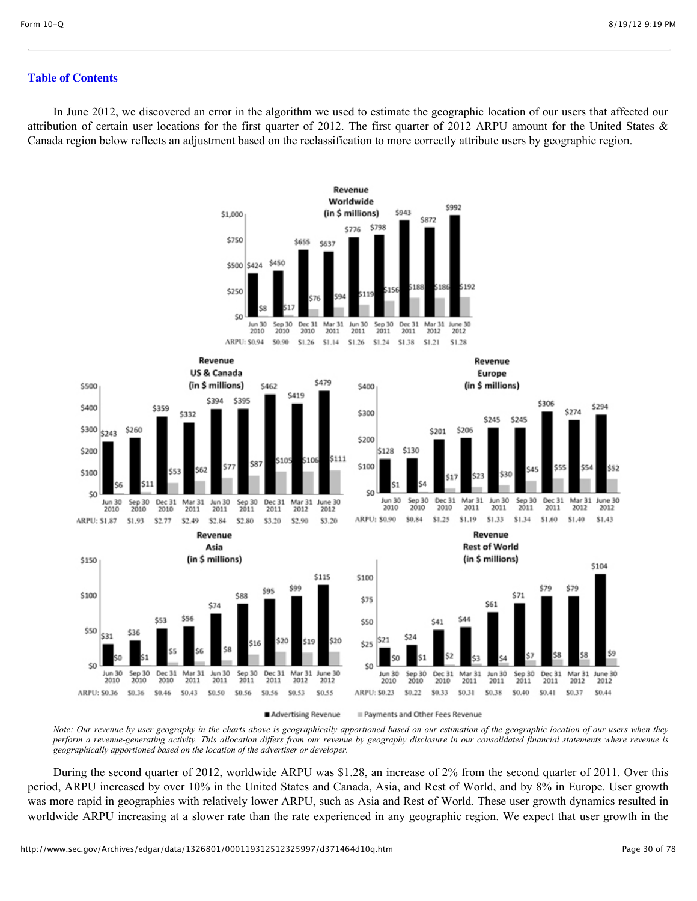[Table of Contents](#)

In June 2012, we discovered an error in the algorithm we used to estimate the geographic location of our users that affected our attribution of certain user locations for the first quarter of 2012. The first quarter of 2012 ARPU amount for the United States & Canada region below reflects an adjustment based on the reclassification to more correctly attribute users by geographic region.

**Revenue Worldwide (in $ millions)**

| | Jun 30 2010 | Sep 30 2010 | Dec 31 2010 | Mar 31 2011 | Jun 30 2011 | Sep 30 2011 | Dec 31 2011 | Mar 31 2012 | June 30 2012 |
|---|---|---|---|---|---|---|---|---|---|
| Advertising Revenue | $424 | $450 | $655 | $637 | $776 | $798 | $943 | $872 | $992 |
| Payments and Other Fees Revenue | $8 | $17 | $76 | $94 | $119 | $156 | $188 | $186 | $192 |
| ARPU | $0.94 | $0.90 | $1.26 | $1.14 | $1.26 | $1.24 | $1.38 | $1.21 | $1.28 |

**Revenue US & Canada (in $ millions)**

| | Jun 30 2010 | Sep 30 2010 | Dec 31 2010 | Mar 31 2011 | Jun 30 2011 | Sep 30 2011 | Dec 31 2011 | Mar 31 2012 | June 30 2012 |
|---|---|---|---|---|---|---|---|---|---|
| Advertising Revenue | $243 | $260 | $359 | $332 | $394 | $395 | $462 | $419 | $479 |
| Payments and Other Fees Revenue | $6 | $11 | $53 | $62 | $77 | $87 | $105 | $106 | $111 |
| ARPU | $1.87 | $1.93 | $2.77 | $2.49 | $2.84 | $2.80 | $3.20 | $2.90 | $3.20 |

**Revenue Europe (in $ millions)**

| | Jun 30 2010 | Sep 30 2010 | Dec 31 2010 | Mar 31 2011 | Jun 30 2011 | Sep 30 2011 | Dec 31 2011 | Mar 31 2012 | June 30 2012 |
|---|---|---|---|---|---|---|---|---|---|
| Advertising Revenue | $128 | $130 | $201 | $206 | $245 | $245 | $306 | $274 | $294 |
| Payments and Other Fees Revenue | $1 | $4 | $17 | $23 | $30 | $45 | $55 | $54 | $52 |
| ARPU | $0.90 | $0.84 | $1.25 | $1.19 | $1.33 | $1.34 | $1.60 | $1.40 | $1.43 |

**Revenue Asia (in $ millions)**

| | Jun 30 2010 | Sep 30 2010 | Dec 31 2010 | Mar 31 2011 | Jun 30 2011 | Sep 30 2011 | Dec 31 2011 | Mar 31 2012 | June 30 2012 |
|---|---|---|---|---|---|---|---|---|---|
| Advertising Revenue | $31 | $36 | $53 | $56 | $74 | $88 | $95 | $99 | $115 |
| Payments and Other Fees Revenue | $0 | $1 | $5 | $6 | $8 | $16 | $20 | $19 | $20 |
| ARPU | $0.36 | $0.36 | $0.46 | $0.43 | $0.50 | $0.56 | $0.56 | $0.53 | $0.55 |

**Revenue Rest of World (in $ millions)**

| | Jun 30 2010 | Sep 30 2010 | Dec 31 2010 | Mar 31 2011 | Jun 30 2011 | Sep 30 2011 | Dec 31 2011 | Mar 31 2012 | June 30 2012 |
|---|---|---|---|---|---|---|---|---|---|
| Advertising Revenue | $21 | $24 | $41 | $44 | $61 | $71 | $79 | $79 | $104 |
| Payments and Other Fees Revenue | $0 | $1 | $2 | $3 | $4 | $7 | $8 | $8 | $9 |
| ARPU | $0.23 | $0.22 | $0.33 | $0.31 | $0.38 | $0.40 | $0.41 | $0.37 | $0.44 |

*Note: Our revenue by user geography in the charts above is geographically apportioned based on our estimation of the geographic location of our users when they perform a revenue-generating activity. This allocation differs from our revenue by geography disclosure in our consolidated financial statements where revenue is geographically apportioned based on the location of the advertiser or developer.*

During the second quarter of 2012, worldwide ARPU was $1.28, an increase of 2% from the second quarter of 2011. Over this period, ARPU increased by over 10% in the United States and Canada, Asia, and Rest of World, and by 8% in Europe. User growth was more rapid in geographies with relatively lower ARPU, such as Asia and Rest of World. These user growth dynamics resulted in worldwide ARPU increasing at a slower rate than the rate experienced in any geographic region. We expect that user growth in the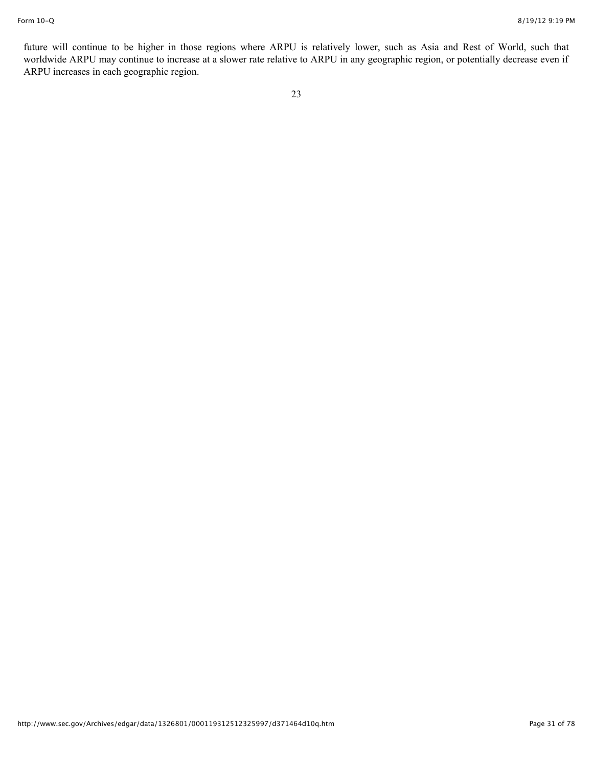future will continue to be higher in those regions where ARPU is relatively lower, such as Asia and Rest of World, such that worldwide ARPU may continue to increase at a slower rate relative to ARPU in any geographic region, or potentially decrease even if ARPU increases in each geographic region.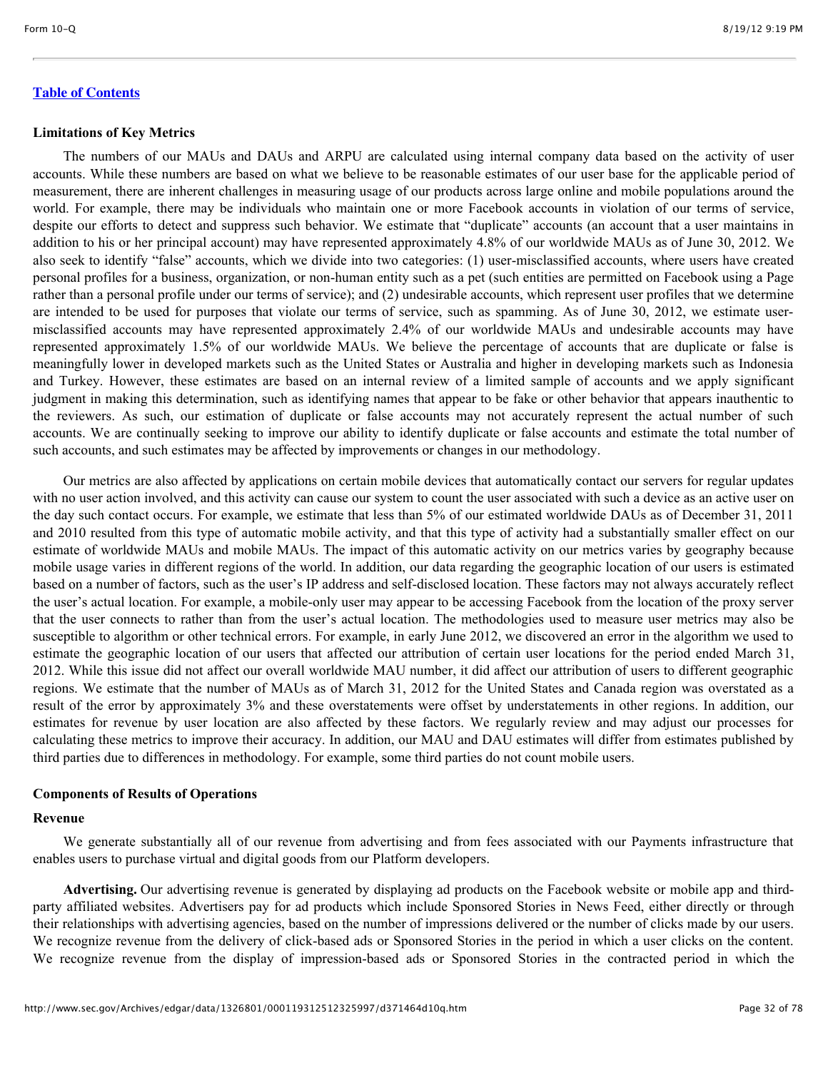**Limitations of Key Metrics**

The numbers of our MAUs and DAUs and ARPU are calculated using internal company data based on the activity of user accounts. While these numbers are based on what we believe to be reasonable estimates of our user base for the applicable period of measurement, there are inherent challenges in measuring usage of our products across large online and mobile populations around the world. For example, there may be individuals who maintain one or more Facebook accounts in violation of our terms of service, despite our efforts to detect and suppress such behavior. We estimate that "duplicate" accounts (an account that a user maintains in addition to his or her principal account) may have represented approximately 4.8% of our worldwide MAUs as of June 30, 2012. We also seek to identify "false" accounts, which we divide into two categories: (1) user-misclassified accounts, where users have created personal profiles for a business, organization, or non-human entity such as a pet (such entities are permitted on Facebook using a Page rather than a personal profile under our terms of service); and (2) undesirable accounts, which represent user profiles that we determine are intended to be used for purposes that violate our terms of service, such as spamming. As of June 30, 2012, we estimate user-misclassified accounts may have represented approximately 2.4% of our worldwide MAUs and undesirable accounts may have represented approximately 1.5% of our worldwide MAUs. We believe the percentage of accounts that are duplicate or false is meaningfully lower in developed markets such as the United States or Australia and higher in developing markets such as Indonesia and Turkey. However, these estimates are based on an internal review of a limited sample of accounts and we apply significant judgment in making this determination, such as identifying names that appear to be fake or other behavior that appears inauthentic to the reviewers. As such, our estimation of duplicate or false accounts may not accurately represent the actual number of such accounts. We are continually seeking to improve our ability to identify duplicate or false accounts and estimate the total number of such accounts, and such estimates may be affected by improvements or changes in our methodology.

Our metrics are also affected by applications on certain mobile devices that automatically contact our servers for regular updates with no user action involved, and this activity can cause our system to count the user associated with such a device as an active user on the day such contact occurs. For example, we estimate that less than 5% of our estimated worldwide DAUs as of December 31, 2011 and 2010 resulted from this type of automatic mobile activity, and that this type of activity had a substantially smaller effect on our estimate of worldwide MAUs and mobile MAUs. The impact of this automatic activity on our metrics varies by geography because mobile usage varies in different regions of the world. In addition, our data regarding the geographic location of our users is estimated based on a number of factors, such as the user's IP address and self-disclosed location. These factors may not always accurately reflect the user's actual location. For example, a mobile-only user may appear to be accessing Facebook from the location of the proxy server that the user connects to rather than from the user's actual location. The methodologies used to measure user metrics may also be susceptible to algorithm or other technical errors. For example, in early June 2012, we discovered an error in the algorithm we used to estimate the geographic location of our users that affected our attribution of certain user locations for the period ended March 31, 2012. While this issue did not affect our overall worldwide MAU number, it did affect our attribution of users to different geographic regions. We estimate that the number of MAUs as of March 31, 2012 for the United States and Canada region was overstated as a result of the error by approximately 3% and these overstatements were offset by understatements in other regions. In addition, our estimates for revenue by user location are also affected by these factors. We regularly review and may adjust our processes for calculating these metrics to improve their accuracy. In addition, our MAU and DAU estimates will differ from estimates published by third parties due to differences in methodology. For example, some third parties do not count mobile users.

**Components of Results of Operations**

**Revenue**

We generate substantially all of our revenue from advertising and from fees associated with our Payments infrastructure that enables users to purchase virtual and digital goods from our Platform developers.

**Advertising.** Our advertising revenue is generated by displaying ad products on the Facebook website or mobile app and third-party affiliated websites. Advertisers pay for ad products which include Sponsored Stories in News Feed, either directly or through their relationships with advertising agencies, based on the number of impressions delivered or the number of clicks made by our users. We recognize revenue from the delivery of click-based ads or Sponsored Stories in the period in which a user clicks on the content. We recognize revenue from the display of impression-based ads or Sponsored Stories in the contracted period in which the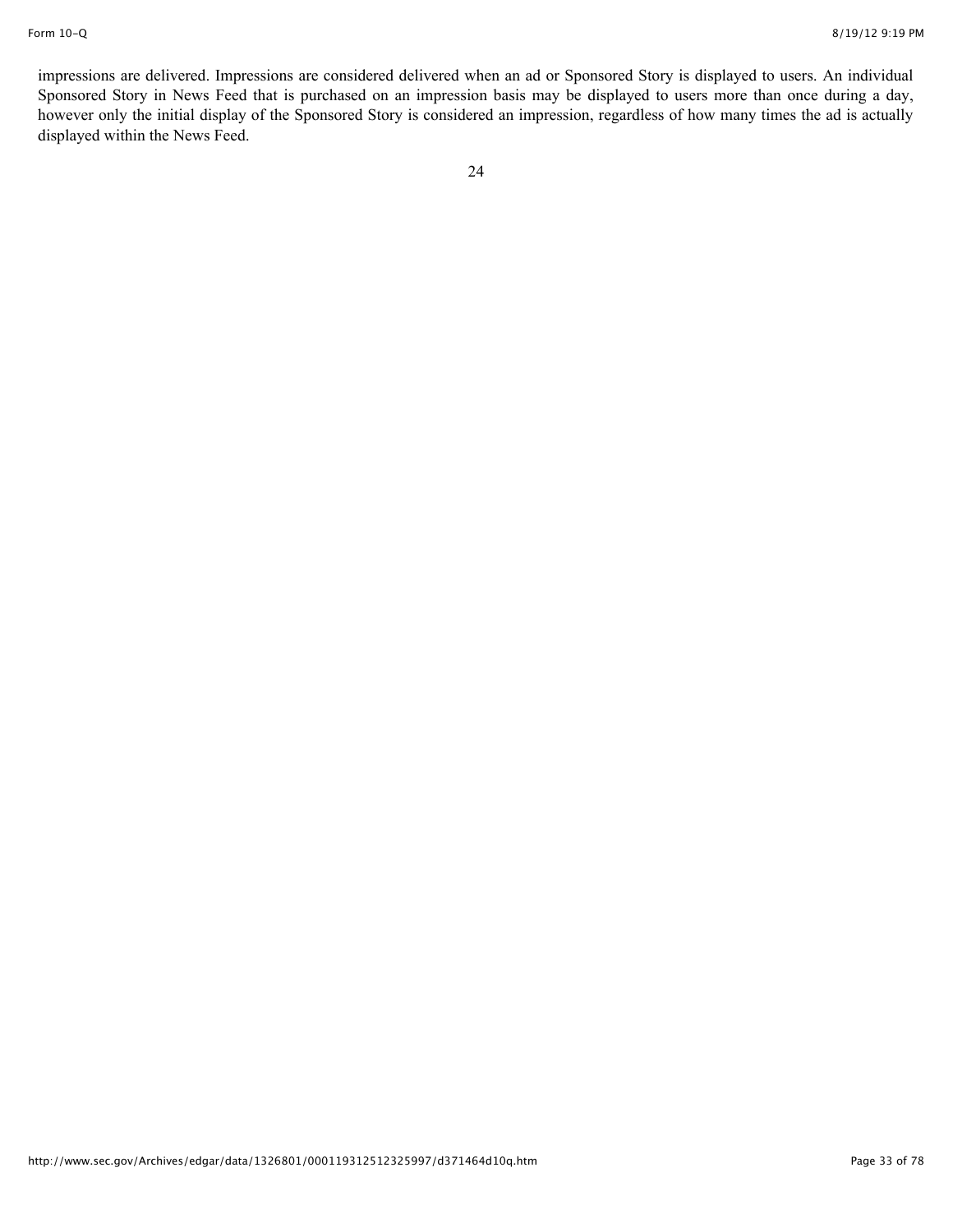impressions are delivered. Impressions are considered delivered when an ad or Sponsored Story is displayed to users. An individual Sponsored Story in News Feed that is purchased on an impression basis may be displayed to users more than once during a day, however only the initial display of the Sponsored Story is considered an impression, regardless of how many times the ad is actually displayed within the News Feed.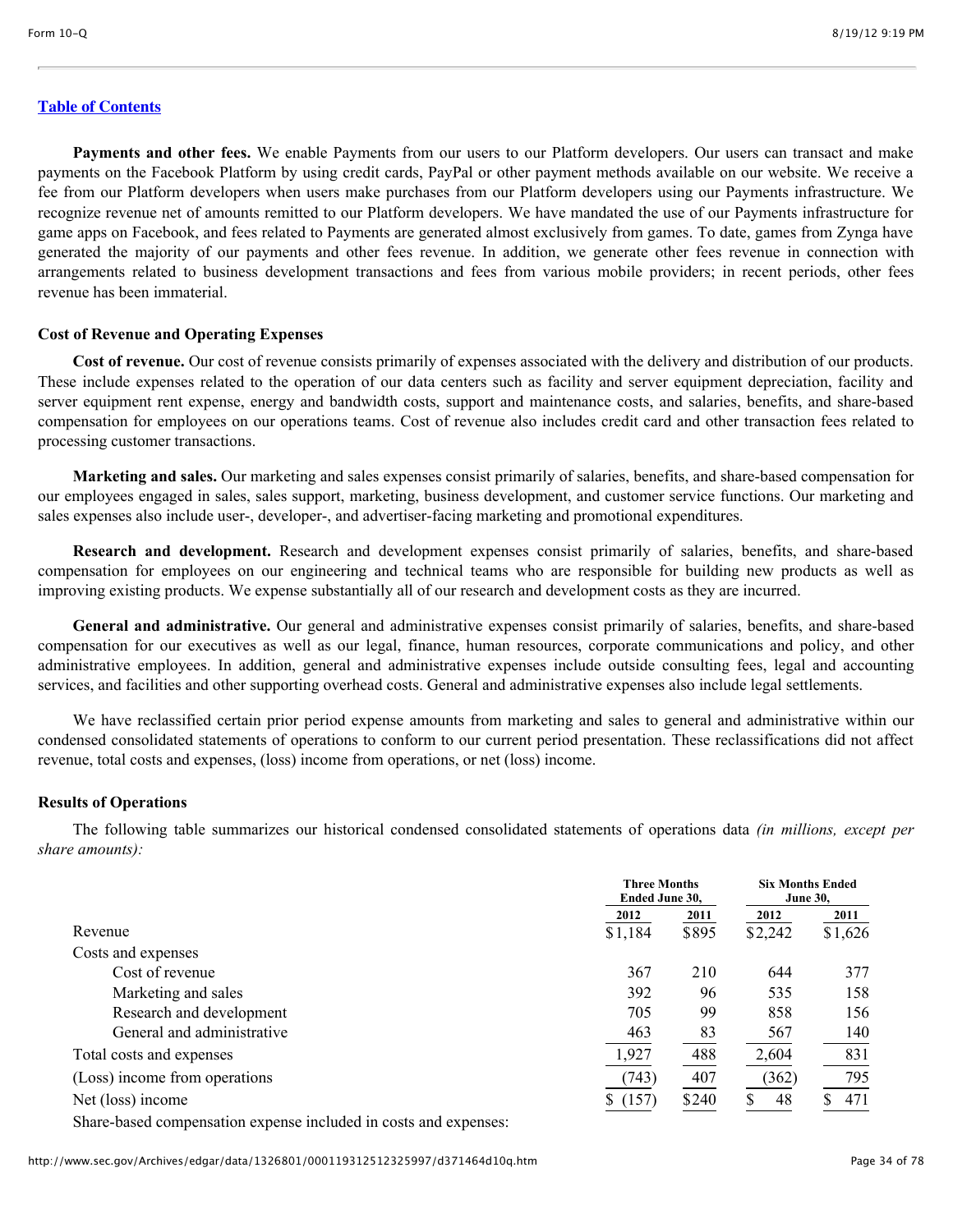**Table of Contents**

**Payments and other fees.** We enable Payments from our users to our Platform developers. Our users can transact and make payments on the Facebook Platform by using credit cards, PayPal or other payment methods available on our website. We receive a fee from our Platform developers when users make purchases from our Platform developers using our Payments infrastructure. We recognize revenue net of amounts remitted to our Platform developers. We have mandated the use of our Payments infrastructure for game apps on Facebook, and fees related to Payments are generated almost exclusively from games. To date, games from Zynga have generated the majority of our payments and other fees revenue. In addition, we generate other fees revenue in connection with arrangements related to business development transactions and fees from various mobile providers; in recent periods, other fees revenue has been immaterial.

**Cost of Revenue and Operating Expenses**

**Cost of revenue.** Our cost of revenue consists primarily of expenses associated with the delivery and distribution of our products. These include expenses related to the operation of our data centers such as facility and server equipment depreciation, facility and server equipment rent expense, energy and bandwidth costs, support and maintenance costs, and salaries, benefits, and share-based compensation for employees on our operations teams. Cost of revenue also includes credit card and other transaction fees related to processing customer transactions.

**Marketing and sales.** Our marketing and sales expenses consist primarily of salaries, benefits, and share-based compensation for our employees engaged in sales, sales support, marketing, business development, and customer service functions. Our marketing and sales expenses also include user-, developer-, and advertiser-facing marketing and promotional expenditures.

**Research and development.** Research and development expenses consist primarily of salaries, benefits, and share-based compensation for employees on our engineering and technical teams who are responsible for building new products as well as improving existing products. We expense substantially all of our research and development costs as they are incurred.

**General and administrative.** Our general and administrative expenses consist primarily of salaries, benefits, and share-based compensation for our executives as well as our legal, finance, human resources, corporate communications and policy, and other administrative employees. In addition, general and administrative expenses include outside consulting fees, legal and accounting services, and facilities and other supporting overhead costs. General and administrative expenses also include legal settlements.

We have reclassified certain prior period expense amounts from marketing and sales to general and administrative within our condensed consolidated statements of operations to conform to our current period presentation. These reclassifications did not affect revenue, total costs and expenses, (loss) income from operations, or net (loss) income.

**Results of Operations**

The following table summarizes our historical condensed consolidated statements of operations data *(in millions, except per share amounts):*

| | Three Months Ended June 30, | | Six Months Ended June 30, | |
|---|---|---|---|---|
| | 2012 | 2011 | 2012 | 2011 |
| Revenue | $1,184 | $895 | $2,242 | $1,626 |
| Costs and expenses | | | | |
| Cost of revenue | 367 | 210 | 644 | 377 |
| Marketing and sales | 392 | 96 | 535 | 158 |
| Research and development | 705 | 99 | 858 | 156 |
| General and administrative | 463 | 83 | 567 | 140 |
| Total costs and expenses | 1,927 | 488 | 2,604 | 831 |
| (Loss) income from operations | (743) | 407 | (362) | 795 |
| Net (loss) income | $ (157) | $240 | $ 48 | $ 471 |
| Share-based compensation expense included in costs and expenses: | | | | |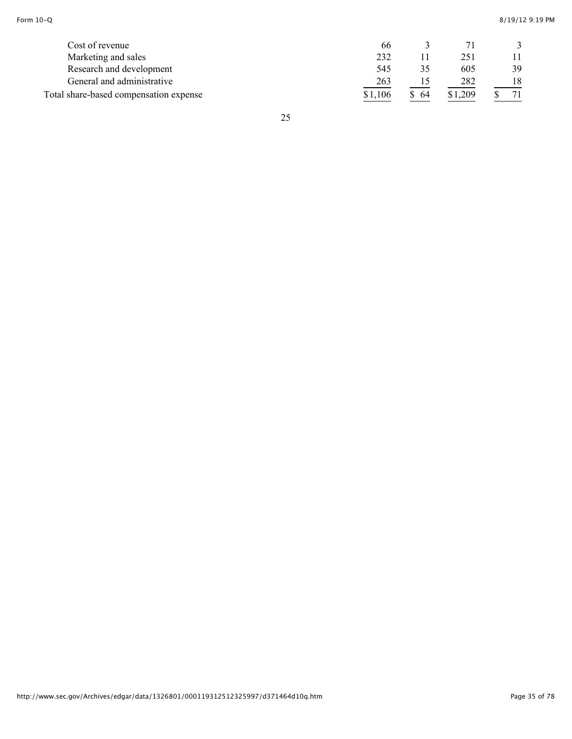| | | | | |
|---|---|---|---|---|
| Cost of revenue | 66 | 3 | 71 | 3 |
| Marketing and sales | 232 | 11 | 251 | 11 |
| Research and development | 545 | 35 | 605 | 39 |
| General and administrative | 263 | 15 | 282 | 18 |
| Total share-based compensation expense | $1,106 | $ 64 | $1,209 | $ 71 |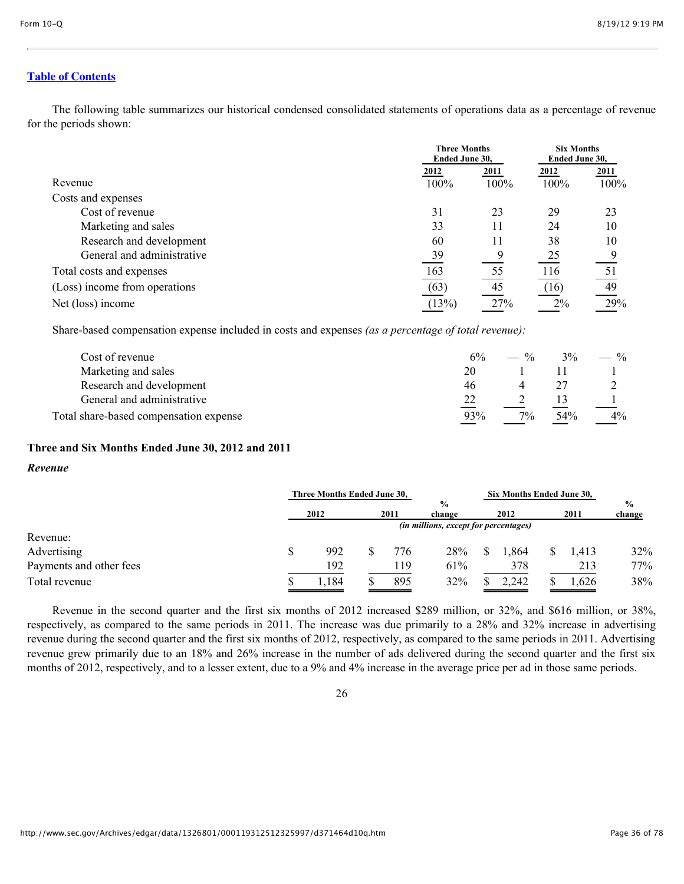[Table of Contents](#)

The following table summarizes our historical condensed consolidated statements of operations data as a percentage of revenue for the periods shown:

| | Three Months Ended June 30, | | Six Months Ended June 30, | |
|---|---|---|---|---|
| | 2012 | 2011 | 2012 | 2011 |
| Revenue | 100% | 100% | 100% | 100% |
| Costs and expenses | | | | |
| Cost of revenue | 31 | 23 | 29 | 23 |
| Marketing and sales | 33 | 11 | 24 | 10 |
| Research and development | 60 | 11 | 38 | 10 |
| General and administrative | 39 | 9 | 25 | 9 |
| Total costs and expenses | 163 | 55 | 116 | 51 |
| (Loss) income from operations | (63) | 45 | (16) | 49 |
| Net (loss) income | (13%) | 27% | 2% | 29% |

Share-based compensation expense included in costs and expenses *(as a percentage of total revenue):*

| | Three Months Ended June 30, 2012 | Three Months Ended June 30, 2011 | Six Months Ended June 30, 2012 | Six Months Ended June 30, 2011 |
|---|---|---|---|---|
| Cost of revenue | 6% | — % | 3% | — % |
| Marketing and sales | 20 | 1 | 11 | 1 |
| Research and development | 46 | 4 | 27 | 2 |
| General and administrative | 22 | 2 | 13 | 1 |
| Total share-based compensation expense | 93% | 7% | 54% | 4% |

### Three and Six Months Ended June 30, 2012 and 2011

#### *Revenue*

| | Three Months Ended June 30, | | | Six Months Ended June 30, | | |
|---|---|---|---|---|---|---|
| | 2012 | 2011 | % change | 2012 | 2011 | % change |
| | *(in millions, except for percentages)* | | | | | |
| Revenue: | | | | | | |
| Advertising | $ 992 | $ 776 | 28% | $ 1,864 | $ 1,413 | 32% |
| Payments and other fees | 192 | 119 | 61% | 378 | 213 | 77% |
| Total revenue | $ 1,184 | $ 895 | 32% | $ 2,242 | $ 1,626 | 38% |

Revenue in the second quarter and the first six months of 2012 increased $289 million, or 32%, and $616 million, or 38%, respectively, as compared to the same periods in 2011. The increase was due primarily to a 28% and 32% increase in advertising revenue during the second quarter and the first six months of 2012, respectively, as compared to the same periods in 2011. Advertising revenue grew primarily due to an 18% and 26% increase in the number of ads delivered during the second quarter and the first six months of 2012, respectively, and to a lesser extent, due to a 9% and 4% increase in the average price per ad in those same periods.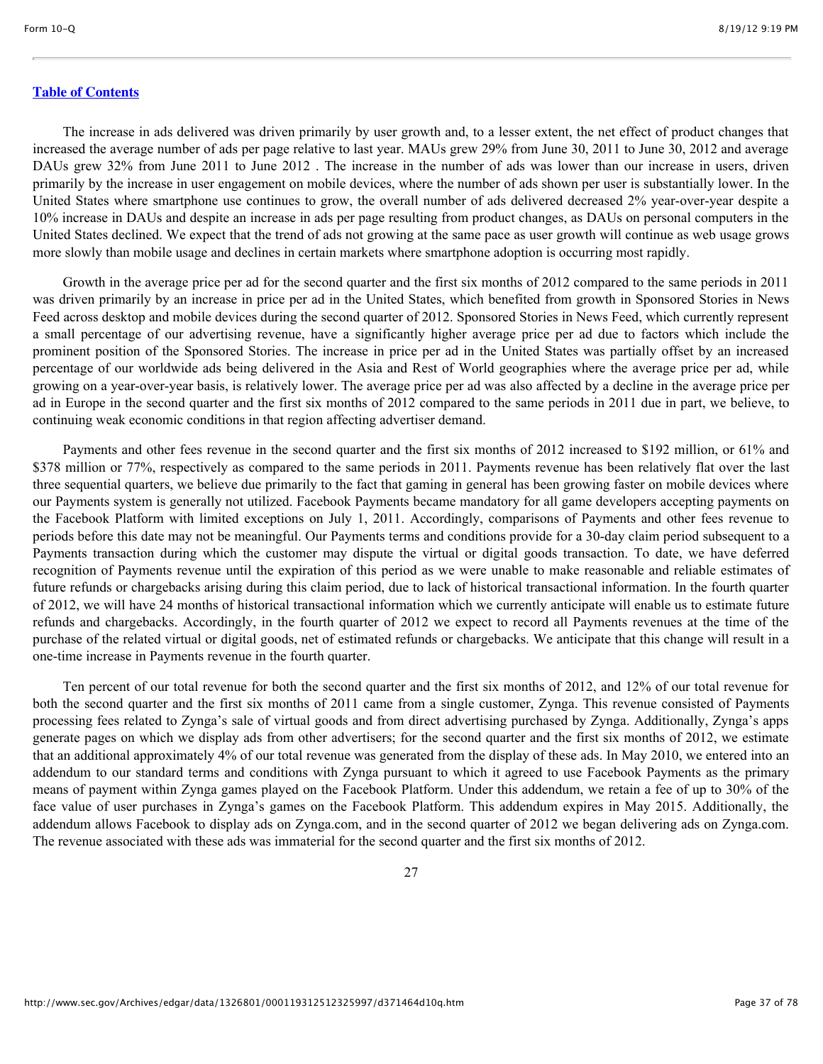[Table of Contents](#)

The increase in ads delivered was driven primarily by user growth and, to a lesser extent, the net effect of product changes that increased the average number of ads per page relative to last year. MAUs grew 29% from June 30, 2011 to June 30, 2012 and average DAUs grew 32% from June 2011 to June 2012 . The increase in the number of ads was lower than our increase in users, driven primarily by the increase in user engagement on mobile devices, where the number of ads shown per user is substantially lower. In the United States where smartphone use continues to grow, the overall number of ads delivered decreased 2% year-over-year despite a 10% increase in DAUs and despite an increase in ads per page resulting from product changes, as DAUs on personal computers in the United States declined. We expect that the trend of ads not growing at the same pace as user growth will continue as web usage grows more slowly than mobile usage and declines in certain markets where smartphone adoption is occurring most rapidly.

Growth in the average price per ad for the second quarter and the first six months of 2012 compared to the same periods in 2011 was driven primarily by an increase in price per ad in the United States, which benefited from growth in Sponsored Stories in News Feed across desktop and mobile devices during the second quarter of 2012. Sponsored Stories in News Feed, which currently represent a small percentage of our advertising revenue, have a significantly higher average price per ad due to factors which include the prominent position of the Sponsored Stories. The increase in price per ad in the United States was partially offset by an increased percentage of our worldwide ads being delivered in the Asia and Rest of World geographies where the average price per ad, while growing on a year-over-year basis, is relatively lower. The average price per ad was also affected by a decline in the average price per ad in Europe in the second quarter and the first six months of 2012 compared to the same periods in 2011 due in part, we believe, to continuing weak economic conditions in that region affecting advertiser demand.

Payments and other fees revenue in the second quarter and the first six months of 2012 increased to $192 million, or 61% and $378 million or 77%, respectively as compared to the same periods in 2011. Payments revenue has been relatively flat over the last three sequential quarters, we believe due primarily to the fact that gaming in general has been growing faster on mobile devices where our Payments system is generally not utilized. Facebook Payments became mandatory for all game developers accepting payments on the Facebook Platform with limited exceptions on July 1, 2011. Accordingly, comparisons of Payments and other fees revenue to periods before this date may not be meaningful. Our Payments terms and conditions provide for a 30-day claim period subsequent to a Payments transaction during which the customer may dispute the virtual or digital goods transaction. To date, we have deferred recognition of Payments revenue until the expiration of this period as we were unable to make reasonable and reliable estimates of future refunds or chargebacks arising during this claim period, due to lack of historical transactional information. In the fourth quarter of 2012, we will have 24 months of historical transactional information which we currently anticipate will enable us to estimate future refunds and chargebacks. Accordingly, in the fourth quarter of 2012 we expect to record all Payments revenues at the time of the purchase of the related virtual or digital goods, net of estimated refunds or chargebacks. We anticipate that this change will result in a one-time increase in Payments revenue in the fourth quarter.

Ten percent of our total revenue for both the second quarter and the first six months of 2012, and 12% of our total revenue for both the second quarter and the first six months of 2011 came from a single customer, Zynga. This revenue consisted of Payments processing fees related to Zynga's sale of virtual goods and from direct advertising purchased by Zynga. Additionally, Zynga's apps generate pages on which we display ads from other advertisers; for the second quarter and the first six months of 2012, we estimate that an additional approximately 4% of our total revenue was generated from the display of these ads. In May 2010, we entered into an addendum to our standard terms and conditions with Zynga pursuant to which it agreed to use Facebook Payments as the primary means of payment within Zynga games played on the Facebook Platform. Under this addendum, we retain a fee of up to 30% of the face value of user purchases in Zynga's games on the Facebook Platform. This addendum expires in May 2015. Additionally, the addendum allows Facebook to display ads on Zynga.com, and in the second quarter of 2012 we began delivering ads on Zynga.com. The revenue associated with these ads was immaterial for the second quarter and the first six months of 2012.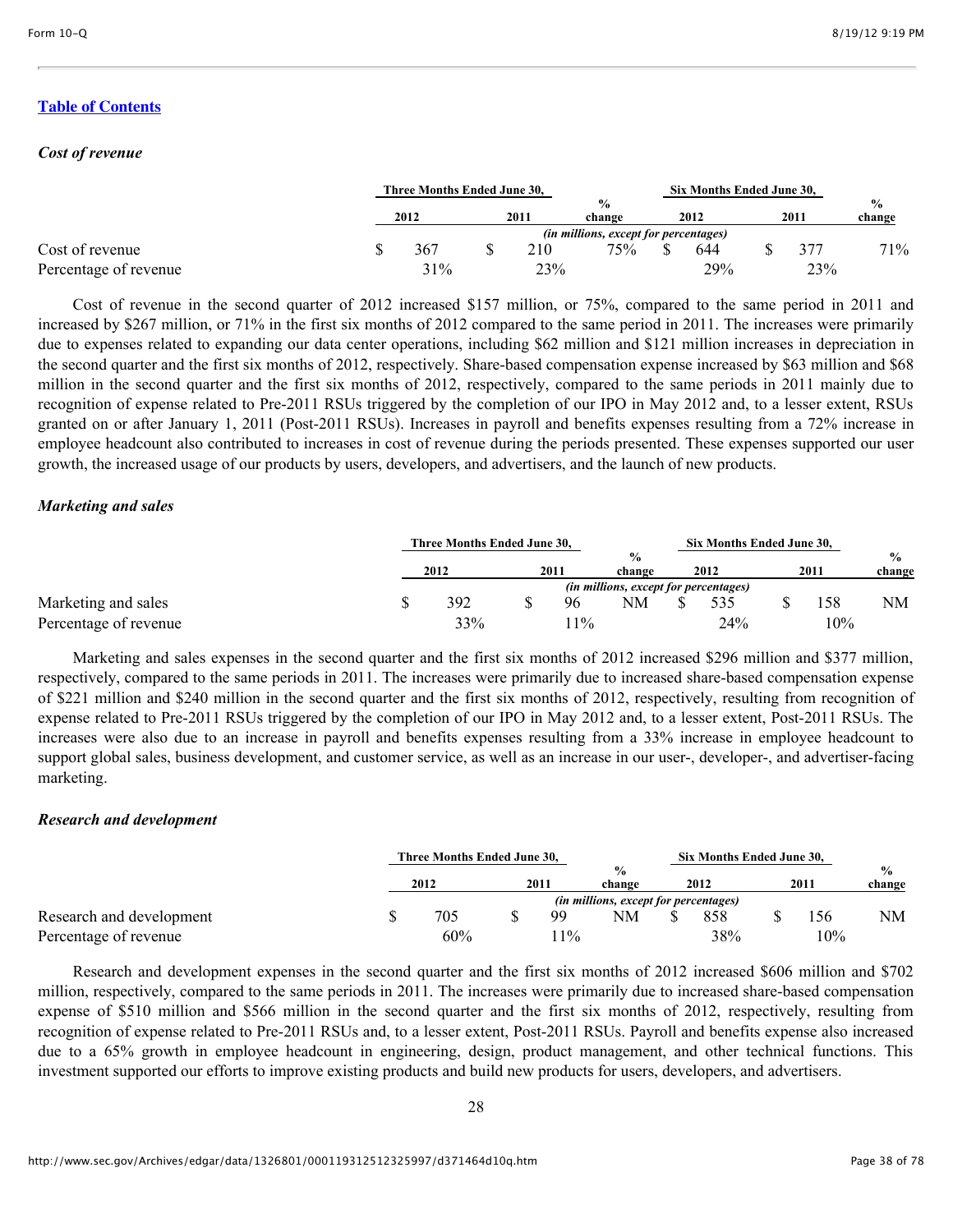[Table of Contents](#)

### *Cost of revenue*

| | Three Months Ended June 30, | | % | Six Months Ended June 30, | | % |
|---|---|---|---|---|---|---|
| | 2012 | 2011 | change | 2012 | 2011 | change |
| | *(in millions, except for percentages)* | | | | | |
| Cost of revenue | $ 367 | $ 210 | 75% | $ 644 | $ 377 | 71% |
| Percentage of revenue | 31% | 23% | | 29% | 23% | |

Cost of revenue in the second quarter of 2012 increased $157 million, or 75%, compared to the same period in 2011 and increased by $267 million, or 71% in the first six months of 2012 compared to the same period in 2011. The increases were primarily due to expenses related to expanding our data center operations, including $62 million and $121 million increases in depreciation in the second quarter and the first six months of 2012, respectively. Share-based compensation expense increased by $63 million and $68 million in the second quarter and the first six months of 2012, respectively, compared to the same periods in 2011 mainly due to recognition of expense related to Pre-2011 RSUs triggered by the completion of our IPO in May 2012 and, to a lesser extent, RSUs granted on or after January 1, 2011 (Post-2011 RSUs). Increases in payroll and benefits expenses resulting from a 72% increase in employee headcount also contributed to increases in cost of revenue during the periods presented. These expenses supported our user growth, the increased usage of our products by users, developers, and advertisers, and the launch of new products.

### *Marketing and sales*

| | Three Months Ended June 30, | | % | Six Months Ended June 30, | | % |
|---|---|---|---|---|---|---|
| | 2012 | 2011 | change | 2012 | 2011 | change |
| | *(in millions, except for percentages)* | | | | | |
| Marketing and sales | $ 392 | $ 96 | NM | $ 535 | $ 158 | NM |
| Percentage of revenue | 33% | 11% | | 24% | 10% | |

Marketing and sales expenses in the second quarter and the first six months of 2012 increased $296 million and $377 million, respectively, compared to the same periods in 2011. The increases were primarily due to increased share-based compensation expense of $221 million and $240 million in the second quarter and the first six months of 2012, respectively, resulting from recognition of expense related to Pre-2011 RSUs triggered by the completion of our IPO in May 2012 and, to a lesser extent, Post-2011 RSUs. The increases were also due to an increase in payroll and benefits expenses resulting from a 33% increase in employee headcount to support global sales, business development, and customer service, as well as an increase in our user-, developer-, and advertiser-facing marketing.

### *Research and development*

| | Three Months Ended June 30, | | % | Six Months Ended June 30, | | % |
|---|---|---|---|---|---|---|
| | 2012 | 2011 | change | 2012 | 2011 | change |
| | *(in millions, except for percentages)* | | | | | |
| Research and development | $ 705 | $ 99 | NM | $ 858 | $ 156 | NM |
| Percentage of revenue | 60% | 11% | | 38% | 10% | |

Research and development expenses in the second quarter and the first six months of 2012 increased $606 million and $702 million, respectively, compared to the same periods in 2011. The increases were primarily due to increased share-based compensation expense of $510 million and $566 million in the second quarter and the first six months of 2012, respectively, resulting from recognition of expense related to Pre-2011 RSUs and, to a lesser extent, Post-2011 RSUs. Payroll and benefits expense also increased due to a 65% growth in employee headcount in engineering, design, product management, and other technical functions. This investment supported our efforts to improve existing products and build new products for users, developers, and advertisers.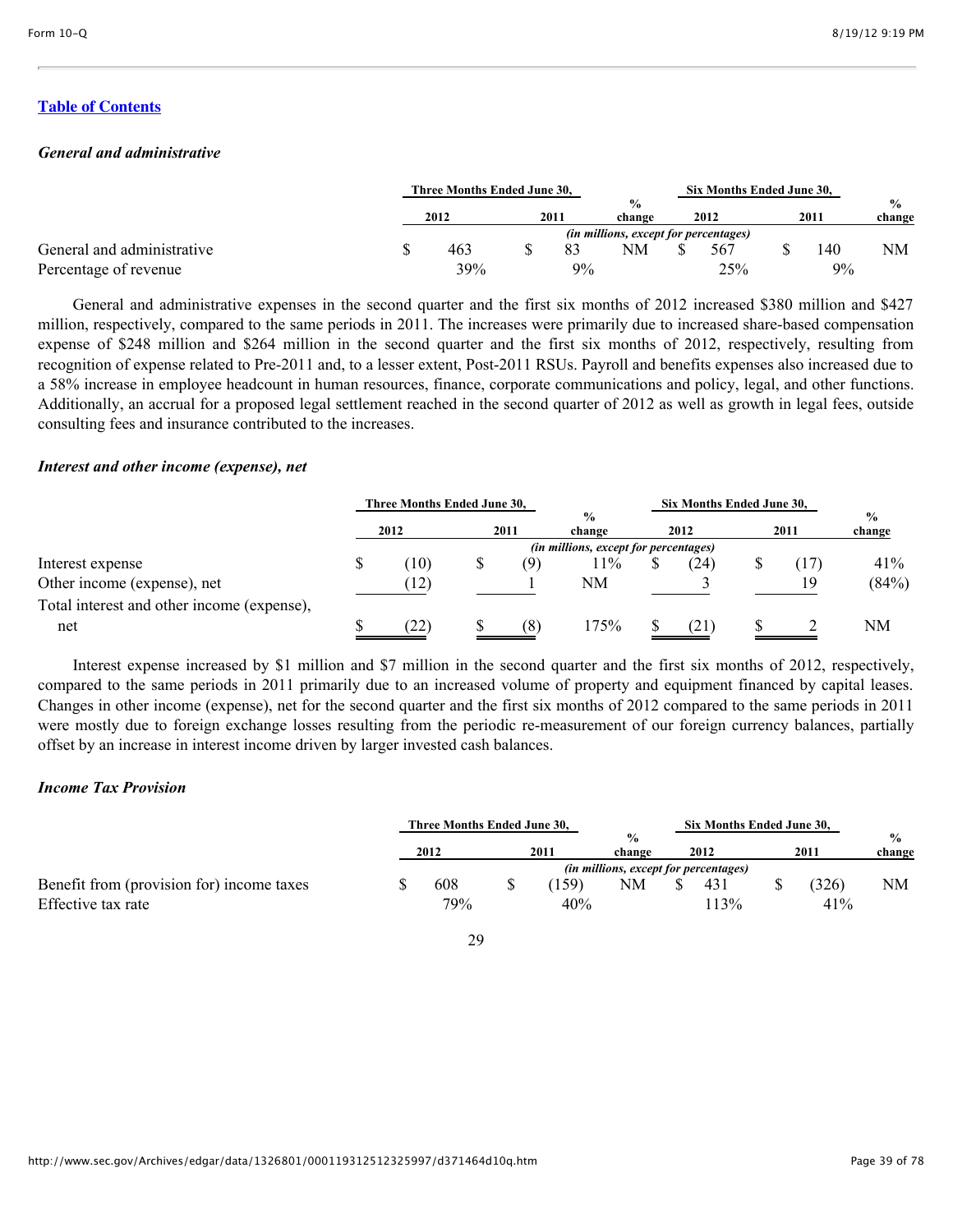[Table of Contents](#)

### *General and administrative*

| | Three Months Ended June 30, | | | Six Months Ended June 30, | | |
|---|---|---|---|---|---|---|
| | 2012 | 2011 | % change | 2012 | 2011 | % change |
| | *(in millions, except for percentages)* | | | | | |
| General and administrative | $ 463 | $ 83 | NM | $ 567 | $ 140 | NM |
| Percentage of revenue | 39% | 9% | | 25% | 9% | |

General and administrative expenses in the second quarter and the first six months of 2012 increased $380 million and $427 million, respectively, compared to the same periods in 2011. The increases were primarily due to increased share-based compensation expense of $248 million and $264 million in the second quarter and the first six months of 2012, respectively, resulting from recognition of expense related to Pre-2011 and, to a lesser extent, Post-2011 RSUs. Payroll and benefits expenses also increased due to a 58% increase in employee headcount in human resources, finance, corporate communications and policy, legal, and other functions. Additionally, an accrual for a proposed legal settlement reached in the second quarter of 2012 as well as growth in legal fees, outside consulting fees and insurance contributed to the increases.

### *Interest and other income (expense), net*

| | Three Months Ended June 30, | | | Six Months Ended June 30, | | |
|---|---|---|---|---|---|---|
| | 2012 | 2011 | % change | 2012 | 2011 | % change |
| | *(in millions, except for percentages)* | | | | | |
| Interest expense | $ (10) | $ (9) | 11% | $ (24) | $ (17) | 41% |
| Other income (expense), net | (12) | 1 | NM | 3 | 19 | (84%) |
| Total interest and other income (expense), net | $ (22) | $ (8) | 175% | $ (21) | $ 2 | NM |

Interest expense increased by $1 million and $7 million in the second quarter and the first six months of 2012, respectively, compared to the same periods in 2011 primarily due to an increased volume of property and equipment financed by capital leases. Changes in other income (expense), net for the second quarter and the first six months of 2012 compared to the same periods in 2011 were mostly due to foreign exchange losses resulting from the periodic re-measurement of our foreign currency balances, partially offset by an increase in interest income driven by larger invested cash balances.

### *Income Tax Provision*

| | Three Months Ended June 30, | | | Six Months Ended June 30, | | |
|---|---|---|---|---|---|---|
| | 2012 | 2011 | % change | 2012 | 2011 | % change |
| | *(in millions, except for percentages)* | | | | | |
| Benefit from (provision for) income taxes | $ 608 | $ (159) | NM | $ 431 | $ (326) | NM |
| Effective tax rate | 79% | 40% | | 113% | 41% | |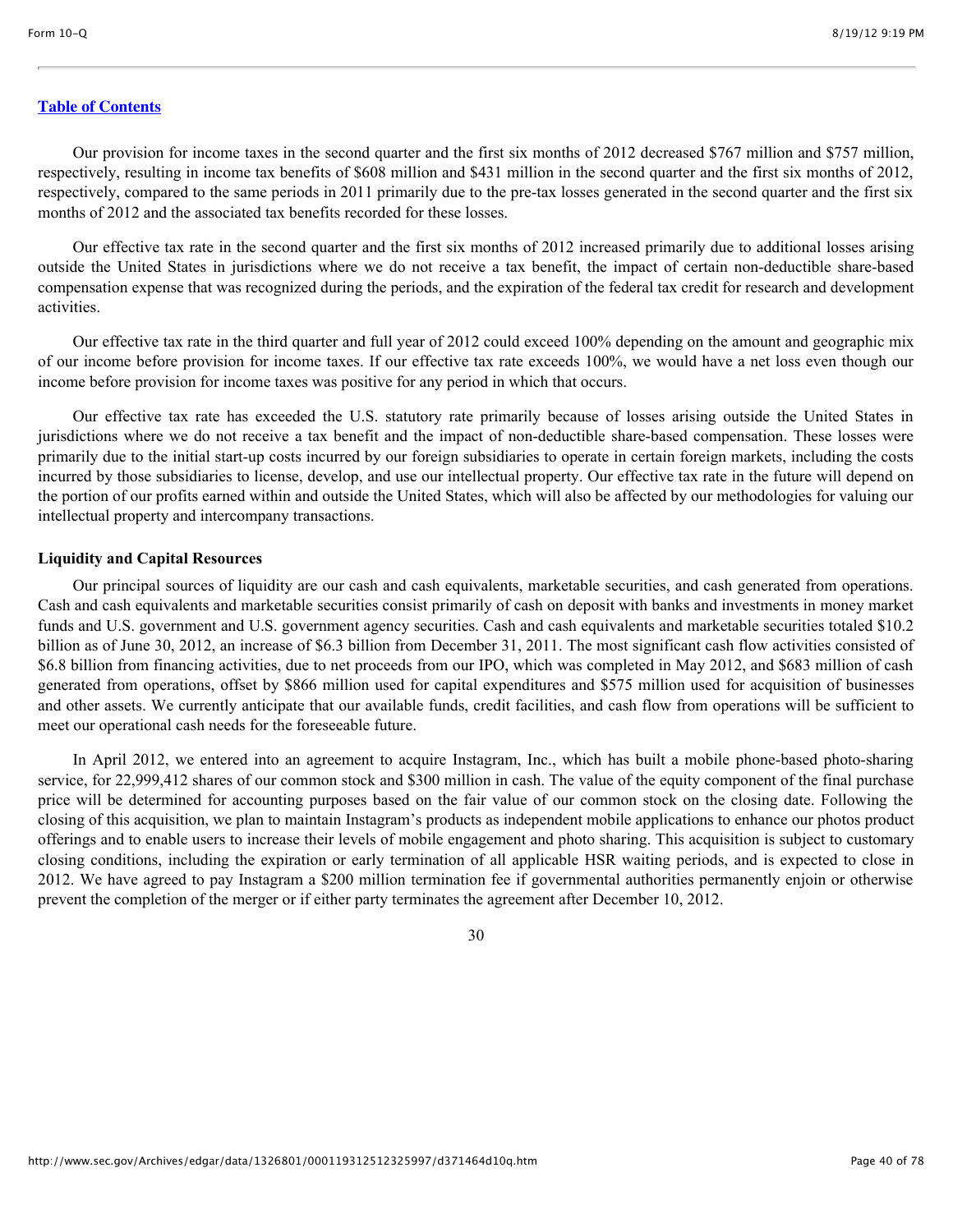[Table of Contents](#)

Our provision for income taxes in the second quarter and the first six months of 2012 decreased $767 million and $757 million, respectively, resulting in income tax benefits of $608 million and $431 million in the second quarter and the first six months of 2012, respectively, compared to the same periods in 2011 primarily due to the pre-tax losses generated in the second quarter and the first six months of 2012 and the associated tax benefits recorded for these losses.

Our effective tax rate in the second quarter and the first six months of 2012 increased primarily due to additional losses arising outside the United States in jurisdictions where we do not receive a tax benefit, the impact of certain non-deductible share-based compensation expense that was recognized during the periods, and the expiration of the federal tax credit for research and development activities.

Our effective tax rate in the third quarter and full year of 2012 could exceed 100% depending on the amount and geographic mix of our income before provision for income taxes. If our effective tax rate exceeds 100%, we would have a net loss even though our income before provision for income taxes was positive for any period in which that occurs.

Our effective tax rate has exceeded the U.S. statutory rate primarily because of losses arising outside the United States in jurisdictions where we do not receive a tax benefit and the impact of non-deductible share-based compensation. These losses were primarily due to the initial start-up costs incurred by our foreign subsidiaries to operate in certain foreign markets, including the costs incurred by those subsidiaries to license, develop, and use our intellectual property. Our effective tax rate in the future will depend on the portion of our profits earned within and outside the United States, which will also be affected by our methodologies for valuing our intellectual property and intercompany transactions.

**Liquidity and Capital Resources**

Our principal sources of liquidity are our cash and cash equivalents, marketable securities, and cash generated from operations. Cash and cash equivalents and marketable securities consist primarily of cash on deposit with banks and investments in money market funds and U.S. government and U.S. government agency securities. Cash and cash equivalents and marketable securities totaled $10.2 billion as of June 30, 2012, an increase of $6.3 billion from December 31, 2011. The most significant cash flow activities consisted of $6.8 billion from financing activities, due to net proceeds from our IPO, which was completed in May 2012, and $683 million of cash generated from operations, offset by $866 million used for capital expenditures and $575 million used for acquisition of businesses and other assets. We currently anticipate that our available funds, credit facilities, and cash flow from operations will be sufficient to meet our operational cash needs for the foreseeable future.

In April 2012, we entered into an agreement to acquire Instagram, Inc., which has built a mobile phone-based photo-sharing service, for 22,999,412 shares of our common stock and $300 million in cash. The value of the equity component of the final purchase price will be determined for accounting purposes based on the fair value of our common stock on the closing date. Following the closing of this acquisition, we plan to maintain Instagram's products as independent mobile applications to enhance our photos product offerings and to enable users to increase their levels of mobile engagement and photo sharing. This acquisition is subject to customary closing conditions, including the expiration or early termination of all applicable HSR waiting periods, and is expected to close in 2012. We have agreed to pay Instagram a $200 million termination fee if governmental authorities permanently enjoin or otherwise prevent the completion of the merger or if either party terminates the agreement after December 10, 2012.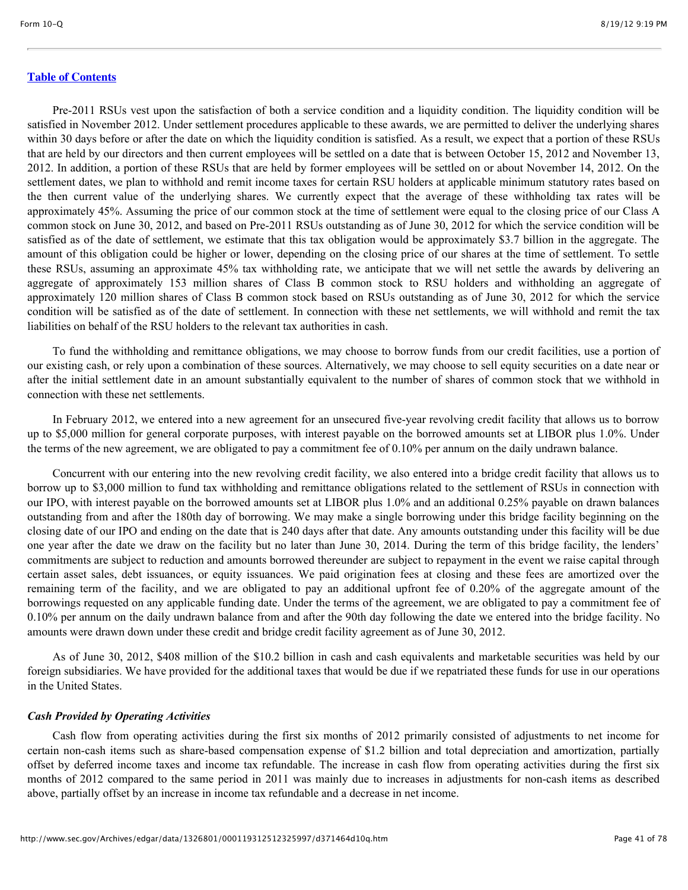[Table of Contents](#)

Pre-2011 RSUs vest upon the satisfaction of both a service condition and a liquidity condition. The liquidity condition will be satisfied in November 2012. Under settlement procedures applicable to these awards, we are permitted to deliver the underlying shares within 30 days before or after the date on which the liquidity condition is satisfied. As a result, we expect that a portion of these RSUs that are held by our directors and then current employees will be settled on a date that is between October 15, 2012 and November 13, 2012. In addition, a portion of these RSUs that are held by former employees will be settled on or about November 14, 2012. On the settlement dates, we plan to withhold and remit income taxes for certain RSU holders at applicable minimum statutory rates based on the then current value of the underlying shares. We currently expect that the average of these withholding tax rates will be approximately 45%. Assuming the price of our common stock at the time of settlement were equal to the closing price of our Class A common stock on June 30, 2012, and based on Pre-2011 RSUs outstanding as of June 30, 2012 for which the service condition will be satisfied as of the date of settlement, we estimate that this tax obligation would be approximately $3.7 billion in the aggregate. The amount of this obligation could be higher or lower, depending on the closing price of our shares at the time of settlement. To settle these RSUs, assuming an approximate 45% tax withholding rate, we anticipate that we will net settle the awards by delivering an aggregate of approximately 153 million shares of Class B common stock to RSU holders and withholding an aggregate of approximately 120 million shares of Class B common stock based on RSUs outstanding as of June 30, 2012 for which the service condition will be satisfied as of the date of settlement. In connection with these net settlements, we will withhold and remit the tax liabilities on behalf of the RSU holders to the relevant tax authorities in cash.

To fund the withholding and remittance obligations, we may choose to borrow funds from our credit facilities, use a portion of our existing cash, or rely upon a combination of these sources. Alternatively, we may choose to sell equity securities on a date near or after the initial settlement date in an amount substantially equivalent to the number of shares of common stock that we withhold in connection with these net settlements.

In February 2012, we entered into a new agreement for an unsecured five-year revolving credit facility that allows us to borrow up to $5,000 million for general corporate purposes, with interest payable on the borrowed amounts set at LIBOR plus 1.0%. Under the terms of the new agreement, we are obligated to pay a commitment fee of 0.10% per annum on the daily undrawn balance.

Concurrent with our entering into the new revolving credit facility, we also entered into a bridge credit facility that allows us to borrow up to $3,000 million to fund tax withholding and remittance obligations related to the settlement of RSUs in connection with our IPO, with interest payable on the borrowed amounts set at LIBOR plus 1.0% and an additional 0.25% payable on drawn balances outstanding from and after the 180th day of borrowing. We may make a single borrowing under this bridge facility beginning on the closing date of our IPO and ending on the date that is 240 days after that date. Any amounts outstanding under this facility will be due one year after the date we draw on the facility but no later than June 30, 2014. During the term of this bridge facility, the lenders' commitments are subject to reduction and amounts borrowed thereunder are subject to repayment in the event we raise capital through certain asset sales, debt issuances, or equity issuances. We paid origination fees at closing and these fees are amortized over the remaining term of the facility, and we are obligated to pay an additional upfront fee of 0.20% of the aggregate amount of the borrowings requested on any applicable funding date. Under the terms of the agreement, we are obligated to pay a commitment fee of 0.10% per annum on the daily undrawn balance from and after the 90th day following the date we entered into the bridge facility. No amounts were drawn down under these credit and bridge credit facility agreement as of June 30, 2012.

As of June 30, 2012, $408 million of the $10.2 billion in cash and cash equivalents and marketable securities was held by our foreign subsidiaries. We have provided for the additional taxes that would be due if we repatriated these funds for use in our operations in the United States.

***Cash Provided by Operating Activities***

Cash flow from operating activities during the first six months of 2012 primarily consisted of adjustments to net income for certain non-cash items such as share-based compensation expense of $1.2 billion and total depreciation and amortization, partially offset by deferred income taxes and income tax refundable. The increase in cash flow from operating activities during the first six months of 2012 compared to the same period in 2011 was mainly due to increases in adjustments for non-cash items as described above, partially offset by an increase in income tax refundable and a decrease in net income.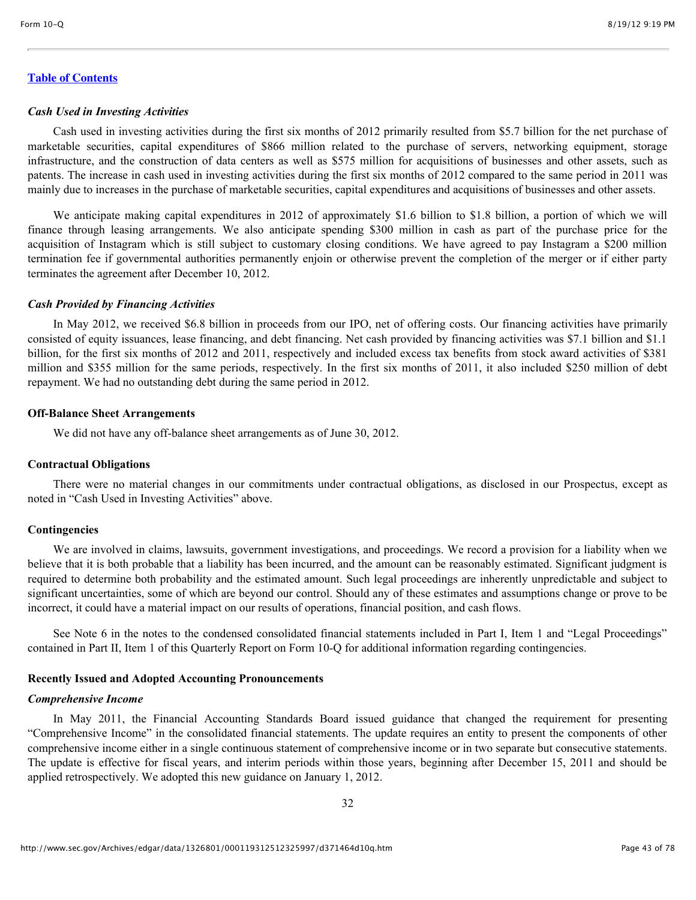[Table of Contents](#)

### *Cash Used in Investing Activities*

Cash used in investing activities during the first six months of 2012 primarily resulted from $5.7 billion for the net purchase of marketable securities, capital expenditures of $866 million related to the purchase of servers, networking equipment, storage infrastructure, and the construction of data centers as well as $575 million for acquisitions of businesses and other assets, such as patents. The increase in cash used in investing activities during the first six months of 2012 compared to the same period in 2011 was mainly due to increases in the purchase of marketable securities, capital expenditures and acquisitions of businesses and other assets.

We anticipate making capital expenditures in 2012 of approximately $1.6 billion to $1.8 billion, a portion of which we will finance through leasing arrangements. We also anticipate spending $300 million in cash as part of the purchase price for the acquisition of Instagram which is still subject to customary closing conditions. We have agreed to pay Instagram a $200 million termination fee if governmental authorities permanently enjoin or otherwise prevent the completion of the merger or if either party terminates the agreement after December 10, 2012.

### *Cash Provided by Financing Activities*

In May 2012, we received $6.8 billion in proceeds from our IPO, net of offering costs. Our financing activities have primarily consisted of equity issuances, lease financing, and debt financing. Net cash provided by financing activities was $7.1 billion and $1.1 billion, for the first six months of 2012 and 2011, respectively and included excess tax benefits from stock award activities of $381 million and $355 million for the same periods, respectively. In the first six months of 2011, it also included $250 million of debt repayment. We had no outstanding debt during the same period in 2012.

## Off-Balance Sheet Arrangements

We did not have any off-balance sheet arrangements as of June 30, 2012.

## Contractual Obligations

There were no material changes in our commitments under contractual obligations, as disclosed in our Prospectus, except as noted in "Cash Used in Investing Activities" above.

## Contingencies

We are involved in claims, lawsuits, government investigations, and proceedings. We record a provision for a liability when we believe that it is both probable that a liability has been incurred, and the amount can be reasonably estimated. Significant judgment is required to determine both probability and the estimated amount. Such legal proceedings are inherently unpredictable and subject to significant uncertainties, some of which are beyond our control. Should any of these estimates and assumptions change or prove to be incorrect, it could have a material impact on our results of operations, financial position, and cash flows.

See Note 6 in the notes to the condensed consolidated financial statements included in Part I, Item 1 and "Legal Proceedings" contained in Part II, Item 1 of this Quarterly Report on Form 10-Q for additional information regarding contingencies.

## Recently Issued and Adopted Accounting Pronouncements

### *Comprehensive Income*

In May 2011, the Financial Accounting Standards Board issued guidance that changed the requirement for presenting "Comprehensive Income" in the consolidated financial statements. The update requires an entity to present the components of other comprehensive income either in a single continuous statement of comprehensive income or in two separate but consecutive statements. The update is effective for fiscal years, and interim periods within those years, beginning after December 15, 2011 and should be applied retrospectively. We adopted this new guidance on January 1, 2012.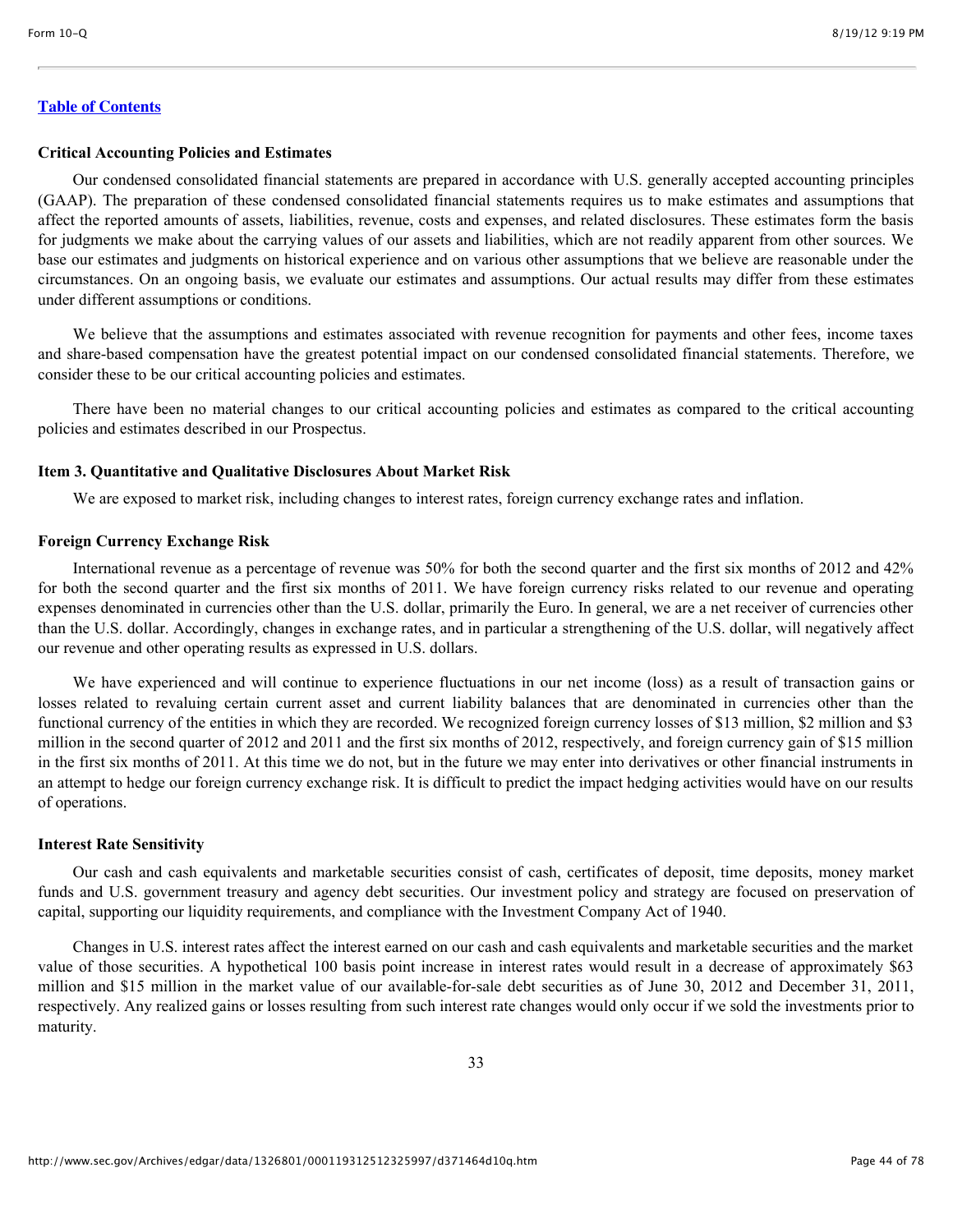[Table of Contents](#)

### Critical Accounting Policies and Estimates

Our condensed consolidated financial statements are prepared in accordance with U.S. generally accepted accounting principles (GAAP). The preparation of these condensed consolidated financial statements requires us to make estimates and assumptions that affect the reported amounts of assets, liabilities, revenue, costs and expenses, and related disclosures. These estimates form the basis for judgments we make about the carrying values of our assets and liabilities, which are not readily apparent from other sources. We base our estimates and judgments on historical experience and on various other assumptions that we believe are reasonable under the circumstances. On an ongoing basis, we evaluate our estimates and assumptions. Our actual results may differ from these estimates under different assumptions or conditions.

We believe that the assumptions and estimates associated with revenue recognition for payments and other fees, income taxes and share-based compensation have the greatest potential impact on our condensed consolidated financial statements. Therefore, we consider these to be our critical accounting policies and estimates.

There have been no material changes to our critical accounting policies and estimates as compared to the critical accounting policies and estimates described in our Prospectus.

## Item 3. Quantitative and Qualitative Disclosures About Market Risk

We are exposed to market risk, including changes to interest rates, foreign currency exchange rates and inflation.

### Foreign Currency Exchange Risk

International revenue as a percentage of revenue was 50% for both the second quarter and the first six months of 2012 and 42% for both the second quarter and the first six months of 2011. We have foreign currency risks related to our revenue and operating expenses denominated in currencies other than the U.S. dollar, primarily the Euro. In general, we are a net receiver of currencies other than the U.S. dollar. Accordingly, changes in exchange rates, and in particular a strengthening of the U.S. dollar, will negatively affect our revenue and other operating results as expressed in U.S. dollars.

We have experienced and will continue to experience fluctuations in our net income (loss) as a result of transaction gains or losses related to revaluing certain current asset and current liability balances that are denominated in currencies other than the functional currency of the entities in which they are recorded. We recognized foreign currency losses of $13 million, $2 million and $3 million in the second quarter of 2012 and 2011 and the first six months of 2012, respectively, and foreign currency gain of $15 million in the first six months of 2011. At this time we do not, but in the future we may enter into derivatives or other financial instruments in an attempt to hedge our foreign currency exchange risk. It is difficult to predict the impact hedging activities would have on our results of operations.

### Interest Rate Sensitivity

Our cash and cash equivalents and marketable securities consist of cash, certificates of deposit, time deposits, money market funds and U.S. government treasury and agency debt securities. Our investment policy and strategy are focused on preservation of capital, supporting our liquidity requirements, and compliance with the Investment Company Act of 1940.

Changes in U.S. interest rates affect the interest earned on our cash and cash equivalents and marketable securities and the market value of those securities. A hypothetical 100 basis point increase in interest rates would result in a decrease of approximately $63 million and $15 million in the market value of our available-for-sale debt securities as of June 30, 2012 and December 31, 2011, respectively. Any realized gains or losses resulting from such interest rate changes would only occur if we sold the investments prior to maturity.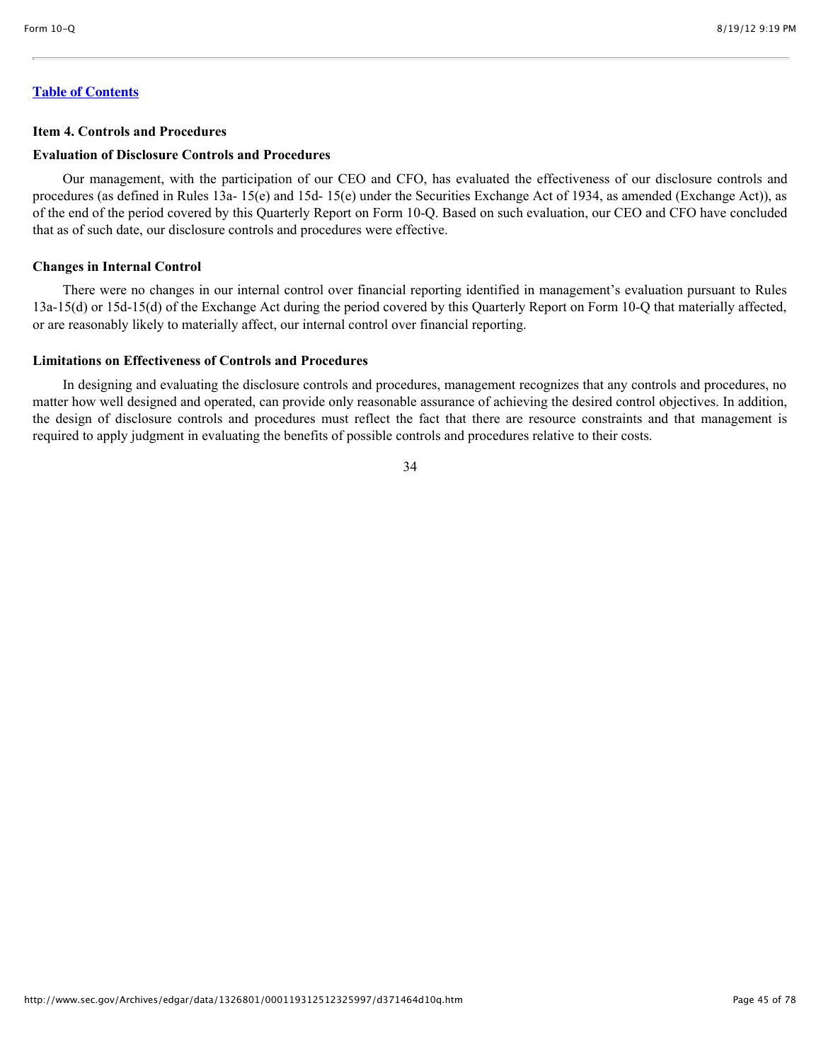[Table of Contents]

### Item 4. Controls and Procedures

**Evaluation of Disclosure Controls and Procedures**

Our management, with the participation of our CEO and CFO, has evaluated the effectiveness of our disclosure controls and procedures (as defined in Rules 13a- 15(e) and 15d- 15(e) under the Securities Exchange Act of 1934, as amended (Exchange Act)), as of the end of the period covered by this Quarterly Report on Form 10-Q. Based on such evaluation, our CEO and CFO have concluded that as of such date, our disclosure controls and procedures were effective.

**Changes in Internal Control**

There were no changes in our internal control over financial reporting identified in management's evaluation pursuant to Rules 13a-15(d) or 15d-15(d) of the Exchange Act during the period covered by this Quarterly Report on Form 10-Q that materially affected, or are reasonably likely to materially affect, our internal control over financial reporting.

**Limitations on Effectiveness of Controls and Procedures**

In designing and evaluating the disclosure controls and procedures, management recognizes that any controls and procedures, no matter how well designed and operated, can provide only reasonable assurance of achieving the desired control objectives. In addition, the design of disclosure controls and procedures must reflect the fact that there are resource constraints and that management is required to apply judgment in evaluating the benefits of possible controls and procedures relative to their costs.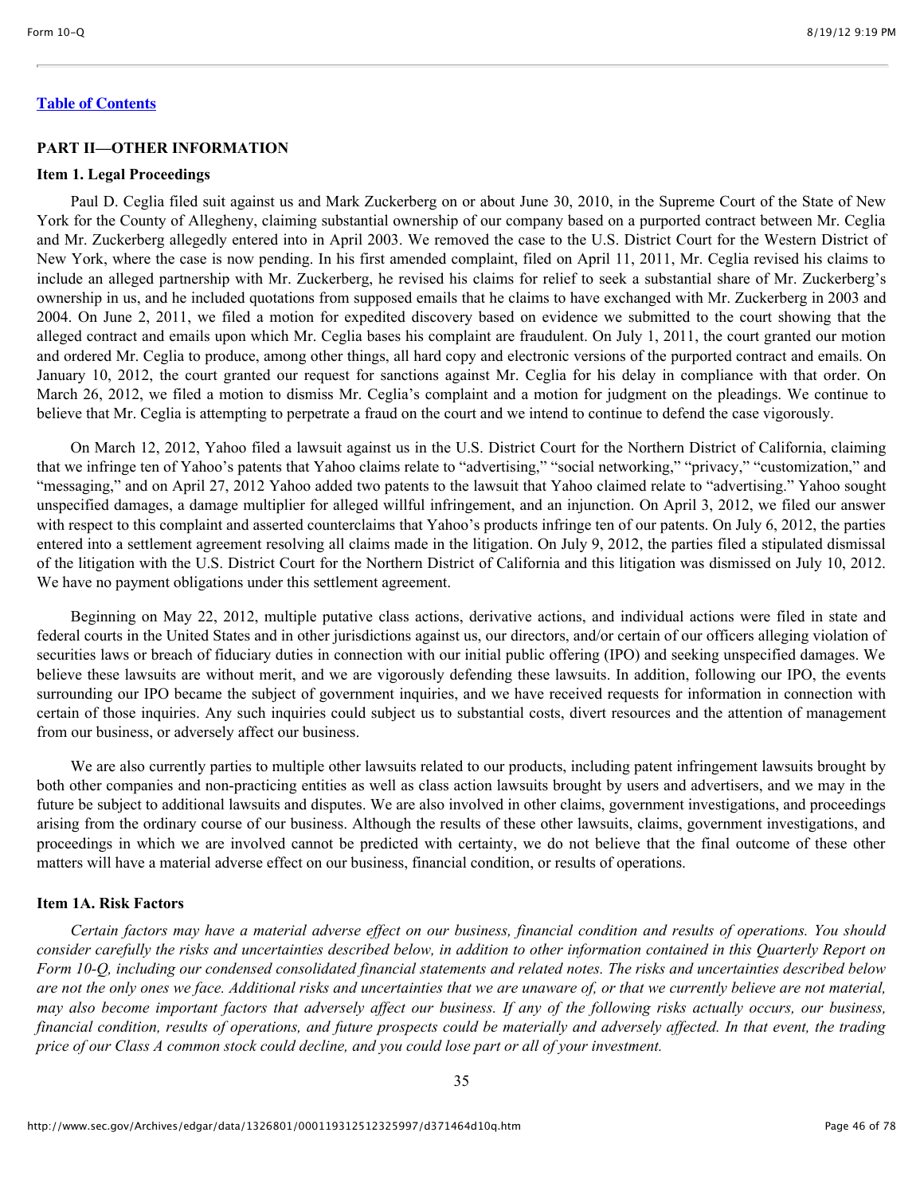[Table of Contents](#)

## PART II—OTHER INFORMATION

### Item 1. Legal Proceedings

Paul D. Ceglia filed suit against us and Mark Zuckerberg on or about June 30, 2010, in the Supreme Court of the State of New York for the County of Allegheny, claiming substantial ownership of our company based on a purported contract between Mr. Ceglia and Mr. Zuckerberg allegedly entered into in April 2003. We removed the case to the U.S. District Court for the Western District of New York, where the case is now pending. In his first amended complaint, filed on April 11, 2011, Mr. Ceglia revised his claims to include an alleged partnership with Mr. Zuckerberg, he revised his claims for relief to seek a substantial share of Mr. Zuckerberg's ownership in us, and he included quotations from supposed emails that he claims to have exchanged with Mr. Zuckerberg in 2003 and 2004. On June 2, 2011, we filed a motion for expedited discovery based on evidence we submitted to the court showing that the alleged contract and emails upon which Mr. Ceglia bases his complaint are fraudulent. On July 1, 2011, the court granted our motion and ordered Mr. Ceglia to produce, among other things, all hard copy and electronic versions of the purported contract and emails. On January 10, 2012, the court granted our request for sanctions against Mr. Ceglia for his delay in compliance with that order. On March 26, 2012, we filed a motion to dismiss Mr. Ceglia's complaint and a motion for judgment on the pleadings. We continue to believe that Mr. Ceglia is attempting to perpetrate a fraud on the court and we intend to continue to defend the case vigorously.

On March 12, 2012, Yahoo filed a lawsuit against us in the U.S. District Court for the Northern District of California, claiming that we infringe ten of Yahoo's patents that Yahoo claims relate to "advertising," "social networking," "privacy," "customization," and "messaging," and on April 27, 2012 Yahoo added two patents to the lawsuit that Yahoo claimed relate to "advertising." Yahoo sought unspecified damages, a damage multiplier for alleged willful infringement, and an injunction. On April 3, 2012, we filed our answer with respect to this complaint and asserted counterclaims that Yahoo's products infringe ten of our patents. On July 6, 2012, the parties entered into a settlement agreement resolving all claims made in the litigation. On July 9, 2012, the parties filed a stipulated dismissal of the litigation with the U.S. District Court for the Northern District of California and this litigation was dismissed on July 10, 2012. We have no payment obligations under this settlement agreement.

Beginning on May 22, 2012, multiple putative class actions, derivative actions, and individual actions were filed in state and federal courts in the United States and in other jurisdictions against us, our directors, and/or certain of our officers alleging violation of securities laws or breach of fiduciary duties in connection with our initial public offering (IPO) and seeking unspecified damages. We believe these lawsuits are without merit, and we are vigorously defending these lawsuits. In addition, following our IPO, the events surrounding our IPO became the subject of government inquiries, and we have received requests for information in connection with certain of those inquiries. Any such inquiries could subject us to substantial costs, divert resources and the attention of management from our business, or adversely affect our business.

We are also currently parties to multiple other lawsuits related to our products, including patent infringement lawsuits brought by both other companies and non-practicing entities as well as class action lawsuits brought by users and advertisers, and we may in the future be subject to additional lawsuits and disputes. We are also involved in other claims, government investigations, and proceedings arising from the ordinary course of our business. Although the results of these other lawsuits, claims, government investigations, and proceedings in which we are involved cannot be predicted with certainty, we do not believe that the final outcome of these other matters will have a material adverse effect on our business, financial condition, or results of operations.

### Item 1A. Risk Factors

*Certain factors may have a material adverse effect on our business, financial condition and results of operations. You should consider carefully the risks and uncertainties described below, in addition to other information contained in this Quarterly Report on Form 10-Q, including our condensed consolidated financial statements and related notes. The risks and uncertainties described below are not the only ones we face. Additional risks and uncertainties that we are unaware of, or that we currently believe are not material, may also become important factors that adversely affect our business. If any of the following risks actually occurs, our business, financial condition, results of operations, and future prospects could be materially and adversely affected. In that event, the trading price of our Class A common stock could decline, and you could lose part or all of your investment.*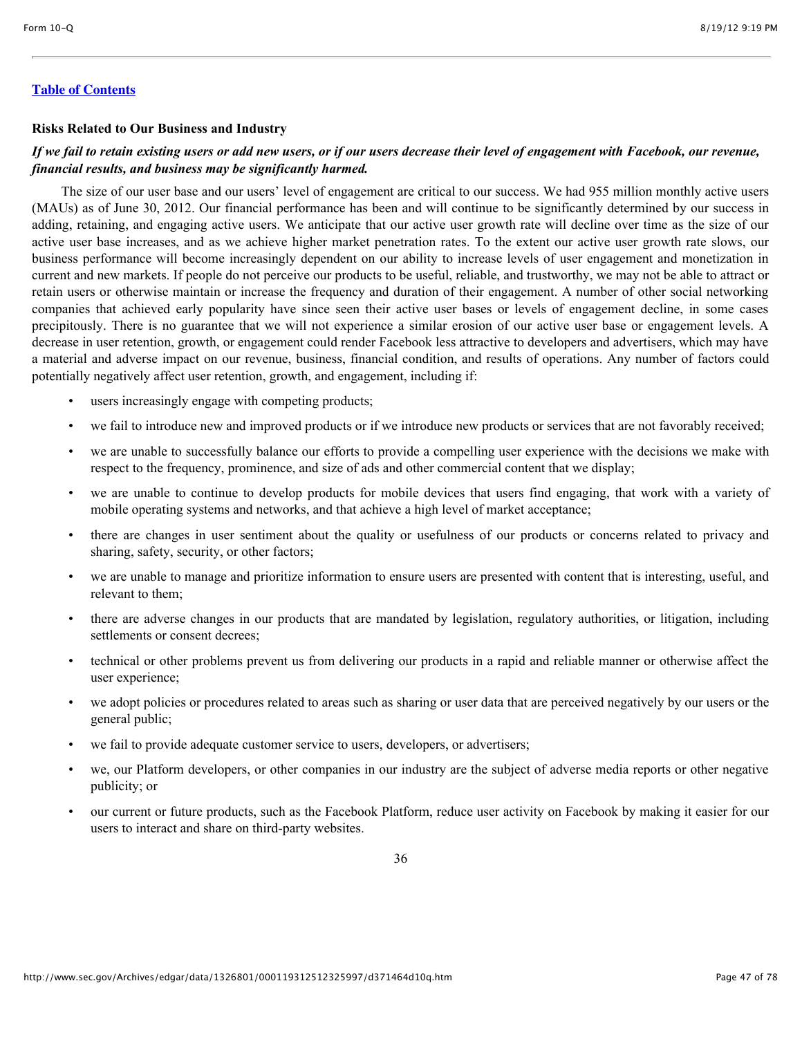[Table of Contents](#)

**Risks Related to Our Business and Industry**

***If we fail to retain existing users or add new users, or if our users decrease their level of engagement with Facebook, our revenue, financial results, and business may be significantly harmed.***

The size of our user base and our users' level of engagement are critical to our success. We had 955 million monthly active users (MAUs) as of June 30, 2012. Our financial performance has been and will continue to be significantly determined by our success in adding, retaining, and engaging active users. We anticipate that our active user growth rate will decline over time as the size of our active user base increases, and as we achieve higher market penetration rates. To the extent our active user growth rate slows, our business performance will become increasingly dependent on our ability to increase levels of user engagement and monetization in current and new markets. If people do not perceive our products to be useful, reliable, and trustworthy, we may not be able to attract or retain users or otherwise maintain or increase the frequency and duration of their engagement. A number of other social networking companies that achieved early popularity have since seen their active user bases or levels of engagement decline, in some cases precipitously. There is no guarantee that we will not experience a similar erosion of our active user base or engagement levels. A decrease in user retention, growth, or engagement could render Facebook less attractive to developers and advertisers, which may have a material and adverse impact on our revenue, business, financial condition, and results of operations. Any number of factors could potentially negatively affect user retention, growth, and engagement, including if:

- users increasingly engage with competing products;
- we fail to introduce new and improved products or if we introduce new products or services that are not favorably received;
- we are unable to successfully balance our efforts to provide a compelling user experience with the decisions we make with respect to the frequency, prominence, and size of ads and other commercial content that we display;
- we are unable to continue to develop products for mobile devices that users find engaging, that work with a variety of mobile operating systems and networks, and that achieve a high level of market acceptance;
- there are changes in user sentiment about the quality or usefulness of our products or concerns related to privacy and sharing, safety, security, or other factors;
- we are unable to manage and prioritize information to ensure users are presented with content that is interesting, useful, and relevant to them;
- there are adverse changes in our products that are mandated by legislation, regulatory authorities, or litigation, including settlements or consent decrees;
- technical or other problems prevent us from delivering our products in a rapid and reliable manner or otherwise affect the user experience;
- we adopt policies or procedures related to areas such as sharing or user data that are perceived negatively by our users or the general public;
- we fail to provide adequate customer service to users, developers, or advertisers;
- we, our Platform developers, or other companies in our industry are the subject of adverse media reports or other negative publicity; or
- our current or future products, such as the Facebook Platform, reduce user activity on Facebook by making it easier for our users to interact and share on third-party websites.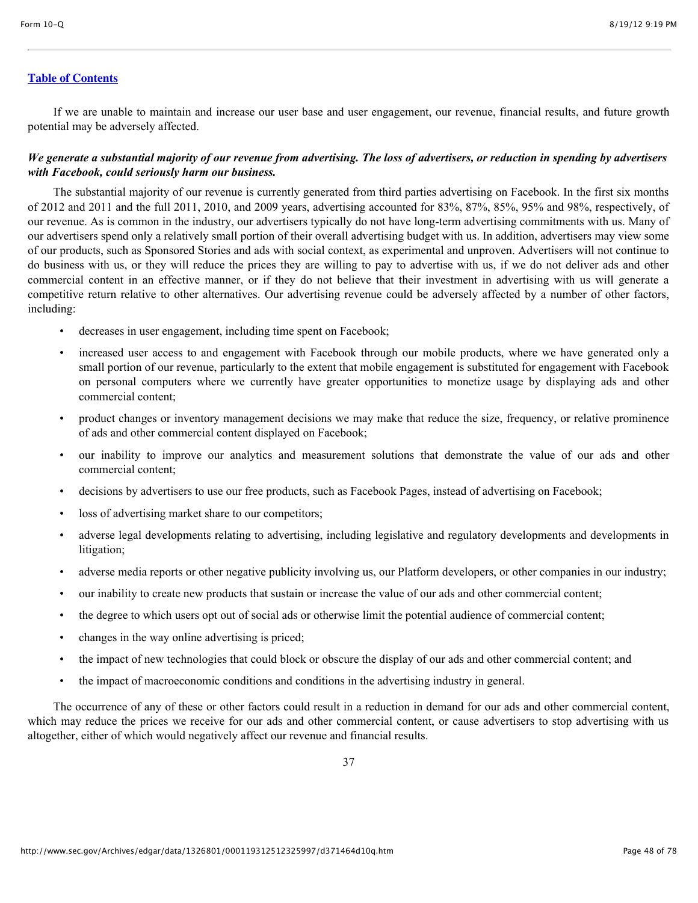If we are unable to maintain and increase our user base and user engagement, our revenue, financial results, and future growth potential may be adversely affected.

***We generate a substantial majority of our revenue from advertising. The loss of advertisers, or reduction in spending by advertisers with Facebook, could seriously harm our business.***

The substantial majority of our revenue is currently generated from third parties advertising on Facebook. In the first six months of 2012 and 2011 and the full 2011, 2010, and 2009 years, advertising accounted for 83%, 87%, 85%, 95% and 98%, respectively, of our revenue. As is common in the industry, our advertisers typically do not have long-term advertising commitments with us. Many of our advertisers spend only a relatively small portion of their overall advertising budget with us. In addition, advertisers may view some of our products, such as Sponsored Stories and ads with social context, as experimental and unproven. Advertisers will not continue to do business with us, or they will reduce the prices they are willing to pay to advertise with us, if we do not deliver ads and other commercial content in an effective manner, or if they do not believe that their investment in advertising with us will generate a competitive return relative to other alternatives. Our advertising revenue could be adversely affected by a number of other factors, including:

- decreases in user engagement, including time spent on Facebook;
- increased user access to and engagement with Facebook through our mobile products, where we have generated only a small portion of our revenue, particularly to the extent that mobile engagement is substituted for engagement with Facebook on personal computers where we currently have greater opportunities to monetize usage by displaying ads and other commercial content;
- product changes or inventory management decisions we may make that reduce the size, frequency, or relative prominence of ads and other commercial content displayed on Facebook;
- our inability to improve our analytics and measurement solutions that demonstrate the value of our ads and other commercial content;
- decisions by advertisers to use our free products, such as Facebook Pages, instead of advertising on Facebook;
- loss of advertising market share to our competitors;
- adverse legal developments relating to advertising, including legislative and regulatory developments and developments in litigation;
- adverse media reports or other negative publicity involving us, our Platform developers, or other companies in our industry;
- our inability to create new products that sustain or increase the value of our ads and other commercial content;
- the degree to which users opt out of social ads or otherwise limit the potential audience of commercial content;
- changes in the way online advertising is priced;
- the impact of new technologies that could block or obscure the display of our ads and other commercial content; and
- the impact of macroeconomic conditions and conditions in the advertising industry in general.

The occurrence of any of these or other factors could result in a reduction in demand for our ads and other commercial content, which may reduce the prices we receive for our ads and other commercial content, or cause advertisers to stop advertising with us altogether, either of which would negatively affect our revenue and financial results.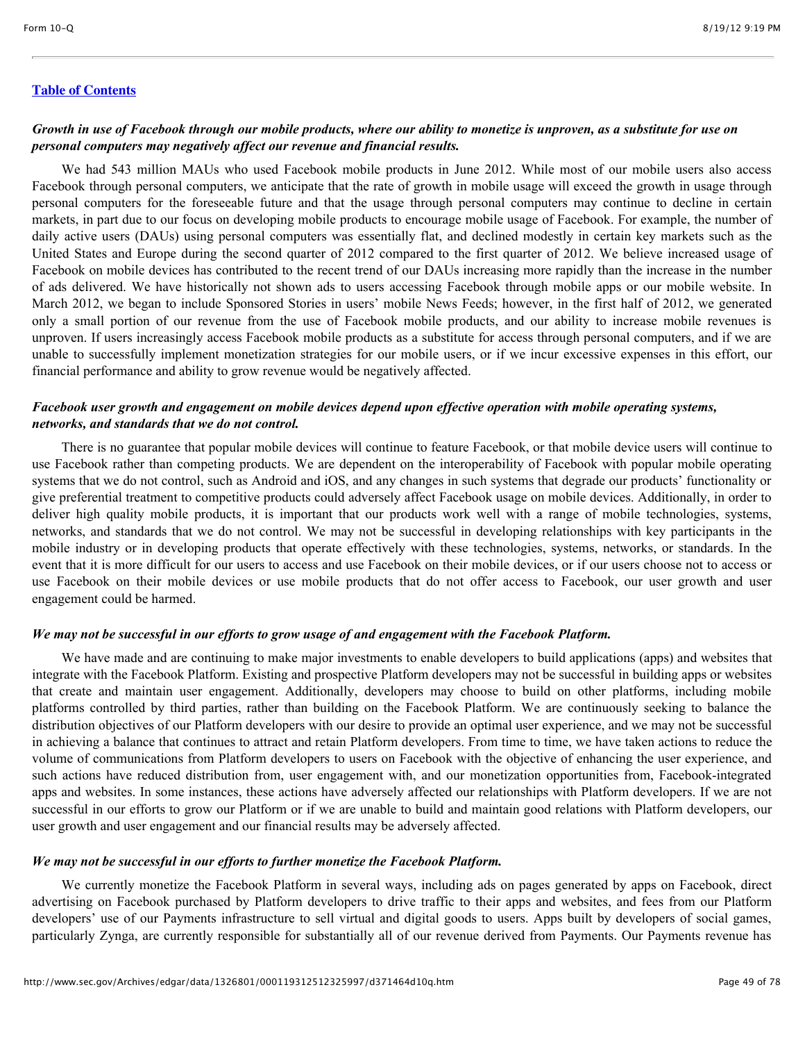[Table of Contents](#)

***Growth in use of Facebook through our mobile products, where our ability to monetize is unproven, as a substitute for use on personal computers may negatively affect our revenue and financial results.***

We had 543 million MAUs who used Facebook mobile products in June 2012. While most of our mobile users also access Facebook through personal computers, we anticipate that the rate of growth in mobile usage will exceed the growth in usage through personal computers for the foreseeable future and that the usage through personal computers may continue to decline in certain markets, in part due to our focus on developing mobile products to encourage mobile usage of Facebook. For example, the number of daily active users (DAUs) using personal computers was essentially flat, and declined modestly in certain key markets such as the United States and Europe during the second quarter of 2012 compared to the first quarter of 2012. We believe increased usage of Facebook on mobile devices has contributed to the recent trend of our DAUs increasing more rapidly than the increase in the number of ads delivered. We have historically not shown ads to users accessing Facebook through mobile apps or our mobile website. In March 2012, we began to include Sponsored Stories in users' mobile News Feeds; however, in the first half of 2012, we generated only a small portion of our revenue from the use of Facebook mobile products, and our ability to increase mobile revenues is unproven. If users increasingly access Facebook mobile products as a substitute for access through personal computers, and if we are unable to successfully implement monetization strategies for our mobile users, or if we incur excessive expenses in this effort, our financial performance and ability to grow revenue would be negatively affected.

***Facebook user growth and engagement on mobile devices depend upon effective operation with mobile operating systems, networks, and standards that we do not control.***

There is no guarantee that popular mobile devices will continue to feature Facebook, or that mobile device users will continue to use Facebook rather than competing products. We are dependent on the interoperability of Facebook with popular mobile operating systems that we do not control, such as Android and iOS, and any changes in such systems that degrade our products' functionality or give preferential treatment to competitive products could adversely affect Facebook usage on mobile devices. Additionally, in order to deliver high quality mobile products, it is important that our products work well with a range of mobile technologies, systems, networks, and standards that we do not control. We may not be successful in developing relationships with key participants in the mobile industry or in developing products that operate effectively with these technologies, systems, networks, or standards. In the event that it is more difficult for our users to access and use Facebook on their mobile devices, or if our users choose not to access or use Facebook on their mobile devices or use mobile products that do not offer access to Facebook, our user growth and user engagement could be harmed.

***We may not be successful in our efforts to grow usage of and engagement with the Facebook Platform.***

We have made and are continuing to make major investments to enable developers to build applications (apps) and websites that integrate with the Facebook Platform. Existing and prospective Platform developers may not be successful in building apps or websites that create and maintain user engagement. Additionally, developers may choose to build on other platforms, including mobile platforms controlled by third parties, rather than building on the Facebook Platform. We are continuously seeking to balance the distribution objectives of our Platform developers with our desire to provide an optimal user experience, and we may not be successful in achieving a balance that continues to attract and retain Platform developers. From time to time, we have taken actions to reduce the volume of communications from Platform developers to users on Facebook with the objective of enhancing the user experience, and such actions have reduced distribution from, user engagement with, and our monetization opportunities from, Facebook-integrated apps and websites. In some instances, these actions have adversely affected our relationships with Platform developers. If we are not successful in our efforts to grow our Platform or if we are unable to build and maintain good relations with Platform developers, our user growth and user engagement and our financial results may be adversely affected.

***We may not be successful in our efforts to further monetize the Facebook Platform.***

We currently monetize the Facebook Platform in several ways, including ads on pages generated by apps on Facebook, direct advertising on Facebook purchased by Platform developers to drive traffic to their apps and websites, and fees from our Platform developers' use of our Payments infrastructure to sell virtual and digital goods to users. Apps built by developers of social games, particularly Zynga, are currently responsible for substantially all of our revenue derived from Payments. Our Payments revenue has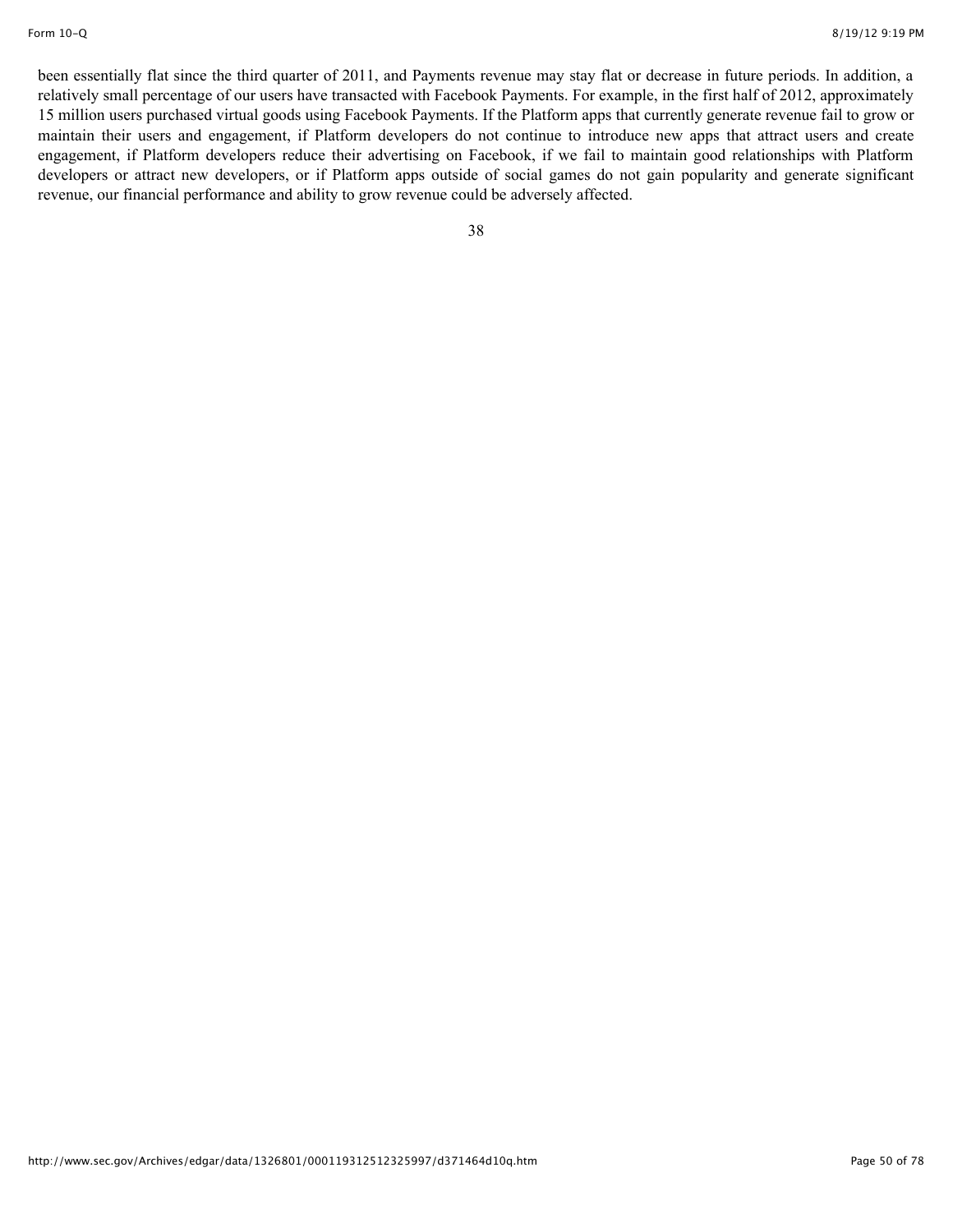been essentially flat since the third quarter of 2011, and Payments revenue may stay flat or decrease in future periods. In addition, a relatively small percentage of our users have transacted with Facebook Payments. For example, in the first half of 2012, approximately 15 million users purchased virtual goods using Facebook Payments. If the Platform apps that currently generate revenue fail to grow or maintain their users and engagement, if Platform developers do not continue to introduce new apps that attract users and create engagement, if Platform developers reduce their advertising on Facebook, if we fail to maintain good relationships with Platform developers or attract new developers, or if Platform apps outside of social games do not gain popularity and generate significant revenue, our financial performance and ability to grow revenue could be adversely affected.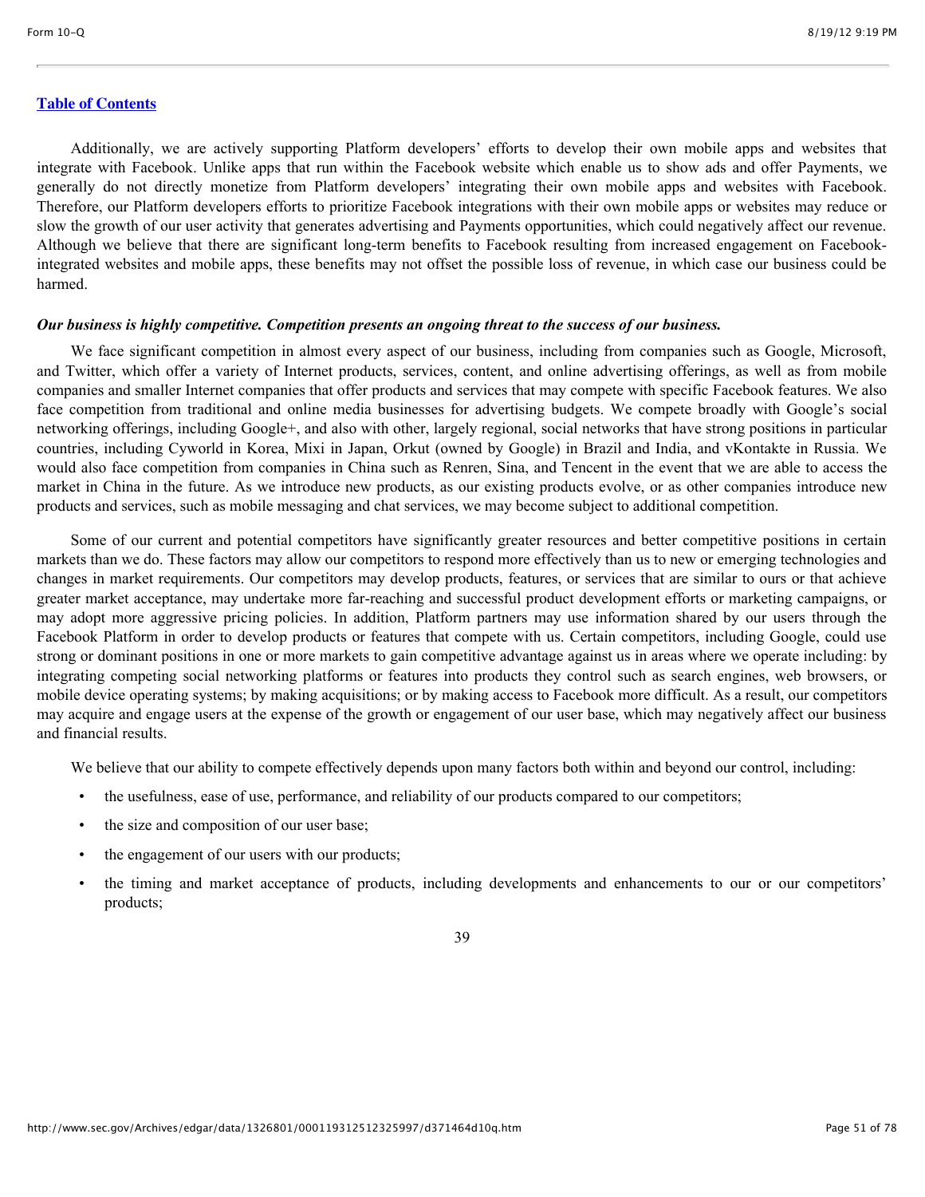[Table of Contents](#)

Additionally, we are actively supporting Platform developers' efforts to develop their own mobile apps and websites that integrate with Facebook. Unlike apps that run within the Facebook website which enable us to show ads and offer Payments, we generally do not directly monetize from Platform developers' integrating their own mobile apps and websites with Facebook. Therefore, our Platform developers efforts to prioritize Facebook integrations with their own mobile apps or websites may reduce or slow the growth of our user activity that generates advertising and Payments opportunities, which could negatively affect our revenue. Although we believe that there are significant long-term benefits to Facebook resulting from increased engagement on Facebook-integrated websites and mobile apps, these benefits may not offset the possible loss of revenue, in which case our business could be harmed.

***Our business is highly competitive. Competition presents an ongoing threat to the success of our business.***

We face significant competition in almost every aspect of our business, including from companies such as Google, Microsoft, and Twitter, which offer a variety of Internet products, services, content, and online advertising offerings, as well as from mobile companies and smaller Internet companies that offer products and services that may compete with specific Facebook features. We also face competition from traditional and online media businesses for advertising budgets. We compete broadly with Google's social networking offerings, including Google+, and also with other, largely regional, social networks that have strong positions in particular countries, including Cyworld in Korea, Mixi in Japan, Orkut (owned by Google) in Brazil and India, and vKontakte in Russia. We would also face competition from companies in China such as Renren, Sina, and Tencent in the event that we are able to access the market in China in the future. As we introduce new products, as our existing products evolve, or as other companies introduce new products and services, such as mobile messaging and chat services, we may become subject to additional competition.

Some of our current and potential competitors have significantly greater resources and better competitive positions in certain markets than we do. These factors may allow our competitors to respond more effectively than us to new or emerging technologies and changes in market requirements. Our competitors may develop products, features, or services that are similar to ours or that achieve greater market acceptance, may undertake more far-reaching and successful product development efforts or marketing campaigns, or may adopt more aggressive pricing policies. In addition, Platform partners may use information shared by our users through the Facebook Platform in order to develop products or features that compete with us. Certain competitors, including Google, could use strong or dominant positions in one or more markets to gain competitive advantage against us in areas where we operate including: by integrating competing social networking platforms or features into products they control such as search engines, web browsers, or mobile device operating systems; by making acquisitions; or by making access to Facebook more difficult. As a result, our competitors may acquire and engage users at the expense of the growth or engagement of our user base, which may negatively affect our business and financial results.

We believe that our ability to compete effectively depends upon many factors both within and beyond our control, including:

- the usefulness, ease of use, performance, and reliability of our products compared to our competitors;
- the size and composition of our user base;
- the engagement of our users with our products;
- the timing and market acceptance of products, including developments and enhancements to our or our competitors' products;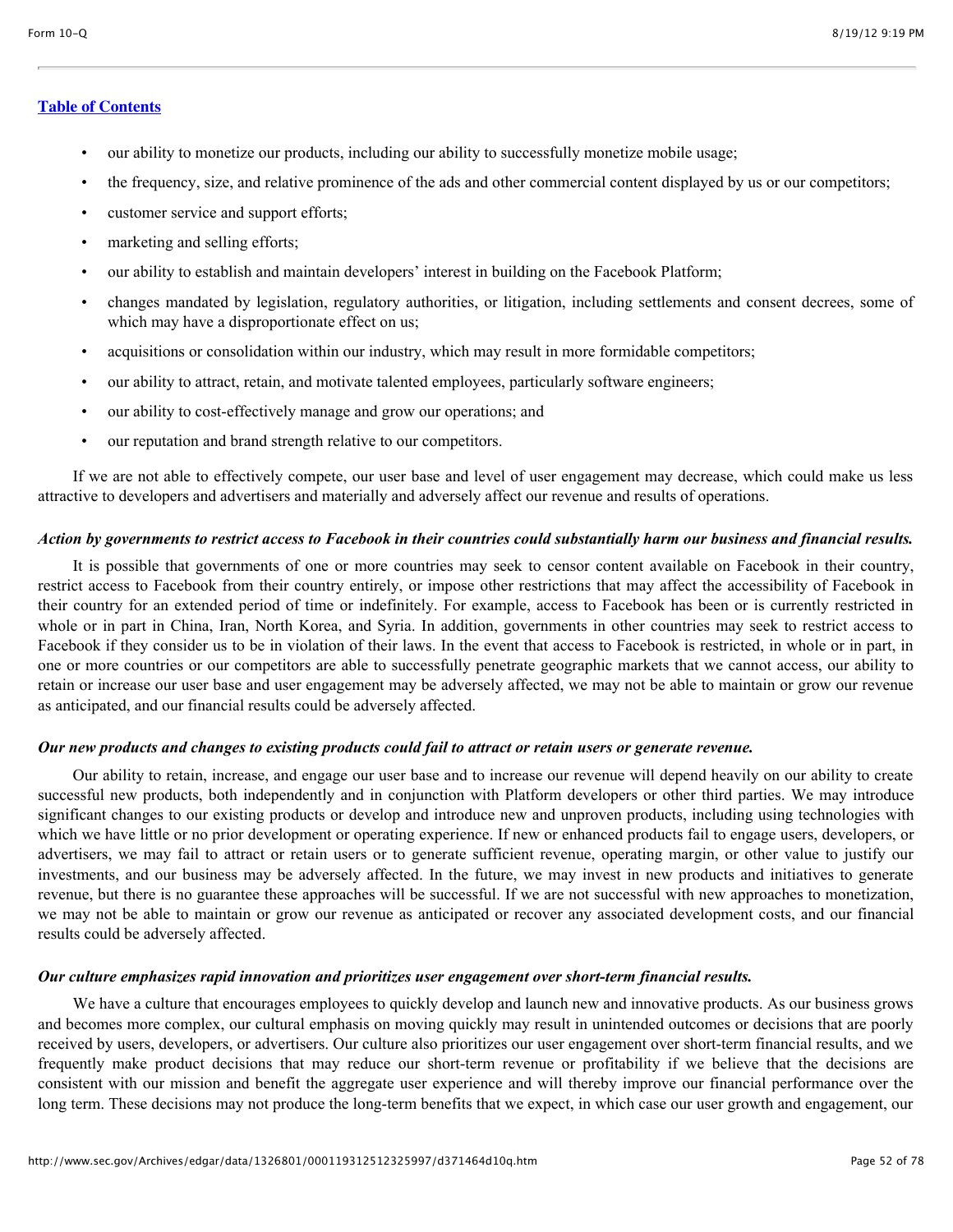- our ability to monetize our products, including our ability to successfully monetize mobile usage;
- the frequency, size, and relative prominence of the ads and other commercial content displayed by us or our competitors;
- customer service and support efforts;
- marketing and selling efforts;
- our ability to establish and maintain developers' interest in building on the Facebook Platform;
- changes mandated by legislation, regulatory authorities, or litigation, including settlements and consent decrees, some of which may have a disproportionate effect on us;
- acquisitions or consolidation within our industry, which may result in more formidable competitors;
- our ability to attract, retain, and motivate talented employees, particularly software engineers;
- our ability to cost-effectively manage and grow our operations; and
- our reputation and brand strength relative to our competitors.

If we are not able to effectively compete, our user base and level of user engagement may decrease, which could make us less attractive to developers and advertisers and materially and adversely affect our revenue and results of operations.

***Action by governments to restrict access to Facebook in their countries could substantially harm our business and financial results.***

It is possible that governments of one or more countries may seek to censor content available on Facebook in their country, restrict access to Facebook from their country entirely, or impose other restrictions that may affect the accessibility of Facebook in their country for an extended period of time or indefinitely. For example, access to Facebook has been or is currently restricted in whole or in part in China, Iran, North Korea, and Syria. In addition, governments in other countries may seek to restrict access to Facebook if they consider us to be in violation of their laws. In the event that access to Facebook is restricted, in whole or in part, in one or more countries or our competitors are able to successfully penetrate geographic markets that we cannot access, our ability to retain or increase our user base and user engagement may be adversely affected, we may not be able to maintain or grow our revenue as anticipated, and our financial results could be adversely affected.

***Our new products and changes to existing products could fail to attract or retain users or generate revenue.***

Our ability to retain, increase, and engage our user base and to increase our revenue will depend heavily on our ability to create successful new products, both independently and in conjunction with Platform developers or other third parties. We may introduce significant changes to our existing products or develop and introduce new and unproven products, including using technologies with which we have little or no prior development or operating experience. If new or enhanced products fail to engage users, developers, or advertisers, we may fail to attract or retain users or to generate sufficient revenue, operating margin, or other value to justify our investments, and our business may be adversely affected. In the future, we may invest in new products and initiatives to generate revenue, but there is no guarantee these approaches will be successful. If we are not successful with new approaches to monetization, we may not be able to maintain or grow our revenue as anticipated or recover any associated development costs, and our financial results could be adversely affected.

***Our culture emphasizes rapid innovation and prioritizes user engagement over short-term financial results.***

We have a culture that encourages employees to quickly develop and launch new and innovative products. As our business grows and becomes more complex, our cultural emphasis on moving quickly may result in unintended outcomes or decisions that are poorly received by users, developers, or advertisers. Our culture also prioritizes our user engagement over short-term financial results, and we frequently make product decisions that may reduce our short-term revenue or profitability if we believe that the decisions are consistent with our mission and benefit the aggregate user experience and will thereby improve our financial performance over the long term. These decisions may not produce the long-term benefits that we expect, in which case our user growth and engagement, our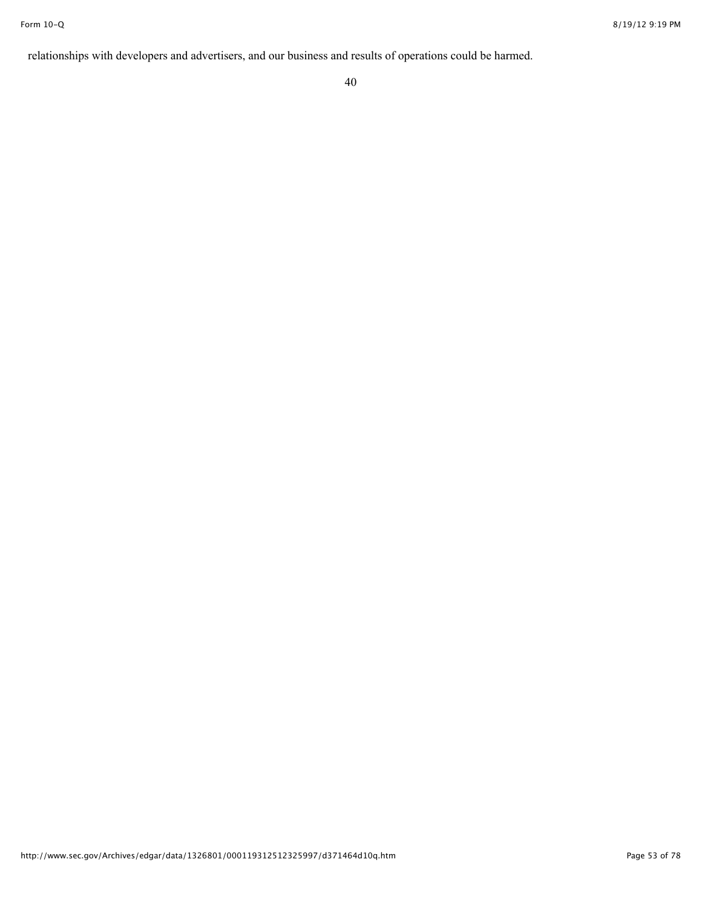relationships with developers and advertisers, and our business and results of operations could be harmed.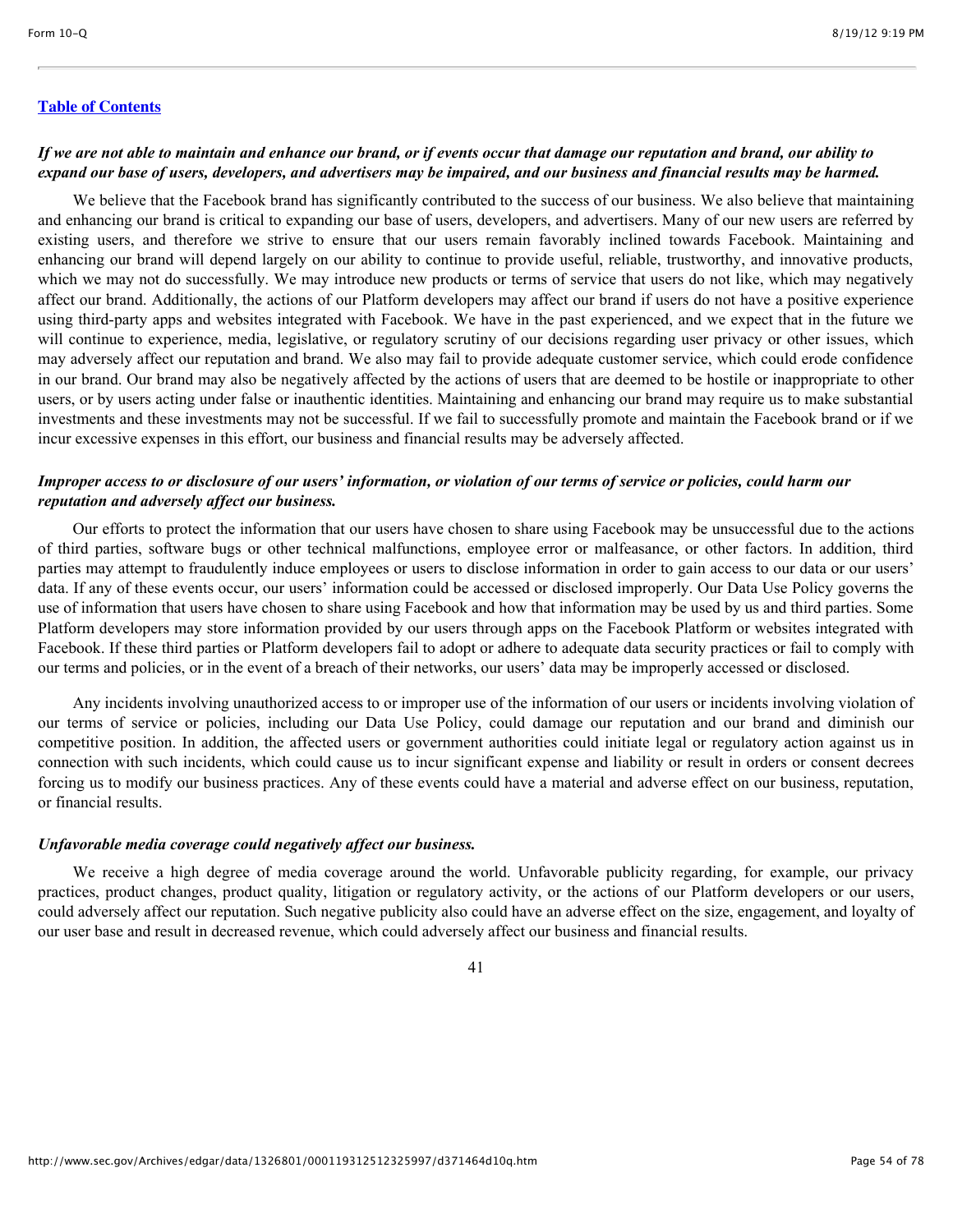[Table of Contents](#)

***If we are not able to maintain and enhance our brand, or if events occur that damage our reputation and brand, our ability to expand our base of users, developers, and advertisers may be impaired, and our business and financial results may be harmed.***

We believe that the Facebook brand has significantly contributed to the success of our business. We also believe that maintaining and enhancing our brand is critical to expanding our base of users, developers, and advertisers. Many of our new users are referred by existing users, and therefore we strive to ensure that our users remain favorably inclined towards Facebook. Maintaining and enhancing our brand will depend largely on our ability to continue to provide useful, reliable, trustworthy, and innovative products, which we may not do successfully. We may introduce new products or terms of service that users do not like, which may negatively affect our brand. Additionally, the actions of our Platform developers may affect our brand if users do not have a positive experience using third-party apps and websites integrated with Facebook. We have in the past experienced, and we expect that in the future we will continue to experience, media, legislative, or regulatory scrutiny of our decisions regarding user privacy or other issues, which may adversely affect our reputation and brand. We also may fail to provide adequate customer service, which could erode confidence in our brand. Our brand may also be negatively affected by the actions of users that are deemed to be hostile or inappropriate to other users, or by users acting under false or inauthentic identities. Maintaining and enhancing our brand may require us to make substantial investments and these investments may not be successful. If we fail to successfully promote and maintain the Facebook brand or if we incur excessive expenses in this effort, our business and financial results may be adversely affected.

***Improper access to or disclosure of our users' information, or violation of our terms of service or policies, could harm our reputation and adversely affect our business.***

Our efforts to protect the information that our users have chosen to share using Facebook may be unsuccessful due to the actions of third parties, software bugs or other technical malfunctions, employee error or malfeasance, or other factors. In addition, third parties may attempt to fraudulently induce employees or users to disclose information in order to gain access to our data or our users' data. If any of these events occur, our users' information could be accessed or disclosed improperly. Our Data Use Policy governs the use of information that users have chosen to share using Facebook and how that information may be used by us and third parties. Some Platform developers may store information provided by our users through apps on the Facebook Platform or websites integrated with Facebook. If these third parties or Platform developers fail to adopt or adhere to adequate data security practices or fail to comply with our terms and policies, or in the event of a breach of their networks, our users' data may be improperly accessed or disclosed.

Any incidents involving unauthorized access to or improper use of the information of our users or incidents involving violation of our terms of service or policies, including our Data Use Policy, could damage our reputation and our brand and diminish our competitive position. In addition, the affected users or government authorities could initiate legal or regulatory action against us in connection with such incidents, which could cause us to incur significant expense and liability or result in orders or consent decrees forcing us to modify our business practices. Any of these events could have a material and adverse effect on our business, reputation, or financial results.

***Unfavorable media coverage could negatively affect our business.***

We receive a high degree of media coverage around the world. Unfavorable publicity regarding, for example, our privacy practices, product changes, product quality, litigation or regulatory activity, or the actions of our Platform developers or our users, could adversely affect our reputation. Such negative publicity also could have an adverse effect on the size, engagement, and loyalty of our user base and result in decreased revenue, which could adversely affect our business and financial results.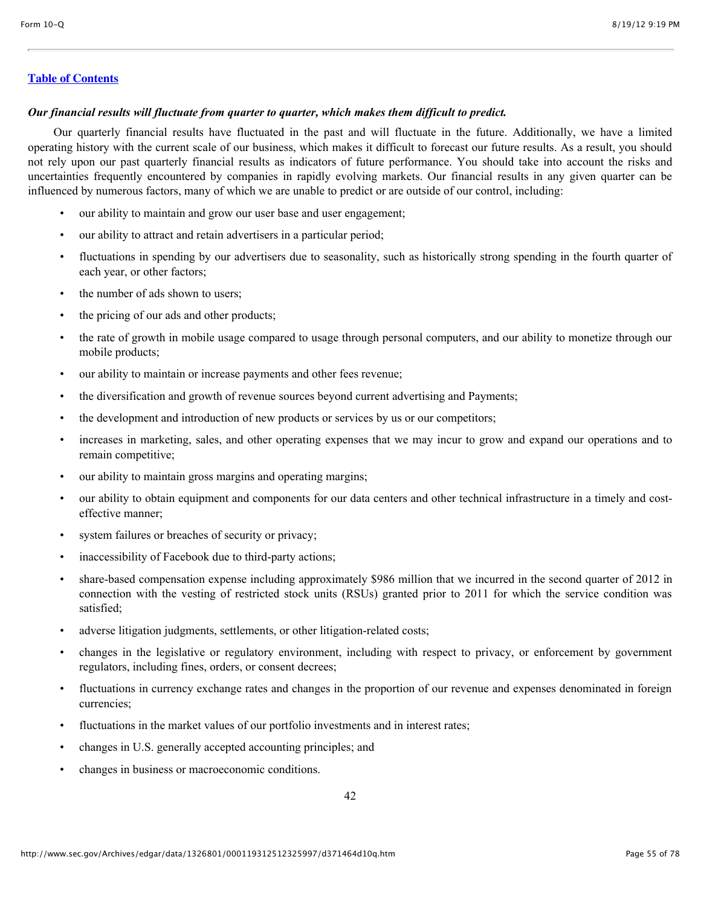*Our financial results will fluctuate from quarter to quarter, which makes them difficult to predict.*

Our quarterly financial results have fluctuated in the past and will fluctuate in the future. Additionally, we have a limited operating history with the current scale of our business, which makes it difficult to forecast our future results. As a result, you should not rely upon our past quarterly financial results as indicators of future performance. You should take into account the risks and uncertainties frequently encountered by companies in rapidly evolving markets. Our financial results in any given quarter can be influenced by numerous factors, many of which we are unable to predict or are outside of our control, including:

- our ability to maintain and grow our user base and user engagement;
- our ability to attract and retain advertisers in a particular period;
- fluctuations in spending by our advertisers due to seasonality, such as historically strong spending in the fourth quarter of each year, or other factors;
- the number of ads shown to users;
- the pricing of our ads and other products;
- the rate of growth in mobile usage compared to usage through personal computers, and our ability to monetize through our mobile products;
- our ability to maintain or increase payments and other fees revenue;
- the diversification and growth of revenue sources beyond current advertising and Payments;
- the development and introduction of new products or services by us or our competitors;
- increases in marketing, sales, and other operating expenses that we may incur to grow and expand our operations and to remain competitive;
- our ability to maintain gross margins and operating margins;
- our ability to obtain equipment and components for our data centers and other technical infrastructure in a timely and cost-effective manner;
- system failures or breaches of security or privacy;
- inaccessibility of Facebook due to third-party actions;
- share-based compensation expense including approximately $986 million that we incurred in the second quarter of 2012 in connection with the vesting of restricted stock units (RSUs) granted prior to 2011 for which the service condition was satisfied;
- adverse litigation judgments, settlements, or other litigation-related costs;
- changes in the legislative or regulatory environment, including with respect to privacy, or enforcement by government regulators, including fines, orders, or consent decrees;
- fluctuations in currency exchange rates and changes in the proportion of our revenue and expenses denominated in foreign currencies;
- fluctuations in the market values of our portfolio investments and in interest rates;
- changes in U.S. generally accepted accounting principles; and
- changes in business or macroeconomic conditions.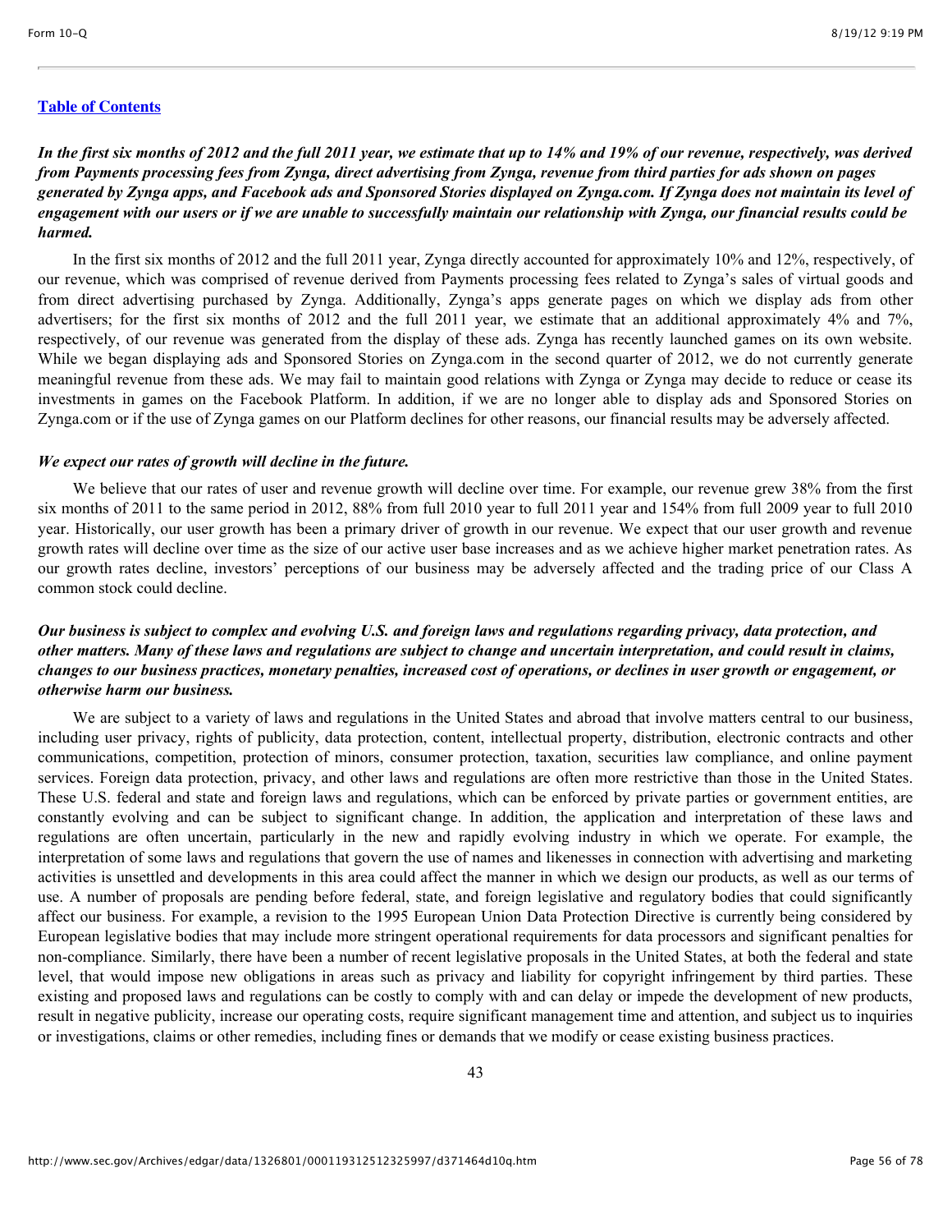[Table of Contents](#)

***In the first six months of 2012 and the full 2011 year, we estimate that up to 14% and 19% of our revenue, respectively, was derived from Payments processing fees from Zynga, direct advertising from Zynga, revenue from third parties for ads shown on pages generated by Zynga apps, and Facebook ads and Sponsored Stories displayed on Zynga.com. If Zynga does not maintain its level of engagement with our users or if we are unable to successfully maintain our relationship with Zynga, our financial results could be harmed.***

In the first six months of 2012 and the full 2011 year, Zynga directly accounted for approximately 10% and 12%, respectively, of our revenue, which was comprised of revenue derived from Payments processing fees related to Zynga's sales of virtual goods and from direct advertising purchased by Zynga. Additionally, Zynga's apps generate pages on which we display ads from other advertisers; for the first six months of 2012 and the full 2011 year, we estimate that an additional approximately 4% and 7%, respectively, of our revenue was generated from the display of these ads. Zynga has recently launched games on its own website. While we began displaying ads and Sponsored Stories on Zynga.com in the second quarter of 2012, we do not currently generate meaningful revenue from these ads. We may fail to maintain good relations with Zynga or Zynga may decide to reduce or cease its investments in games on the Facebook Platform. In addition, if we are no longer able to display ads and Sponsored Stories on Zynga.com or if the use of Zynga games on our Platform declines for other reasons, our financial results may be adversely affected.

***We expect our rates of growth will decline in the future.***

We believe that our rates of user and revenue growth will decline over time. For example, our revenue grew 38% from the first six months of 2011 to the same period in 2012, 88% from full 2010 year to full 2011 year and 154% from full 2009 year to full 2010 year. Historically, our user growth has been a primary driver of growth in our revenue. We expect that our user growth and revenue growth rates will decline over time as the size of our active user base increases and as we achieve higher market penetration rates. As our growth rates decline, investors' perceptions of our business may be adversely affected and the trading price of our Class A common stock could decline.

***Our business is subject to complex and evolving U.S. and foreign laws and regulations regarding privacy, data protection, and other matters. Many of these laws and regulations are subject to change and uncertain interpretation, and could result in claims, changes to our business practices, monetary penalties, increased cost of operations, or declines in user growth or engagement, or otherwise harm our business.***

We are subject to a variety of laws and regulations in the United States and abroad that involve matters central to our business, including user privacy, rights of publicity, data protection, content, intellectual property, distribution, electronic contracts and other communications, competition, protection of minors, consumer protection, taxation, securities law compliance, and online payment services. Foreign data protection, privacy, and other laws and regulations are often more restrictive than those in the United States. These U.S. federal and state and foreign laws and regulations, which can be enforced by private parties or government entities, are constantly evolving and can be subject to significant change. In addition, the application and interpretation of these laws and regulations are often uncertain, particularly in the new and rapidly evolving industry in which we operate. For example, the interpretation of some laws and regulations that govern the use of names and likenesses in connection with advertising and marketing activities is unsettled and developments in this area could affect the manner in which we design our products, as well as our terms of use. A number of proposals are pending before federal, state, and foreign legislative and regulatory bodies that could significantly affect our business. For example, a revision to the 1995 European Union Data Protection Directive is currently being considered by European legislative bodies that may include more stringent operational requirements for data processors and significant penalties for non-compliance. Similarly, there have been a number of recent legislative proposals in the United States, at both the federal and state level, that would impose new obligations in areas such as privacy and liability for copyright infringement by third parties. These existing and proposed laws and regulations can be costly to comply with and can delay or impede the development of new products, result in negative publicity, increase our operating costs, require significant management time and attention, and subject us to inquiries or investigations, claims or other remedies, including fines or demands that we modify or cease existing business practices.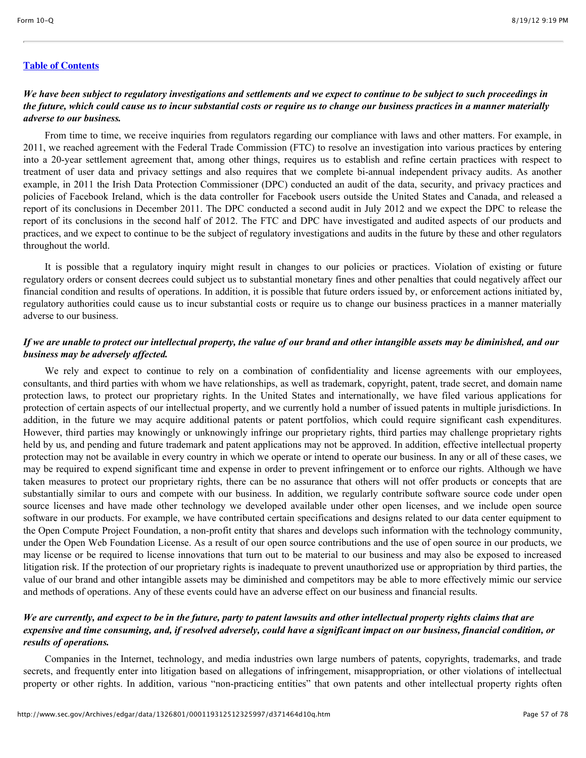[Table of Contents](#)

***We have been subject to regulatory investigations and settlements and we expect to continue to be subject to such proceedings in the future, which could cause us to incur substantial costs or require us to change our business practices in a manner materially adverse to our business.***

From time to time, we receive inquiries from regulators regarding our compliance with laws and other matters. For example, in 2011, we reached agreement with the Federal Trade Commission (FTC) to resolve an investigation into various practices by entering into a 20-year settlement agreement that, among other things, requires us to establish and refine certain practices with respect to treatment of user data and privacy settings and also requires that we complete bi-annual independent privacy audits. As another example, in 2011 the Irish Data Protection Commissioner (DPC) conducted an audit of the data, security, and privacy practices and policies of Facebook Ireland, which is the data controller for Facebook users outside the United States and Canada, and released a report of its conclusions in December 2011. The DPC conducted a second audit in July 2012 and we expect the DPC to release the report of its conclusions in the second half of 2012. The FTC and DPC have investigated and audited aspects of our products and practices, and we expect to continue to be the subject of regulatory investigations and audits in the future by these and other regulators throughout the world.

It is possible that a regulatory inquiry might result in changes to our policies or practices. Violation of existing or future regulatory orders or consent decrees could subject us to substantial monetary fines and other penalties that could negatively affect our financial condition and results of operations. In addition, it is possible that future orders issued by, or enforcement actions initiated by, regulatory authorities could cause us to incur substantial costs or require us to change our business practices in a manner materially adverse to our business.

***If we are unable to protect our intellectual property, the value of our brand and other intangible assets may be diminished, and our business may be adversely affected.***

We rely and expect to continue to rely on a combination of confidentiality and license agreements with our employees, consultants, and third parties with whom we have relationships, as well as trademark, copyright, patent, trade secret, and domain name protection laws, to protect our proprietary rights. In the United States and internationally, we have filed various applications for protection of certain aspects of our intellectual property, and we currently hold a number of issued patents in multiple jurisdictions. In addition, in the future we may acquire additional patents or patent portfolios, which could require significant cash expenditures. However, third parties may knowingly or unknowingly infringe our proprietary rights, third parties may challenge proprietary rights held by us, and pending and future trademark and patent applications may not be approved. In addition, effective intellectual property protection may not be available in every country in which we operate or intend to operate our business. In any or all of these cases, we may be required to expend significant time and expense in order to prevent infringement or to enforce our rights. Although we have taken measures to protect our proprietary rights, there can be no assurance that others will not offer products or concepts that are substantially similar to ours and compete with our business. In addition, we regularly contribute software source code under open source licenses and have made other technology we developed available under other open licenses, and we include open source software in our products. For example, we have contributed certain specifications and designs related to our data center equipment to the Open Compute Project Foundation, a non-profit entity that shares and develops such information with the technology community, under the Open Web Foundation License. As a result of our open source contributions and the use of open source in our products, we may license or be required to license innovations that turn out to be material to our business and may also be exposed to increased litigation risk. If the protection of our proprietary rights is inadequate to prevent unauthorized use or appropriation by third parties, the value of our brand and other intangible assets may be diminished and competitors may be able to more effectively mimic our service and methods of operations. Any of these events could have an adverse effect on our business and financial results.

***We are currently, and expect to be in the future, party to patent lawsuits and other intellectual property rights claims that are expensive and time consuming, and, if resolved adversely, could have a significant impact on our business, financial condition, or results of operations.***

Companies in the Internet, technology, and media industries own large numbers of patents, copyrights, trademarks, and trade secrets, and frequently enter into litigation based on allegations of infringement, misappropriation, or other violations of intellectual property or other rights. In addition, various "non-practicing entities" that own patents and other intellectual property rights often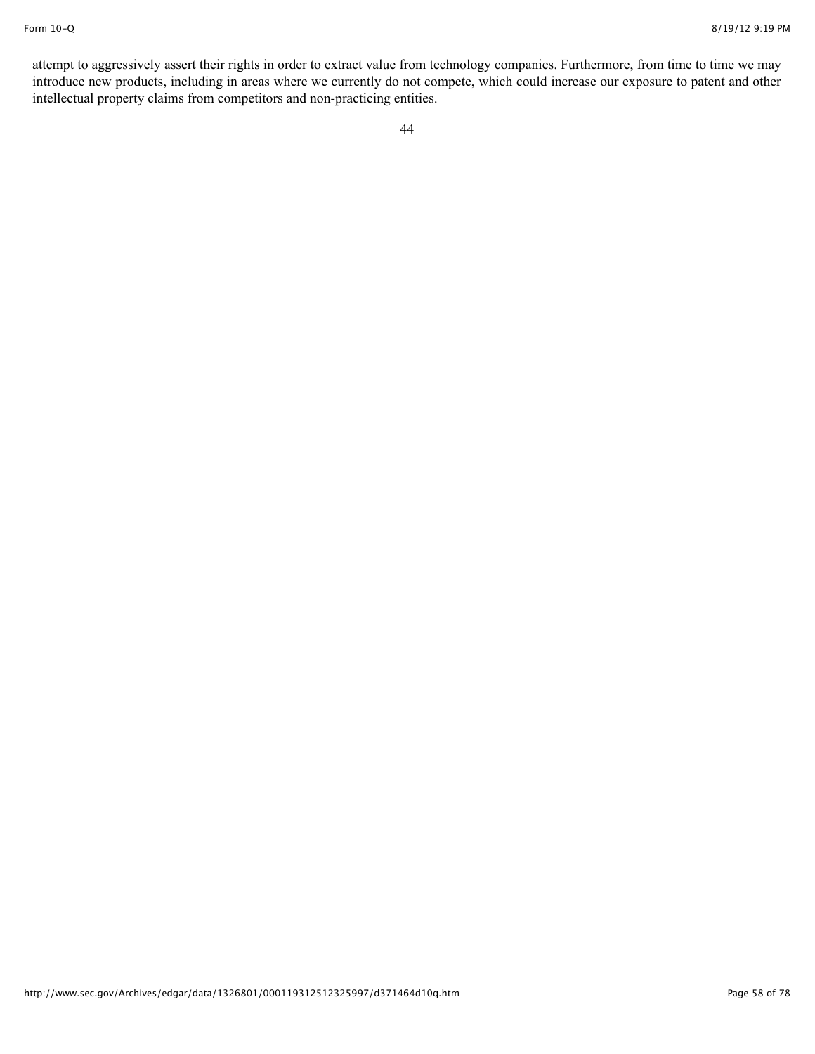attempt to aggressively assert their rights in order to extract value from technology companies. Furthermore, from time to time we may introduce new products, including in areas where we currently do not compete, which could increase our exposure to patent and other intellectual property claims from competitors and non-practicing entities.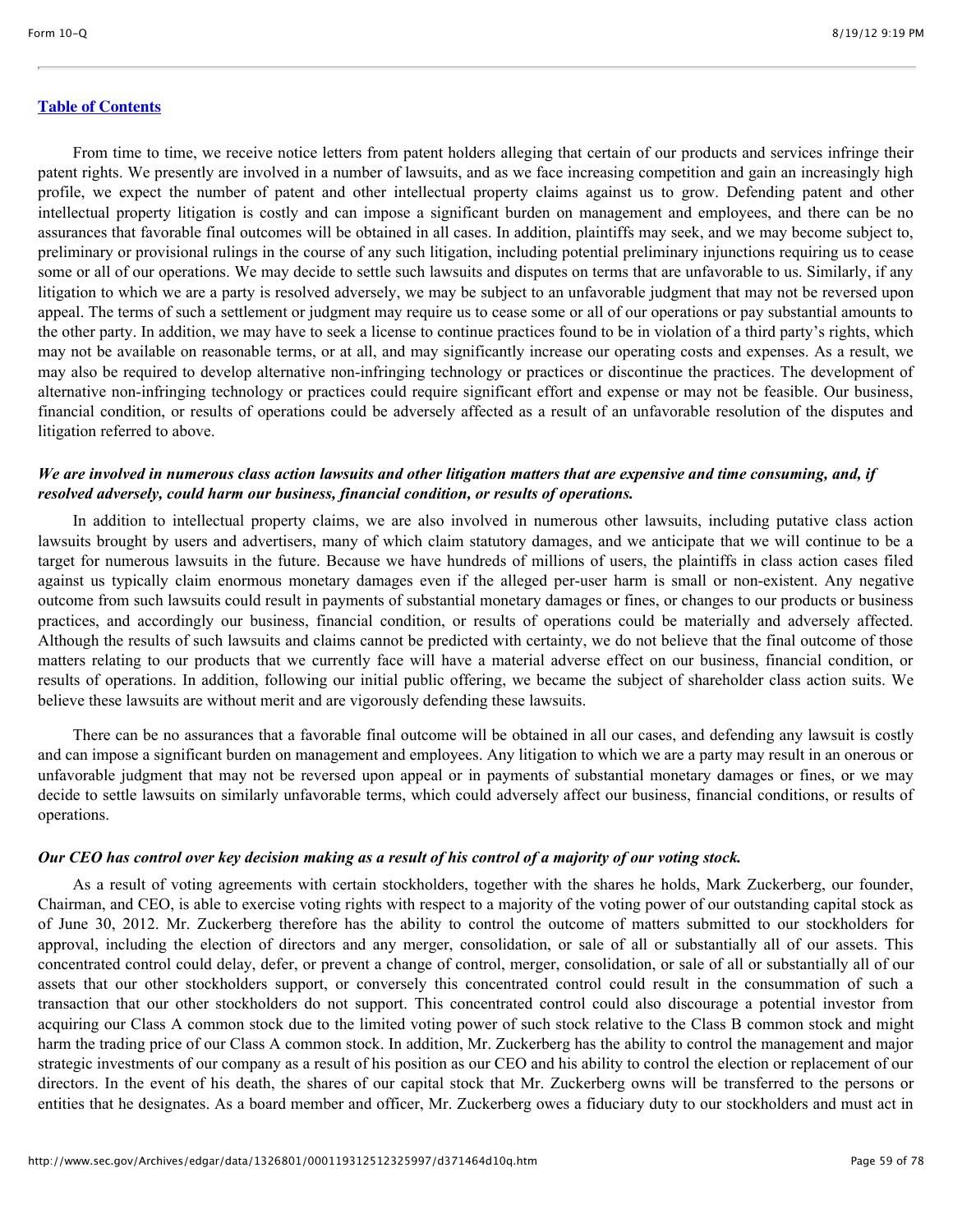From time to time, we receive notice letters from patent holders alleging that certain of our products and services infringe their patent rights. We presently are involved in a number of lawsuits, and as we face increasing competition and gain an increasingly high profile, we expect the number of patent and other intellectual property claims against us to grow. Defending patent and other intellectual property litigation is costly and can impose a significant burden on management and employees, and there can be no assurances that favorable final outcomes will be obtained in all cases. In addition, plaintiffs may seek, and we may become subject to, preliminary or provisional rulings in the course of any such litigation, including potential preliminary injunctions requiring us to cease some or all of our operations. We may decide to settle such lawsuits and disputes on terms that are unfavorable to us. Similarly, if any litigation to which we are a party is resolved adversely, we may be subject to an unfavorable judgment that may not be reversed upon appeal. The terms of such a settlement or judgment may require us to cease some or all of our operations or pay substantial amounts to the other party. In addition, we may have to seek a license to continue practices found to be in violation of a third party's rights, which may not be available on reasonable terms, or at all, and may significantly increase our operating costs and expenses. As a result, we may also be required to develop alternative non-infringing technology or practices or discontinue the practices. The development of alternative non-infringing technology or practices could require significant effort and expense or may not be feasible. Our business, financial condition, or results of operations could be adversely affected as a result of an unfavorable resolution of the disputes and litigation referred to above.

***We are involved in numerous class action lawsuits and other litigation matters that are expensive and time consuming, and, if resolved adversely, could harm our business, financial condition, or results of operations.***

In addition to intellectual property claims, we are also involved in numerous other lawsuits, including putative class action lawsuits brought by users and advertisers, many of which claim statutory damages, and we anticipate that we will continue to be a target for numerous lawsuits in the future. Because we have hundreds of millions of users, the plaintiffs in class action cases filed against us typically claim enormous monetary damages even if the alleged per-user harm is small or non-existent. Any negative outcome from such lawsuits could result in payments of substantial monetary damages or fines, or changes to our products or business practices, and accordingly our business, financial condition, or results of operations could be materially and adversely affected. Although the results of such lawsuits and claims cannot be predicted with certainty, we do not believe that the final outcome of those matters relating to our products that we currently face will have a material adverse effect on our business, financial condition, or results of operations. In addition, following our initial public offering, we became the subject of shareholder class action suits. We believe these lawsuits are without merit and are vigorously defending these lawsuits.

There can be no assurances that a favorable final outcome will be obtained in all our cases, and defending any lawsuit is costly and can impose a significant burden on management and employees. Any litigation to which we are a party may result in an onerous or unfavorable judgment that may not be reversed upon appeal or in payments of substantial monetary damages or fines, or we may decide to settle lawsuits on similarly unfavorable terms, which could adversely affect our business, financial conditions, or results of operations.

***Our CEO has control over key decision making as a result of his control of a majority of our voting stock.***

As a result of voting agreements with certain stockholders, together with the shares he holds, Mark Zuckerberg, our founder, Chairman, and CEO, is able to exercise voting rights with respect to a majority of the voting power of our outstanding capital stock as of June 30, 2012. Mr. Zuckerberg therefore has the ability to control the outcome of matters submitted to our stockholders for approval, including the election of directors and any merger, consolidation, or sale of all or substantially all of our assets. This concentrated control could delay, defer, or prevent a change of control, merger, consolidation, or sale of all or substantially all of our assets that our other stockholders support, or conversely this concentrated control could result in the consummation of such a transaction that our other stockholders do not support. This concentrated control could also discourage a potential investor from acquiring our Class A common stock due to the limited voting power of such stock relative to the Class B common stock and might harm the trading price of our Class A common stock. In addition, Mr. Zuckerberg has the ability to control the management and major strategic investments of our company as a result of his position as our CEO and his ability to control the election or replacement of our directors. In the event of his death, the shares of our capital stock that Mr. Zuckerberg owns will be transferred to the persons or entities that he designates. As a board member and officer, Mr. Zuckerberg owes a fiduciary duty to our stockholders and must act in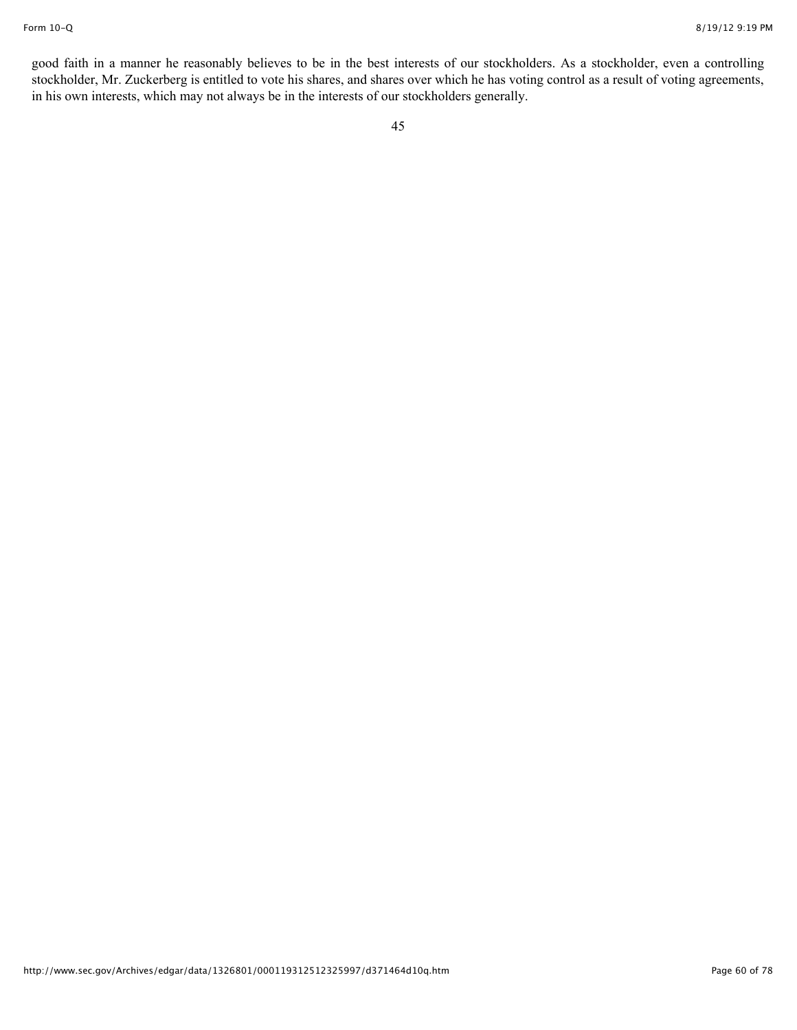good faith in a manner he reasonably believes to be in the best interests of our stockholders. As a stockholder, even a controlling stockholder, Mr. Zuckerberg is entitled to vote his shares, and shares over which he has voting control as a result of voting agreements, in his own interests, which may not always be in the interests of our stockholders generally.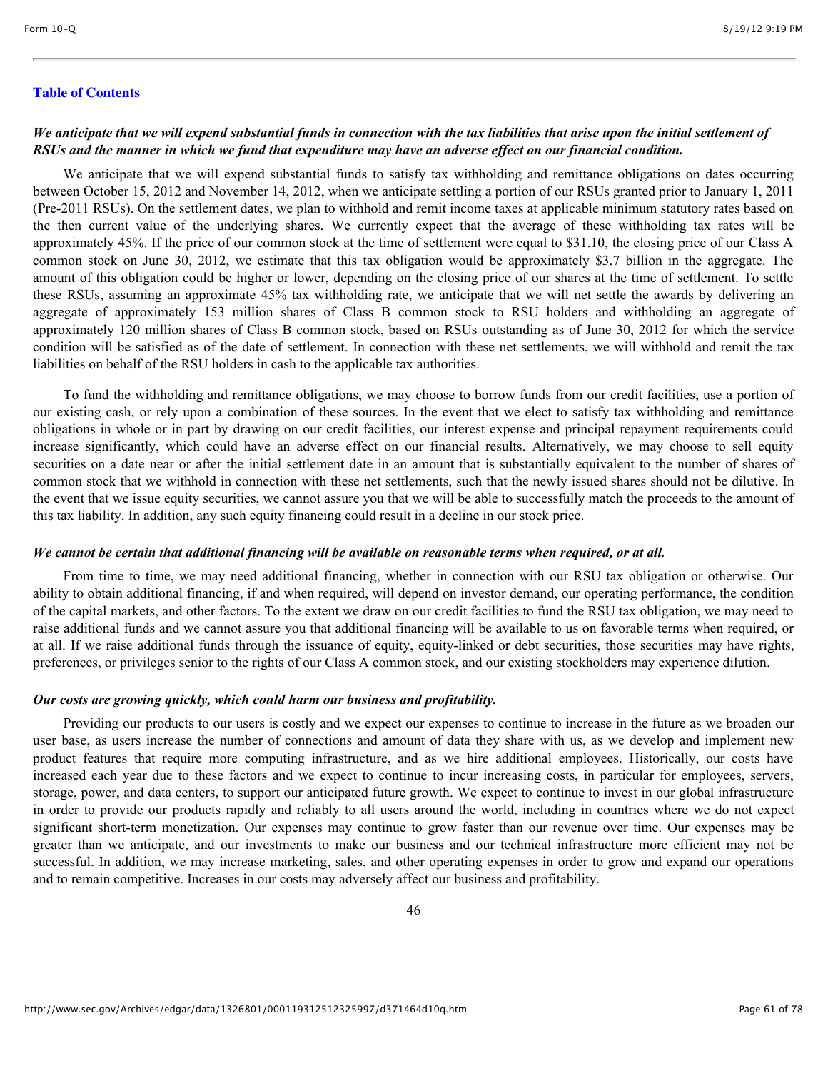[Table of Contents](#)

***We anticipate that we will expend substantial funds in connection with the tax liabilities that arise upon the initial settlement of RSUs and the manner in which we fund that expenditure may have an adverse effect on our financial condition.***

We anticipate that we will expend substantial funds to satisfy tax withholding and remittance obligations on dates occurring between October 15, 2012 and November 14, 2012, when we anticipate settling a portion of our RSUs granted prior to January 1, 2011 (Pre-2011 RSUs). On the settlement dates, we plan to withhold and remit income taxes at applicable minimum statutory rates based on the then current value of the underlying shares. We currently expect that the average of these withholding tax rates will be approximately 45%. If the price of our common stock at the time of settlement were equal to $31.10, the closing price of our Class A common stock on June 30, 2012, we estimate that this tax obligation would be approximately $3.7 billion in the aggregate. The amount of this obligation could be higher or lower, depending on the closing price of our shares at the time of settlement. To settle these RSUs, assuming an approximate 45% tax withholding rate, we anticipate that we will net settle the awards by delivering an aggregate of approximately 153 million shares of Class B common stock to RSU holders and withholding an aggregate of approximately 120 million shares of Class B common stock, based on RSUs outstanding as of June 30, 2012 for which the service condition will be satisfied as of the date of settlement. In connection with these net settlements, we will withhold and remit the tax liabilities on behalf of the RSU holders in cash to the applicable tax authorities.

To fund the withholding and remittance obligations, we may choose to borrow funds from our credit facilities, use a portion of our existing cash, or rely upon a combination of these sources. In the event that we elect to satisfy tax withholding and remittance obligations in whole or in part by drawing on our credit facilities, our interest expense and principal repayment requirements could increase significantly, which could have an adverse effect on our financial results. Alternatively, we may choose to sell equity securities on a date near or after the initial settlement date in an amount that is substantially equivalent to the number of shares of common stock that we withhold in connection with these net settlements, such that the newly issued shares should not be dilutive. In the event that we issue equity securities, we cannot assure you that we will be able to successfully match the proceeds to the amount of this tax liability. In addition, any such equity financing could result in a decline in our stock price.

***We cannot be certain that additional financing will be available on reasonable terms when required, or at all.***

From time to time, we may need additional financing, whether in connection with our RSU tax obligation or otherwise. Our ability to obtain additional financing, if and when required, will depend on investor demand, our operating performance, the condition of the capital markets, and other factors. To the extent we draw on our credit facilities to fund the RSU tax obligation, we may need to raise additional funds and we cannot assure you that additional financing will be available to us on favorable terms when required, or at all. If we raise additional funds through the issuance of equity, equity-linked or debt securities, those securities may have rights, preferences, or privileges senior to the rights of our Class A common stock, and our existing stockholders may experience dilution.

***Our costs are growing quickly, which could harm our business and profitability.***

Providing our products to our users is costly and we expect our expenses to continue to increase in the future as we broaden our user base, as users increase the number of connections and amount of data they share with us, as we develop and implement new product features that require more computing infrastructure, and as we hire additional employees. Historically, our costs have increased each year due to these factors and we expect to continue to incur increasing costs, in particular for employees, servers, storage, power, and data centers, to support our anticipated future growth. We expect to continue to invest in our global infrastructure in order to provide our products rapidly and reliably to all users around the world, including in countries where we do not expect significant short-term monetization. Our expenses may continue to grow faster than our revenue over time. Our expenses may be greater than we anticipate, and our investments to make our business and our technical infrastructure more efficient may not be successful. In addition, we may increase marketing, sales, and other operating expenses in order to grow and expand our operations and to remain competitive. Increases in our costs may adversely affect our business and profitability.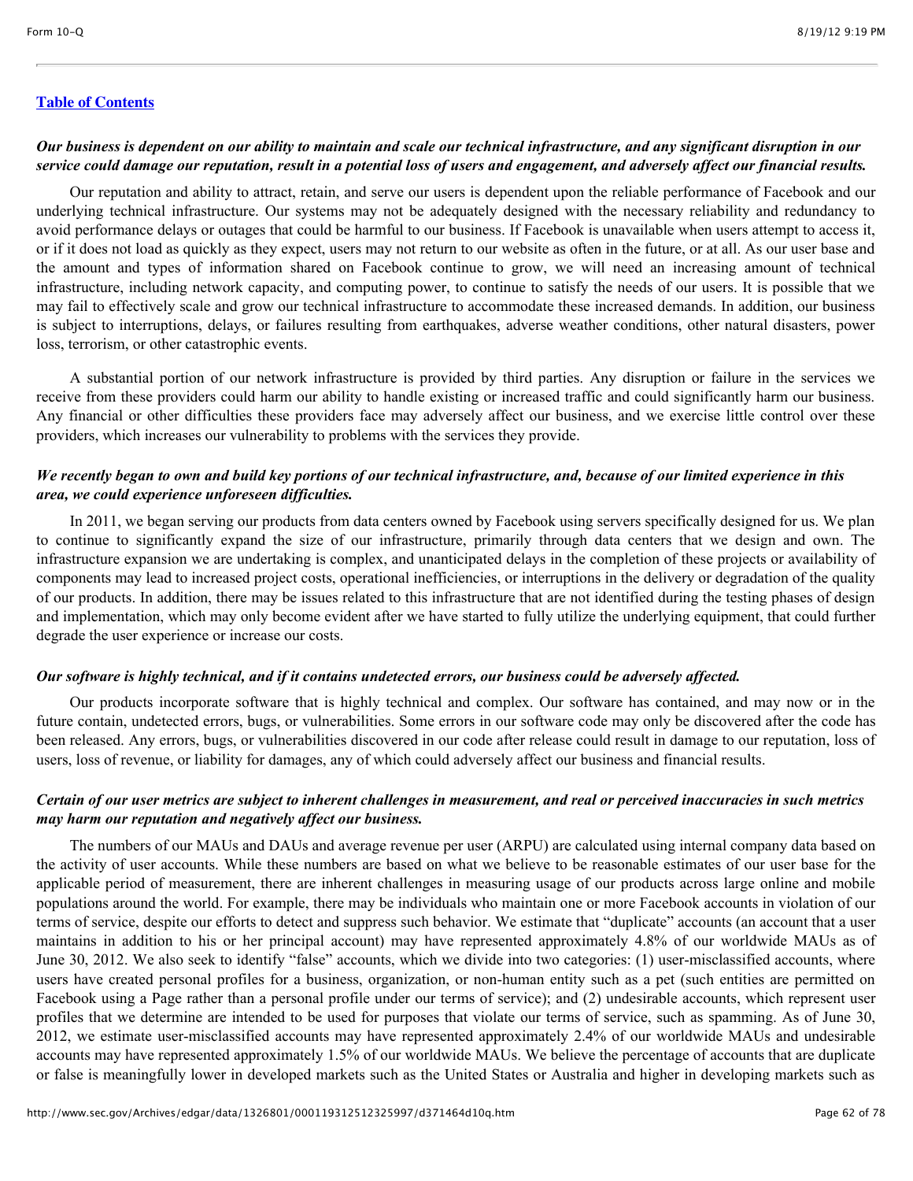*Our business is dependent on our ability to maintain and scale our technical infrastructure, and any significant disruption in our service could damage our reputation, result in a potential loss of users and engagement, and adversely affect our financial results.*

Our reputation and ability to attract, retain, and serve our users is dependent upon the reliable performance of Facebook and our underlying technical infrastructure. Our systems may not be adequately designed with the necessary reliability and redundancy to avoid performance delays or outages that could be harmful to our business. If Facebook is unavailable when users attempt to access it, or if it does not load as quickly as they expect, users may not return to our website as often in the future, or at all. As our user base and the amount and types of information shared on Facebook continue to grow, we will need an increasing amount of technical infrastructure, including network capacity, and computing power, to continue to satisfy the needs of our users. It is possible that we may fail to effectively scale and grow our technical infrastructure to accommodate these increased demands. In addition, our business is subject to interruptions, delays, or failures resulting from earthquakes, adverse weather conditions, other natural disasters, power loss, terrorism, or other catastrophic events.

A substantial portion of our network infrastructure is provided by third parties. Any disruption or failure in the services we receive from these providers could harm our ability to handle existing or increased traffic and could significantly harm our business. Any financial or other difficulties these providers face may adversely affect our business, and we exercise little control over these providers, which increases our vulnerability to problems with the services they provide.

*We recently began to own and build key portions of our technical infrastructure, and, because of our limited experience in this area, we could experience unforeseen difficulties.*

In 2011, we began serving our products from data centers owned by Facebook using servers specifically designed for us. We plan to continue to significantly expand the size of our infrastructure, primarily through data centers that we design and own. The infrastructure expansion we are undertaking is complex, and unanticipated delays in the completion of these projects or availability of components may lead to increased project costs, operational inefficiencies, or interruptions in the delivery or degradation of the quality of our products. In addition, there may be issues related to this infrastructure that are not identified during the testing phases of design and implementation, which may only become evident after we have started to fully utilize the underlying equipment, that could further degrade the user experience or increase our costs.

*Our software is highly technical, and if it contains undetected errors, our business could be adversely affected.*

Our products incorporate software that is highly technical and complex. Our software has contained, and may now or in the future contain, undetected errors, bugs, or vulnerabilities. Some errors in our software code may only be discovered after the code has been released. Any errors, bugs, or vulnerabilities discovered in our code after release could result in damage to our reputation, loss of users, loss of revenue, or liability for damages, any of which could adversely affect our business and financial results.

*Certain of our user metrics are subject to inherent challenges in measurement, and real or perceived inaccuracies in such metrics may harm our reputation and negatively affect our business.*

The numbers of our MAUs and DAUs and average revenue per user (ARPU) are calculated using internal company data based on the activity of user accounts. While these numbers are based on what we believe to be reasonable estimates of our user base for the applicable period of measurement, there are inherent challenges in measuring usage of our products across large online and mobile populations around the world. For example, there may be individuals who maintain one or more Facebook accounts in violation of our terms of service, despite our efforts to detect and suppress such behavior. We estimate that "duplicate" accounts (an account that a user maintains in addition to his or her principal account) may have represented approximately 4.8% of our worldwide MAUs as of June 30, 2012. We also seek to identify "false" accounts, which we divide into two categories: (1) user-misclassified accounts, where users have created personal profiles for a business, organization, or non-human entity such as a pet (such entities are permitted on Facebook using a Page rather than a personal profile under our terms of service); and (2) undesirable accounts, which represent user profiles that we determine are intended to be used for purposes that violate our terms of service, such as spamming. As of June 30, 2012, we estimate user-misclassified accounts may have represented approximately 2.4% of our worldwide MAUs and undesirable accounts may have represented approximately 1.5% of our worldwide MAUs. We believe the percentage of accounts that are duplicate or false is meaningfully lower in developed markets such as the United States or Australia and higher in developing markets such as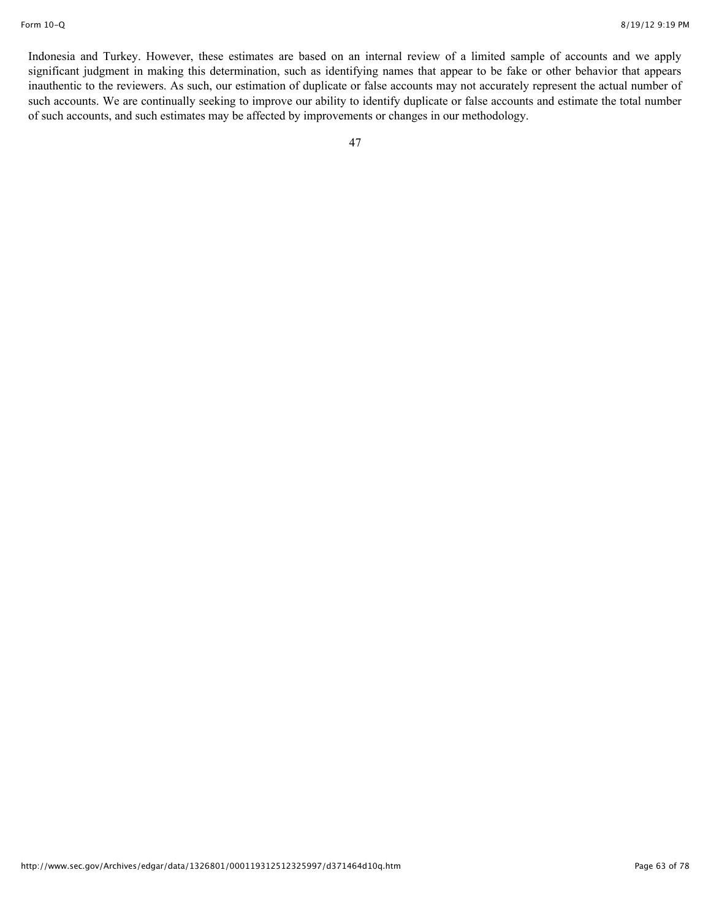Indonesia and Turkey. However, these estimates are based on an internal review of a limited sample of accounts and we apply significant judgment in making this determination, such as identifying names that appear to be fake or other behavior that appears inauthentic to the reviewers. As such, our estimation of duplicate or false accounts may not accurately represent the actual number of such accounts. We are continually seeking to improve our ability to identify duplicate or false accounts and estimate the total number of such accounts, and such estimates may be affected by improvements or changes in our methodology.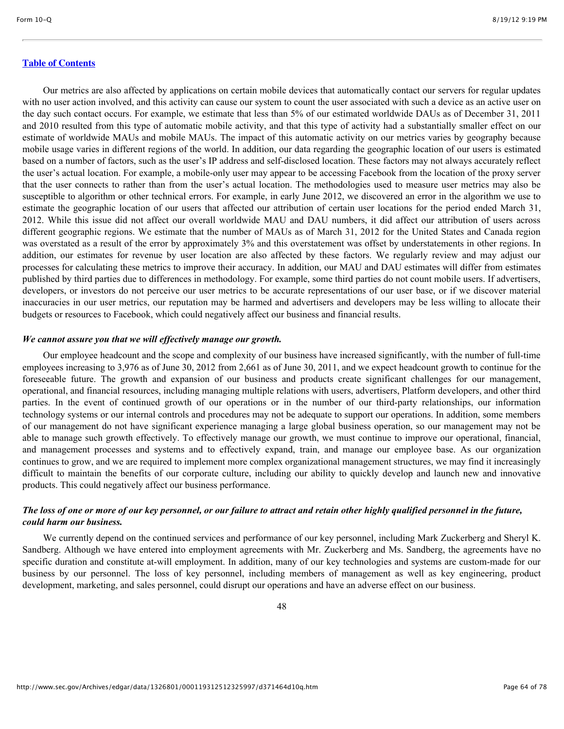Our metrics are also affected by applications on certain mobile devices that automatically contact our servers for regular updates with no user action involved, and this activity can cause our system to count the user associated with such a device as an active user on the day such contact occurs. For example, we estimate that less than 5% of our estimated worldwide DAUs as of December 31, 2011 and 2010 resulted from this type of automatic mobile activity, and that this type of activity had a substantially smaller effect on our estimate of worldwide MAUs and mobile MAUs. The impact of this automatic activity on our metrics varies by geography because mobile usage varies in different regions of the world. In addition, our data regarding the geographic location of our users is estimated based on a number of factors, such as the user's IP address and self-disclosed location. These factors may not always accurately reflect the user's actual location. For example, a mobile-only user may appear to be accessing Facebook from the location of the proxy server that the user connects to rather than from the user's actual location. The methodologies used to measure user metrics may also be susceptible to algorithm or other technical errors. For example, in early June 2012, we discovered an error in the algorithm we use to estimate the geographic location of our users that affected our attribution of certain user locations for the period ended March 31, 2012. While this issue did not affect our overall worldwide MAU and DAU numbers, it did affect our attribution of users across different geographic regions. We estimate that the number of MAUs as of March 31, 2012 for the United States and Canada region was overstated as a result of the error by approximately 3% and this overstatement was offset by understatements in other regions. In addition, our estimates for revenue by user location are also affected by these factors. We regularly review and may adjust our processes for calculating these metrics to improve their accuracy. In addition, our MAU and DAU estimates will differ from estimates published by third parties due to differences in methodology. For example, some third parties do not count mobile users. If advertisers, developers, or investors do not perceive our user metrics to be accurate representations of our user base, or if we discover material inaccuracies in our user metrics, our reputation may be harmed and advertisers and developers may be less willing to allocate their budgets or resources to Facebook, which could negatively affect our business and financial results.

***We cannot assure you that we will effectively manage our growth.***

Our employee headcount and the scope and complexity of our business have increased significantly, with the number of full-time employees increasing to 3,976 as of June 30, 2012 from 2,661 as of June 30, 2011, and we expect headcount growth to continue for the foreseeable future. The growth and expansion of our business and products create significant challenges for our management, operational, and financial resources, including managing multiple relations with users, advertisers, Platform developers, and other third parties. In the event of continued growth of our operations or in the number of our third-party relationships, our information technology systems or our internal controls and procedures may not be adequate to support our operations. In addition, some members of our management do not have significant experience managing a large global business operation, so our management may not be able to manage such growth effectively. To effectively manage our growth, we must continue to improve our operational, financial, and management processes and systems and to effectively expand, train, and manage our employee base. As our organization continues to grow, and we are required to implement more complex organizational management structures, we may find it increasingly difficult to maintain the benefits of our corporate culture, including our ability to quickly develop and launch new and innovative products. This could negatively affect our business performance.

***The loss of one or more of our key personnel, or our failure to attract and retain other highly qualified personnel in the future, could harm our business.***

We currently depend on the continued services and performance of our key personnel, including Mark Zuckerberg and Sheryl K. Sandberg. Although we have entered into employment agreements with Mr. Zuckerberg and Ms. Sandberg, the agreements have no specific duration and constitute at-will employment. In addition, many of our key technologies and systems are custom-made for our business by our personnel. The loss of key personnel, including members of management as well as key engineering, product development, marketing, and sales personnel, could disrupt our operations and have an adverse effect on our business.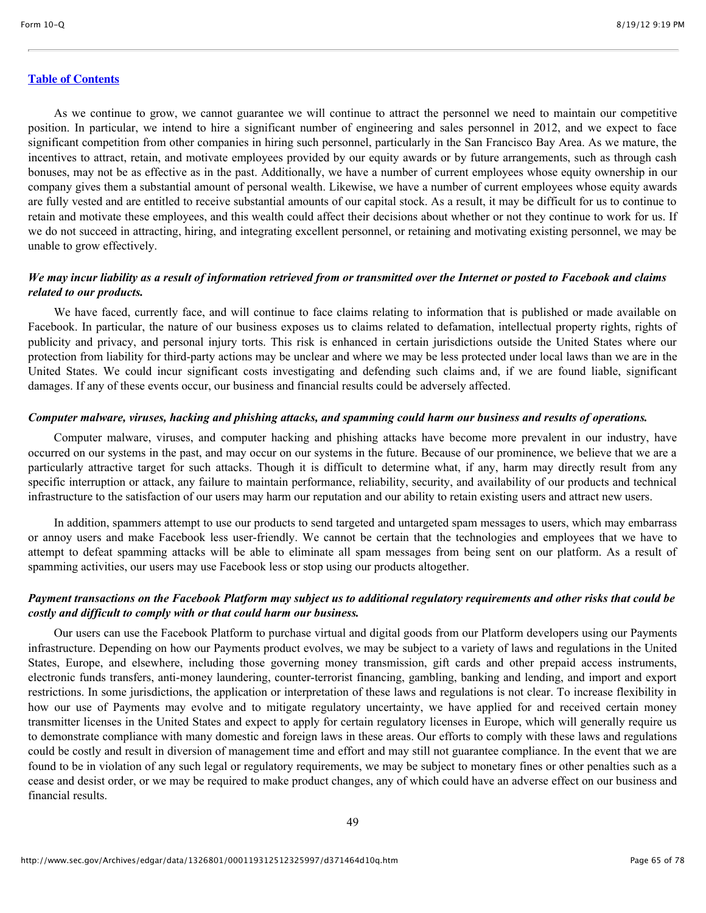As we continue to grow, we cannot guarantee we will continue to attract the personnel we need to maintain our competitive position. In particular, we intend to hire a significant number of engineering and sales personnel in 2012, and we expect to face significant competition from other companies in hiring such personnel, particularly in the San Francisco Bay Area. As we mature, the incentives to attract, retain, and motivate employees provided by our equity awards or by future arrangements, such as through cash bonuses, may not be as effective as in the past. Additionally, we have a number of current employees whose equity ownership in our company gives them a substantial amount of personal wealth. Likewise, we have a number of current employees whose equity awards are fully vested and are entitled to receive substantial amounts of our capital stock. As a result, it may be difficult for us to continue to retain and motivate these employees, and this wealth could affect their decisions about whether or not they continue to work for us. If we do not succeed in attracting, hiring, and integrating excellent personnel, or retaining and motivating existing personnel, we may be unable to grow effectively.

***We may incur liability as a result of information retrieved from or transmitted over the Internet or posted to Facebook and claims related to our products.***

We have faced, currently face, and will continue to face claims relating to information that is published or made available on Facebook. In particular, the nature of our business exposes us to claims related to defamation, intellectual property rights, rights of publicity and privacy, and personal injury torts. This risk is enhanced in certain jurisdictions outside the United States where our protection from liability for third-party actions may be unclear and where we may be less protected under local laws than we are in the United States. We could incur significant costs investigating and defending such claims and, if we are found liable, significant damages. If any of these events occur, our business and financial results could be adversely affected.

***Computer malware, viruses, hacking and phishing attacks, and spamming could harm our business and results of operations.***

Computer malware, viruses, and computer hacking and phishing attacks have become more prevalent in our industry, have occurred on our systems in the past, and may occur on our systems in the future. Because of our prominence, we believe that we are a particularly attractive target for such attacks. Though it is difficult to determine what, if any, harm may directly result from any specific interruption or attack, any failure to maintain performance, reliability, security, and availability of our products and technical infrastructure to the satisfaction of our users may harm our reputation and our ability to retain existing users and attract new users.

In addition, spammers attempt to use our products to send targeted and untargeted spam messages to users, which may embarrass or annoy users and make Facebook less user-friendly. We cannot be certain that the technologies and employees that we have to attempt to defeat spamming attacks will be able to eliminate all spam messages from being sent on our platform. As a result of spamming activities, our users may use Facebook less or stop using our products altogether.

***Payment transactions on the Facebook Platform may subject us to additional regulatory requirements and other risks that could be costly and difficult to comply with or that could harm our business.***

Our users can use the Facebook Platform to purchase virtual and digital goods from our Platform developers using our Payments infrastructure. Depending on how our Payments product evolves, we may be subject to a variety of laws and regulations in the United States, Europe, and elsewhere, including those governing money transmission, gift cards and other prepaid access instruments, electronic funds transfers, anti-money laundering, counter-terrorist financing, gambling, banking and lending, and import and export restrictions. In some jurisdictions, the application or interpretation of these laws and regulations is not clear. To increase flexibility in how our use of Payments may evolve and to mitigate regulatory uncertainty, we have applied for and received certain money transmitter licenses in the United States and expect to apply for certain regulatory licenses in Europe, which will generally require us to demonstrate compliance with many domestic and foreign laws in these areas. Our efforts to comply with these laws and regulations could be costly and result in diversion of management time and effort and may still not guarantee compliance. In the event that we are found to be in violation of any such legal or regulatory requirements, we may be subject to monetary fines or other penalties such as a cease and desist order, or we may be required to make product changes, any of which could have an adverse effect on our business and financial results.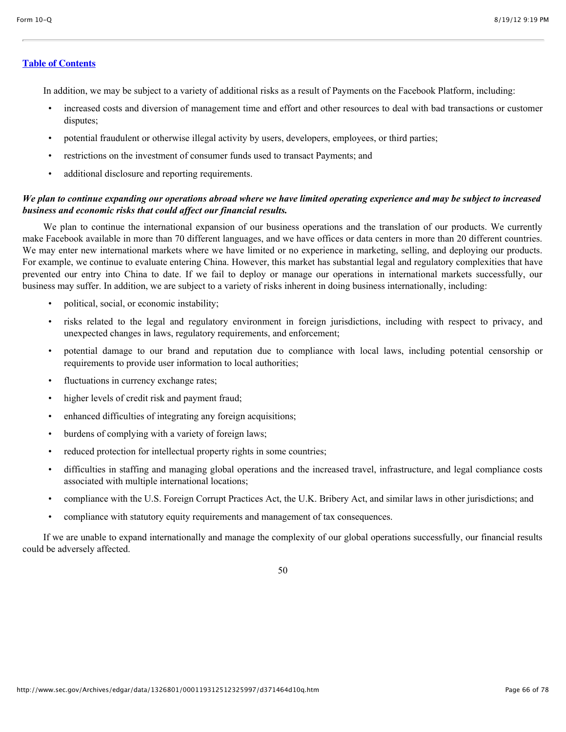In addition, we may be subject to a variety of additional risks as a result of Payments on the Facebook Platform, including:

- increased costs and diversion of management time and effort and other resources to deal with bad transactions or customer disputes;
- potential fraudulent or otherwise illegal activity by users, developers, employees, or third parties;
- restrictions on the investment of consumer funds used to transact Payments; and
- additional disclosure and reporting requirements.

***We plan to continue expanding our operations abroad where we have limited operating experience and may be subject to increased business and economic risks that could affect our financial results.***

We plan to continue the international expansion of our business operations and the translation of our products. We currently make Facebook available in more than 70 different languages, and we have offices or data centers in more than 20 different countries. We may enter new international markets where we have limited or no experience in marketing, selling, and deploying our products. For example, we continue to evaluate entering China. However, this market has substantial legal and regulatory complexities that have prevented our entry into China to date. If we fail to deploy or manage our operations in international markets successfully, our business may suffer. In addition, we are subject to a variety of risks inherent in doing business internationally, including:

- political, social, or economic instability;
- risks related to the legal and regulatory environment in foreign jurisdictions, including with respect to privacy, and unexpected changes in laws, regulatory requirements, and enforcement;
- potential damage to our brand and reputation due to compliance with local laws, including potential censorship or requirements to provide user information to local authorities;
- fluctuations in currency exchange rates;
- higher levels of credit risk and payment fraud;
- enhanced difficulties of integrating any foreign acquisitions;
- burdens of complying with a variety of foreign laws;
- reduced protection for intellectual property rights in some countries;
- difficulties in staffing and managing global operations and the increased travel, infrastructure, and legal compliance costs associated with multiple international locations;
- compliance with the U.S. Foreign Corrupt Practices Act, the U.K. Bribery Act, and similar laws in other jurisdictions; and
- compliance with statutory equity requirements and management of tax consequences.

If we are unable to expand internationally and manage the complexity of our global operations successfully, our financial results could be adversely affected.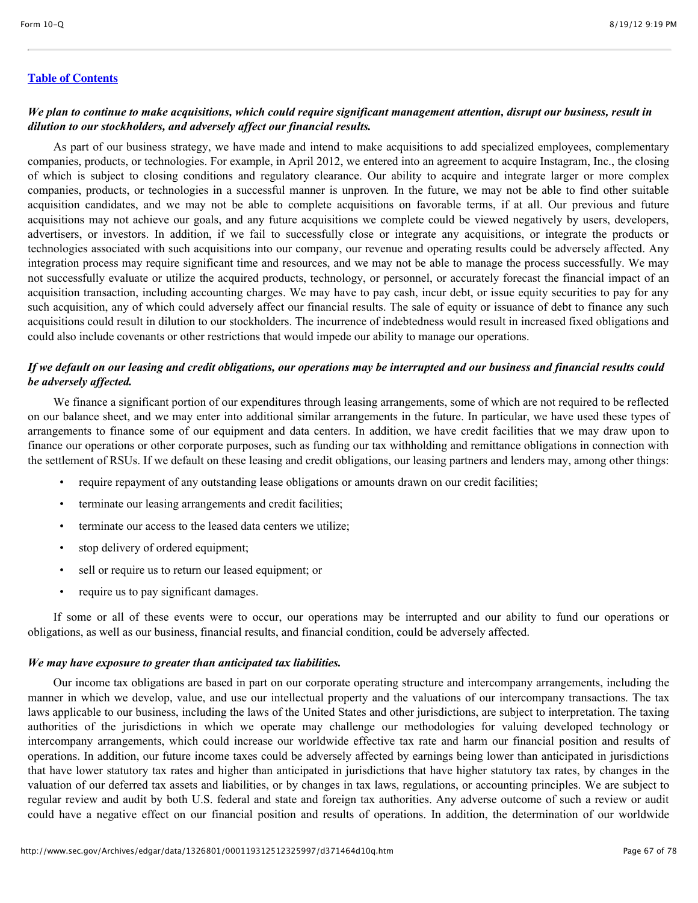*We plan to continue to make acquisitions, which could require significant management attention, disrupt our business, result in dilution to our stockholders, and adversely affect our financial results.*

As part of our business strategy, we have made and intend to make acquisitions to add specialized employees, complementary companies, products, or technologies. For example, in April 2012, we entered into an agreement to acquire Instagram, Inc., the closing of which is subject to closing conditions and regulatory clearance. Our ability to acquire and integrate larger or more complex companies, products, or technologies in a successful manner is unproven. In the future, we may not be able to find other suitable acquisition candidates, and we may not be able to complete acquisitions on favorable terms, if at all. Our previous and future acquisitions may not achieve our goals, and any future acquisitions we complete could be viewed negatively by users, developers, advertisers, or investors. In addition, if we fail to successfully close or integrate any acquisitions, or integrate the products or technologies associated with such acquisitions into our company, our revenue and operating results could be adversely affected. Any integration process may require significant time and resources, and we may not be able to manage the process successfully. We may not successfully evaluate or utilize the acquired products, technology, or personnel, or accurately forecast the financial impact of an acquisition transaction, including accounting charges. We may have to pay cash, incur debt, or issue equity securities to pay for any such acquisition, any of which could adversely affect our financial results. The sale of equity or issuance of debt to finance any such acquisitions could result in dilution to our stockholders. The incurrence of indebtedness would result in increased fixed obligations and could also include covenants or other restrictions that would impede our ability to manage our operations.

*If we default on our leasing and credit obligations, our operations may be interrupted and our business and financial results could be adversely affected.*

We finance a significant portion of our expenditures through leasing arrangements, some of which are not required to be reflected on our balance sheet, and we may enter into additional similar arrangements in the future. In particular, we have used these types of arrangements to finance some of our equipment and data centers. In addition, we have credit facilities that we may draw upon to finance our operations or other corporate purposes, such as funding our tax withholding and remittance obligations in connection with the settlement of RSUs. If we default on these leasing and credit obligations, our leasing partners and lenders may, among other things:

- require repayment of any outstanding lease obligations or amounts drawn on our credit facilities;
- terminate our leasing arrangements and credit facilities;
- terminate our access to the leased data centers we utilize;
- stop delivery of ordered equipment;
- sell or require us to return our leased equipment; or
- require us to pay significant damages.

If some or all of these events were to occur, our operations may be interrupted and our ability to fund our operations or obligations, as well as our business, financial results, and financial condition, could be adversely affected.

*We may have exposure to greater than anticipated tax liabilities.*

Our income tax obligations are based in part on our corporate operating structure and intercompany arrangements, including the manner in which we develop, value, and use our intellectual property and the valuations of our intercompany transactions. The tax laws applicable to our business, including the laws of the United States and other jurisdictions, are subject to interpretation. The taxing authorities of the jurisdictions in which we operate may challenge our methodologies for valuing developed technology or intercompany arrangements, which could increase our worldwide effective tax rate and harm our financial position and results of operations. In addition, our future income taxes could be adversely affected by earnings being lower than anticipated in jurisdictions that have lower statutory tax rates and higher than anticipated in jurisdictions that have higher statutory tax rates, by changes in the valuation of our deferred tax assets and liabilities, or by changes in tax laws, regulations, or accounting principles. We are subject to regular review and audit by both U.S. federal and state and foreign tax authorities. Any adverse outcome of such a review or audit could have a negative effect on our financial position and results of operations. In addition, the determination of our worldwide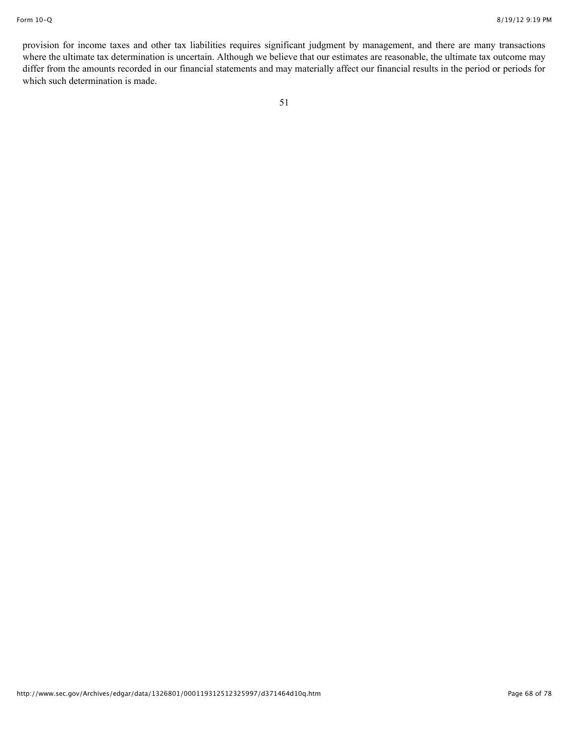provision for income taxes and other tax liabilities requires significant judgment by management, and there are many transactions where the ultimate tax determination is uncertain. Although we believe that our estimates are reasonable, the ultimate tax outcome may differ from the amounts recorded in our financial statements and may materially affect our financial results in the period or periods for which such determination is made.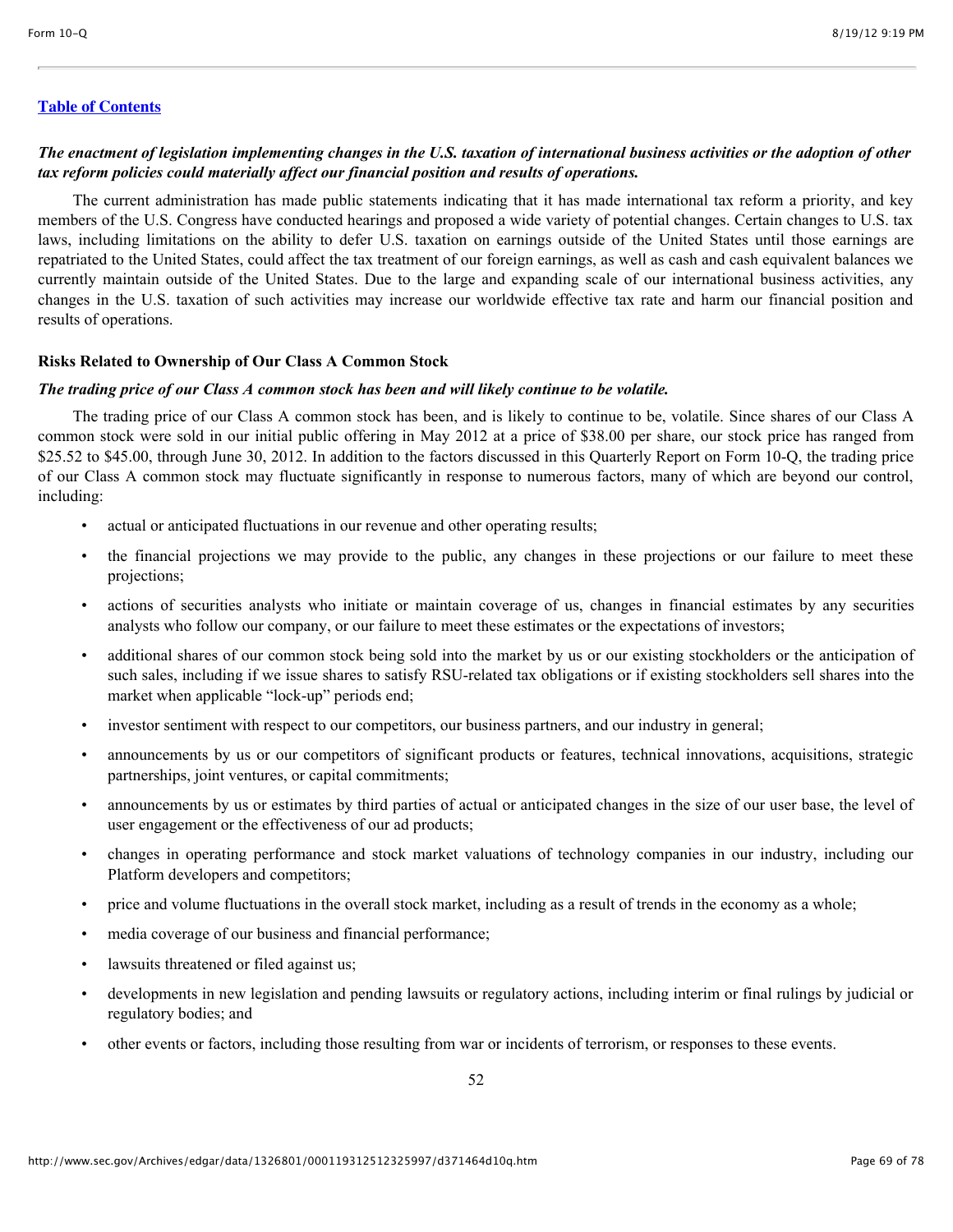[Table of Contents](#)

***The enactment of legislation implementing changes in the U.S. taxation of international business activities or the adoption of other tax reform policies could materially affect our financial position and results of operations.***

The current administration has made public statements indicating that it has made international tax reform a priority, and key members of the U.S. Congress have conducted hearings and proposed a wide variety of potential changes. Certain changes to U.S. tax laws, including limitations on the ability to defer U.S. taxation on earnings outside of the United States until those earnings are repatriated to the United States, could affect the tax treatment of our foreign earnings, as well as cash and cash equivalent balances we currently maintain outside of the United States. Due to the large and expanding scale of our international business activities, any changes in the U.S. taxation of such activities may increase our worldwide effective tax rate and harm our financial position and results of operations.

**Risks Related to Ownership of Our Class A Common Stock**

***The trading price of our Class A common stock has been and will likely continue to be volatile.***

The trading price of our Class A common stock has been, and is likely to continue to be, volatile. Since shares of our Class A common stock were sold in our initial public offering in May 2012 at a price of $38.00 per share, our stock price has ranged from $25.52 to $45.00, through June 30, 2012. In addition to the factors discussed in this Quarterly Report on Form 10-Q, the trading price of our Class A common stock may fluctuate significantly in response to numerous factors, many of which are beyond our control, including:

- actual or anticipated fluctuations in our revenue and other operating results;
- the financial projections we may provide to the public, any changes in these projections or our failure to meet these projections;
- actions of securities analysts who initiate or maintain coverage of us, changes in financial estimates by any securities analysts who follow our company, or our failure to meet these estimates or the expectations of investors;
- additional shares of our common stock being sold into the market by us or our existing stockholders or the anticipation of such sales, including if we issue shares to satisfy RSU-related tax obligations or if existing stockholders sell shares into the market when applicable "lock-up" periods end;
- investor sentiment with respect to our competitors, our business partners, and our industry in general;
- announcements by us or our competitors of significant products or features, technical innovations, acquisitions, strategic partnerships, joint ventures, or capital commitments;
- announcements by us or estimates by third parties of actual or anticipated changes in the size of our user base, the level of user engagement or the effectiveness of our ad products;
- changes in operating performance and stock market valuations of technology companies in our industry, including our Platform developers and competitors;
- price and volume fluctuations in the overall stock market, including as a result of trends in the economy as a whole;
- media coverage of our business and financial performance;
- lawsuits threatened or filed against us;
- developments in new legislation and pending lawsuits or regulatory actions, including interim or final rulings by judicial or regulatory bodies; and
- other events or factors, including those resulting from war or incidents of terrorism, or responses to these events.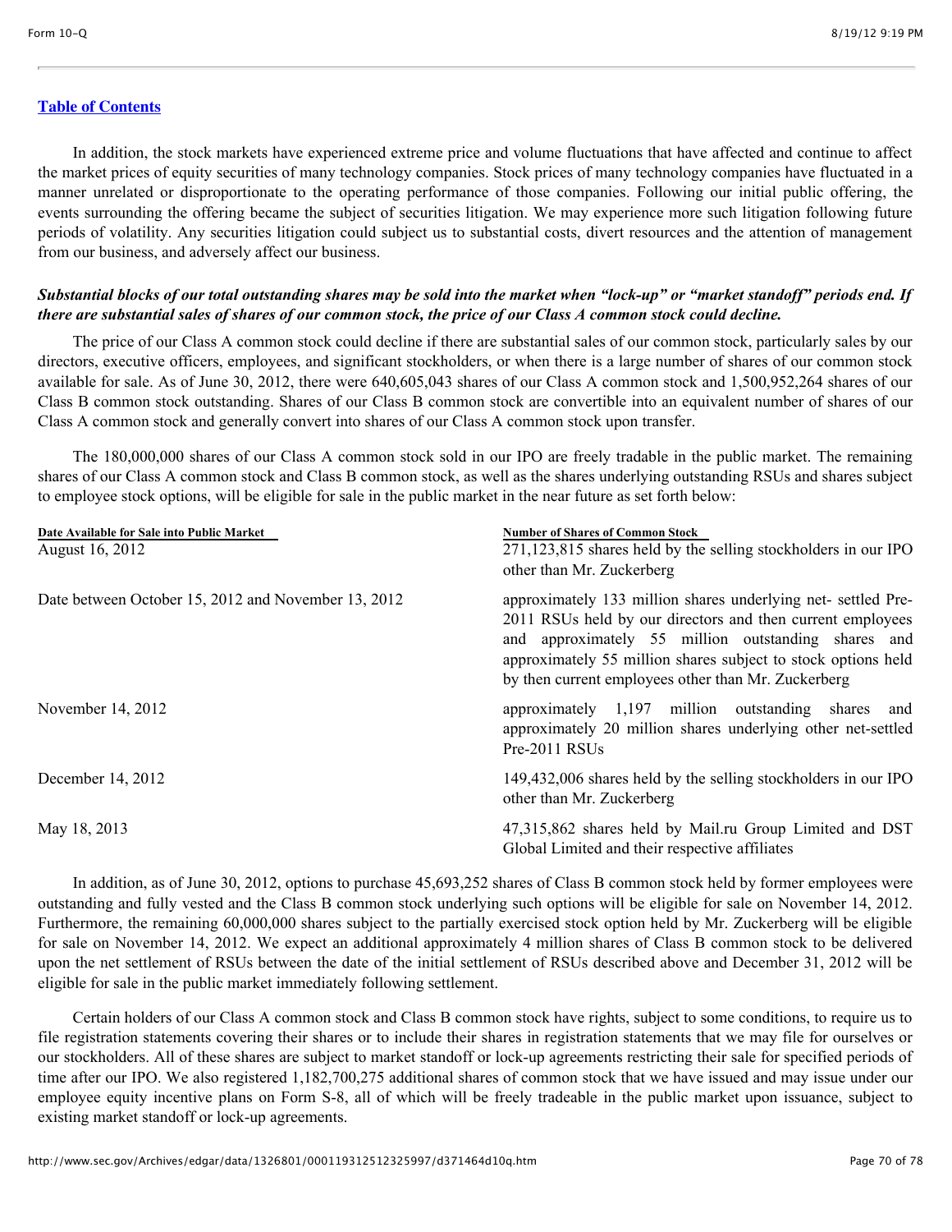In addition, the stock markets have experienced extreme price and volume fluctuations that have affected and continue to affect the market prices of equity securities of many technology companies. Stock prices of many technology companies have fluctuated in a manner unrelated or disproportionate to the operating performance of those companies. Following our initial public offering, the events surrounding the offering became the subject of securities litigation. We may experience more such litigation following future periods of volatility. Any securities litigation could subject us to substantial costs, divert resources and the attention of management from our business, and adversely affect our business.

***Substantial blocks of our total outstanding shares may be sold into the market when "lock-up" or "market standoff" periods end. If there are substantial sales of shares of our common stock, the price of our Class A common stock could decline.***

The price of our Class A common stock could decline if there are substantial sales of our common stock, particularly sales by our directors, executive officers, employees, and significant stockholders, or when there is a large number of shares of our common stock available for sale. As of June 30, 2012, there were 640,605,043 shares of our Class A common stock and 1,500,952,264 shares of our Class B common stock outstanding. Shares of our Class B common stock are convertible into an equivalent number of shares of our Class A common stock and generally convert into shares of our Class A common stock upon transfer.

The 180,000,000 shares of our Class A common stock sold in our IPO are freely tradable in the public market. The remaining shares of our Class A common stock and Class B common stock, as well as the shares underlying outstanding RSUs and shares subject to employee stock options, will be eligible for sale in the public market in the near future as set forth below:

| Date Available for Sale into Public Market | Number of Shares of Common Stock |
|---|---|
| August 16, 2012 | 271,123,815 shares held by the selling stockholders in our IPO other than Mr. Zuckerberg |
| Date between October 15, 2012 and November 13, 2012 | approximately 133 million shares underlying net- settled Pre-2011 RSUs held by our directors and then current employees and approximately 55 million outstanding shares and approximately 55 million shares subject to stock options held by then current employees other than Mr. Zuckerberg |
| November 14, 2012 | approximately 1,197 million outstanding shares and approximately 20 million shares underlying other net-settled Pre-2011 RSUs |
| December 14, 2012 | 149,432,006 shares held by the selling stockholders in our IPO other than Mr. Zuckerberg |
| May 18, 2013 | 47,315,862 shares held by Mail.ru Group Limited and DST Global Limited and their respective affiliates |

In addition, as of June 30, 2012, options to purchase 45,693,252 shares of Class B common stock held by former employees were outstanding and fully vested and the Class B common stock underlying such options will be eligible for sale on November 14, 2012. Furthermore, the remaining 60,000,000 shares subject to the partially exercised stock option held by Mr. Zuckerberg will be eligible for sale on November 14, 2012. We expect an additional approximately 4 million shares of Class B common stock to be delivered upon the net settlement of RSUs between the date of the initial settlement of RSUs described above and December 31, 2012 will be eligible for sale in the public market immediately following settlement.

Certain holders of our Class A common stock and Class B common stock have rights, subject to some conditions, to require us to file registration statements covering their shares or to include their shares in registration statements that we may file for ourselves or our stockholders. All of these shares are subject to market standoff or lock-up agreements restricting their sale for specified periods of time after our IPO. We also registered 1,182,700,275 additional shares of common stock that we have issued and may issue under our employee equity incentive plans on Form S-8, all of which will be freely tradeable in the public market upon issuance, subject to existing market standoff or lock-up agreements.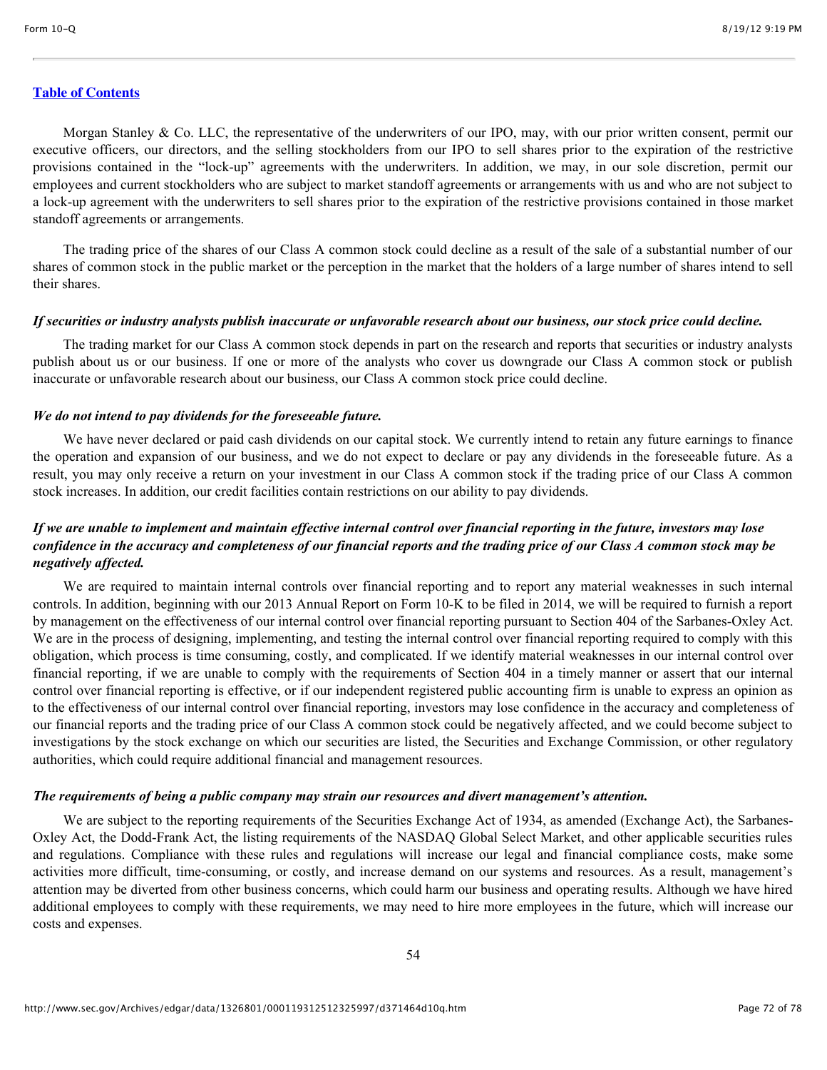Morgan Stanley & Co. LLC, the representative of the underwriters of our IPO, may, with our prior written consent, permit our executive officers, our directors, and the selling stockholders from our IPO to sell shares prior to the expiration of the restrictive provisions contained in the "lock-up" agreements with the underwriters. In addition, we may, in our sole discretion, permit our employees and current stockholders who are subject to market standoff agreements or arrangements with us and who are not subject to a lock-up agreement with the underwriters to sell shares prior to the expiration of the restrictive provisions contained in those market standoff agreements or arrangements.

The trading price of the shares of our Class A common stock could decline as a result of the sale of a substantial number of our shares of common stock in the public market or the perception in the market that the holders of a large number of shares intend to sell their shares.

***If securities or industry analysts publish inaccurate or unfavorable research about our business, our stock price could decline.***

The trading market for our Class A common stock depends in part on the research and reports that securities or industry analysts publish about us or our business. If one or more of the analysts who cover us downgrade our Class A common stock or publish inaccurate or unfavorable research about our business, our Class A common stock price could decline.

***We do not intend to pay dividends for the foreseeable future.***

We have never declared or paid cash dividends on our capital stock. We currently intend to retain any future earnings to finance the operation and expansion of our business, and we do not expect to declare or pay any dividends in the foreseeable future. As a result, you may only receive a return on your investment in our Class A common stock if the trading price of our Class A common stock increases. In addition, our credit facilities contain restrictions on our ability to pay dividends.

***If we are unable to implement and maintain effective internal control over financial reporting in the future, investors may lose confidence in the accuracy and completeness of our financial reports and the trading price of our Class A common stock may be negatively affected.***

We are required to maintain internal controls over financial reporting and to report any material weaknesses in such internal controls. In addition, beginning with our 2013 Annual Report on Form 10-K to be filed in 2014, we will be required to furnish a report by management on the effectiveness of our internal control over financial reporting pursuant to Section 404 of the Sarbanes-Oxley Act. We are in the process of designing, implementing, and testing the internal control over financial reporting required to comply with this obligation, which process is time consuming, costly, and complicated. If we identify material weaknesses in our internal control over financial reporting, if we are unable to comply with the requirements of Section 404 in a timely manner or assert that our internal control over financial reporting is effective, or if our independent registered public accounting firm is unable to express an opinion as to the effectiveness of our internal control over financial reporting, investors may lose confidence in the accuracy and completeness of our financial reports and the trading price of our Class A common stock could be negatively affected, and we could become subject to investigations by the stock exchange on which our securities are listed, the Securities and Exchange Commission, or other regulatory authorities, which could require additional financial and management resources.

***The requirements of being a public company may strain our resources and divert management's attention.***

We are subject to the reporting requirements of the Securities Exchange Act of 1934, as amended (Exchange Act), the Sarbanes-Oxley Act, the Dodd-Frank Act, the listing requirements of the NASDAQ Global Select Market, and other applicable securities rules and regulations. Compliance with these rules and regulations will increase our legal and financial compliance costs, make some activities more difficult, time-consuming, or costly, and increase demand on our systems and resources. As a result, management's attention may be diverted from other business concerns, which could harm our business and operating results. Although we have hired additional employees to comply with these requirements, we may need to hire more employees in the future, which will increase our costs and expenses.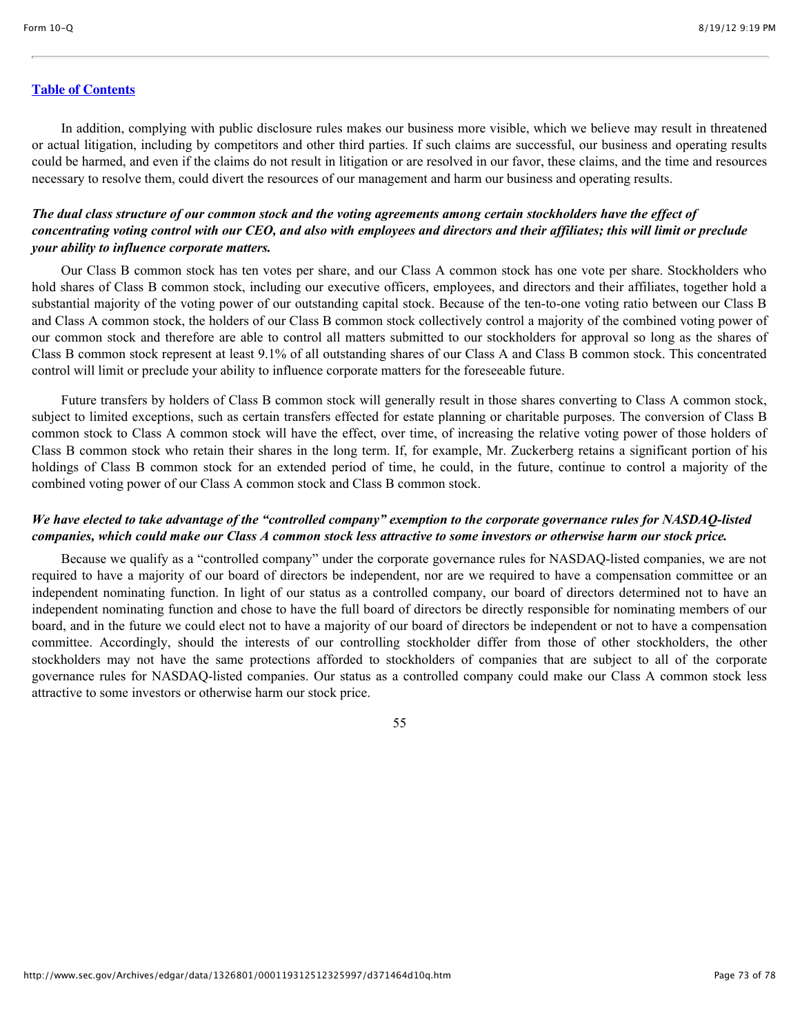In addition, complying with public disclosure rules makes our business more visible, which we believe may result in threatened or actual litigation, including by competitors and other third parties. If such claims are successful, our business and operating results could be harmed, and even if the claims do not result in litigation or are resolved in our favor, these claims, and the time and resources necessary to resolve them, could divert the resources of our management and harm our business and operating results.

***The dual class structure of our common stock and the voting agreements among certain stockholders have the effect of concentrating voting control with our CEO, and also with employees and directors and their affiliates; this will limit or preclude your ability to influence corporate matters.***

Our Class B common stock has ten votes per share, and our Class A common stock has one vote per share. Stockholders who hold shares of Class B common stock, including our executive officers, employees, and directors and their affiliates, together hold a substantial majority of the voting power of our outstanding capital stock. Because of the ten-to-one voting ratio between our Class B and Class A common stock, the holders of our Class B common stock collectively control a majority of the combined voting power of our common stock and therefore are able to control all matters submitted to our stockholders for approval so long as the shares of Class B common stock represent at least 9.1% of all outstanding shares of our Class A and Class B common stock. This concentrated control will limit or preclude your ability to influence corporate matters for the foreseeable future.

Future transfers by holders of Class B common stock will generally result in those shares converting to Class A common stock, subject to limited exceptions, such as certain transfers effected for estate planning or charitable purposes. The conversion of Class B common stock to Class A common stock will have the effect, over time, of increasing the relative voting power of those holders of Class B common stock who retain their shares in the long term. If, for example, Mr. Zuckerberg retains a significant portion of his holdings of Class B common stock for an extended period of time, he could, in the future, continue to control a majority of the combined voting power of our Class A common stock and Class B common stock.

***We have elected to take advantage of the "controlled company" exemption to the corporate governance rules for NASDAQ-listed companies, which could make our Class A common stock less attractive to some investors or otherwise harm our stock price.***

Because we qualify as a "controlled company" under the corporate governance rules for NASDAQ-listed companies, we are not required to have a majority of our board of directors be independent, nor are we required to have a compensation committee or an independent nominating function. In light of our status as a controlled company, our board of directors determined not to have an independent nominating function and chose to have the full board of directors be directly responsible for nominating members of our board, and in the future we could elect not to have a majority of our board of directors be independent or not to have a compensation committee. Accordingly, should the interests of our controlling stockholder differ from those of other stockholders, the other stockholders may not have the same protections afforded to stockholders of companies that are subject to all of the corporate governance rules for NASDAQ-listed companies. Our status as a controlled company could make our Class A common stock less attractive to some investors or otherwise harm our stock price.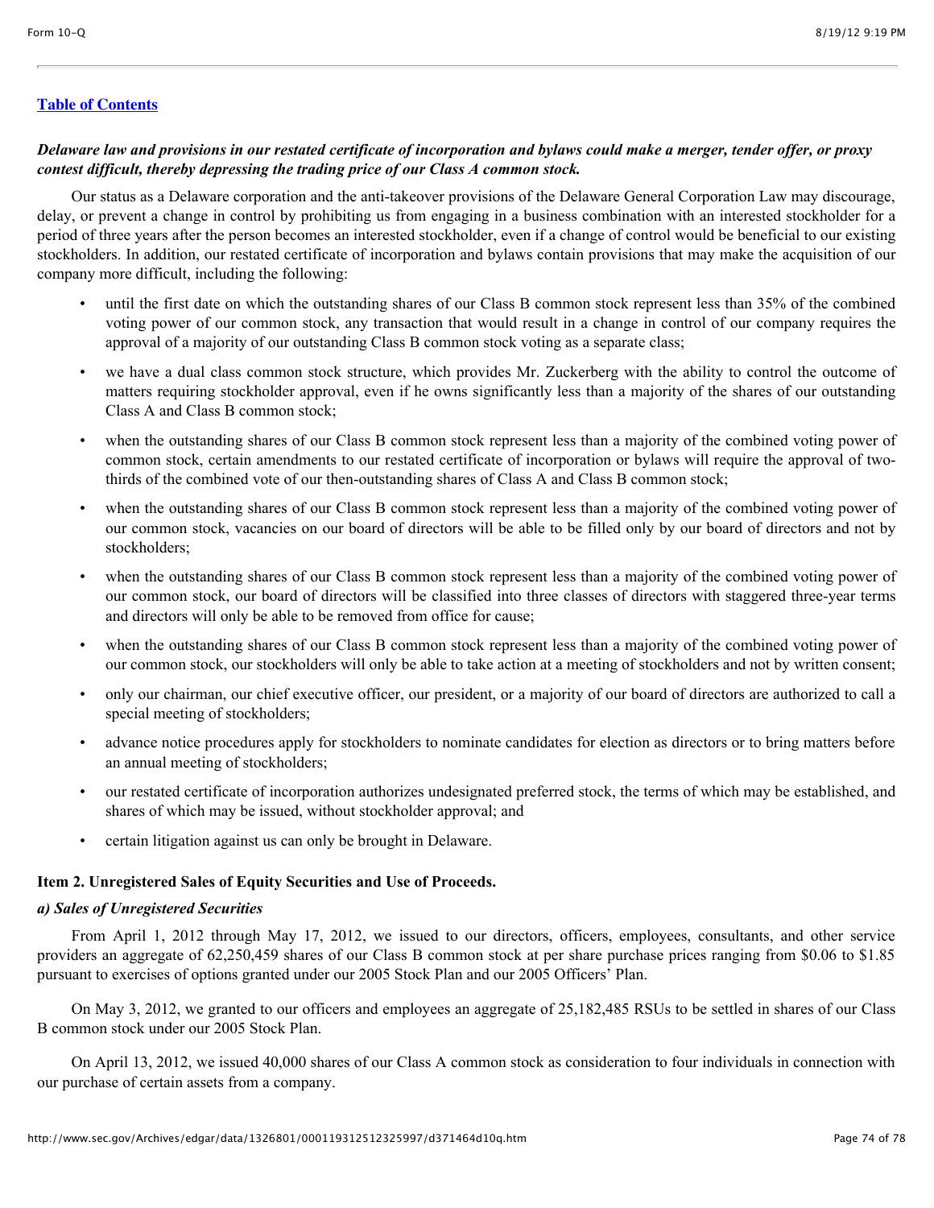[Table of Contents](#)

***Delaware law and provisions in our restated certificate of incorporation and bylaws could make a merger, tender offer, or proxy contest difficult, thereby depressing the trading price of our Class A common stock.***

Our status as a Delaware corporation and the anti-takeover provisions of the Delaware General Corporation Law may discourage, delay, or prevent a change in control by prohibiting us from engaging in a business combination with an interested stockholder for a period of three years after the person becomes an interested stockholder, even if a change of control would be beneficial to our existing stockholders. In addition, our restated certificate of incorporation and bylaws contain provisions that may make the acquisition of our company more difficult, including the following:

- until the first date on which the outstanding shares of our Class B common stock represent less than 35% of the combined voting power of our common stock, any transaction that would result in a change in control of our company requires the approval of a majority of our outstanding Class B common stock voting as a separate class;
- we have a dual class common stock structure, which provides Mr. Zuckerberg with the ability to control the outcome of matters requiring stockholder approval, even if he owns significantly less than a majority of the shares of our outstanding Class A and Class B common stock;
- when the outstanding shares of our Class B common stock represent less than a majority of the combined voting power of common stock, certain amendments to our restated certificate of incorporation or bylaws will require the approval of two-thirds of the combined vote of our then-outstanding shares of Class A and Class B common stock;
- when the outstanding shares of our Class B common stock represent less than a majority of the combined voting power of our common stock, vacancies on our board of directors will be able to be filled only by our board of directors and not by stockholders;
- when the outstanding shares of our Class B common stock represent less than a majority of the combined voting power of our common stock, our board of directors will be classified into three classes of directors with staggered three-year terms and directors will only be able to be removed from office for cause;
- when the outstanding shares of our Class B common stock represent less than a majority of the combined voting power of our common stock, our stockholders will only be able to take action at a meeting of stockholders and not by written consent;
- only our chairman, our chief executive officer, our president, or a majority of our board of directors are authorized to call a special meeting of stockholders;
- advance notice procedures apply for stockholders to nominate candidates for election as directors or to bring matters before an annual meeting of stockholders;
- our restated certificate of incorporation authorizes undesignated preferred stock, the terms of which may be established, and shares of which may be issued, without stockholder approval; and
- certain litigation against us can only be brought in Delaware.

## Item 2. Unregistered Sales of Equity Securities and Use of Proceeds.

***a) Sales of Unregistered Securities***

From April 1, 2012 through May 17, 2012, we issued to our directors, officers, employees, consultants, and other service providers an aggregate of 62,250,459 shares of our Class B common stock at per share purchase prices ranging from $0.06 to $1.85 pursuant to exercises of options granted under our 2005 Stock Plan and our 2005 Officers' Plan.

On May 3, 2012, we granted to our officers and employees an aggregate of 25,182,485 RSUs to be settled in shares of our Class B common stock under our 2005 Stock Plan.

On April 13, 2012, we issued 40,000 shares of our Class A common stock as consideration to four individuals in connection with our purchase of certain assets from a company.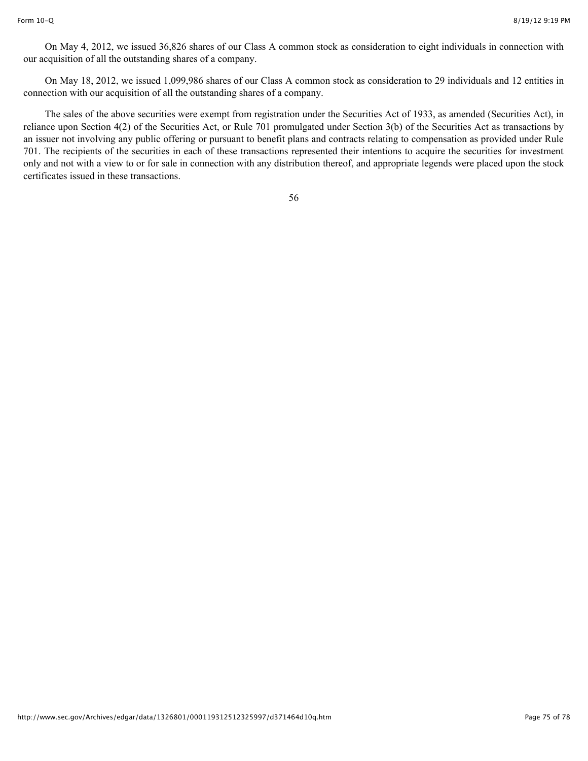On May 4, 2012, we issued 36,826 shares of our Class A common stock as consideration to eight individuals in connection with our acquisition of all the outstanding shares of a company.

On May 18, 2012, we issued 1,099,986 shares of our Class A common stock as consideration to 29 individuals and 12 entities in connection with our acquisition of all the outstanding shares of a company.

The sales of the above securities were exempt from registration under the Securities Act of 1933, as amended (Securities Act), in reliance upon Section 4(2) of the Securities Act, or Rule 701 promulgated under Section 3(b) of the Securities Act as transactions by an issuer not involving any public offering or pursuant to benefit plans and contracts relating to compensation as provided under Rule 701. The recipients of the securities in each of these transactions represented their intentions to acquire the securities for investment only and not with a view to or for sale in connection with any distribution thereof, and appropriate legends were placed upon the stock certificates issued in these transactions.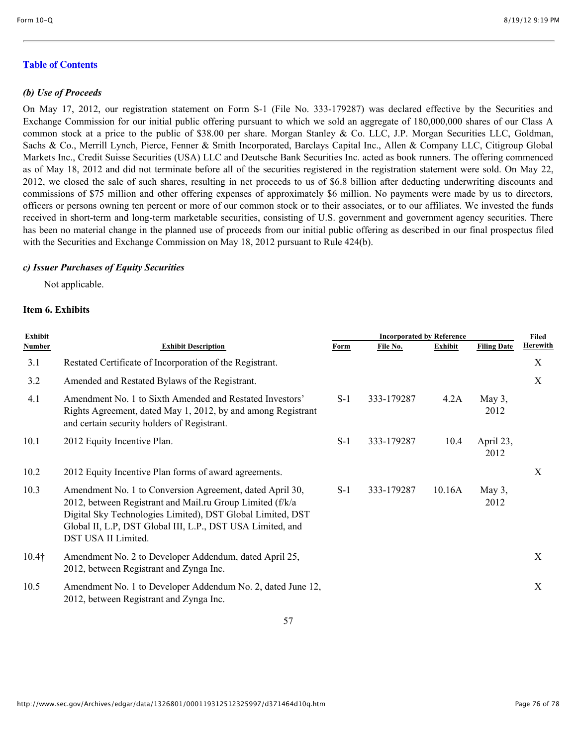[Table of Contents](#)

### *(b) Use of Proceeds*

On May 17, 2012, our registration statement on Form S-1 (File No. 333-179287) was declared effective by the Securities and Exchange Commission for our initial public offering pursuant to which we sold an aggregate of 180,000,000 shares of our Class A common stock at a price to the public of $38.00 per share. Morgan Stanley & Co. LLC, J.P. Morgan Securities LLC, Goldman, Sachs & Co., Merrill Lynch, Pierce, Fenner & Smith Incorporated, Barclays Capital Inc., Allen & Company LLC, Citigroup Global Markets Inc., Credit Suisse Securities (USA) LLC and Deutsche Bank Securities Inc. acted as book runners. The offering commenced as of May 18, 2012 and did not terminate before all of the securities registered in the registration statement were sold. On May 22, 2012, we closed the sale of such shares, resulting in net proceeds to us of $6.8 billion after deducting underwriting discounts and commissions of $75 million and other offering expenses of approximately $6 million. No payments were made by us to directors, officers or persons owning ten percent or more of our common stock or to their associates, or to our affiliates. We invested the funds received in short-term and long-term marketable securities, consisting of U.S. government and government agency securities. There has been no material change in the planned use of proceeds from our initial public offering as described in our final prospectus filed with the Securities and Exchange Commission on May 18, 2012 pursuant to Rule 424(b).

### *c) Issuer Purchases of Equity Securities*

Not applicable.

### Item 6. Exhibits

| Exhibit Number | Exhibit Description | Incorporated by Reference | | | | Filed Herewith |
|---|---|---|---|---|---|---|
| | | Form | File No. | Exhibit | Filing Date | |
| 3.1 | Restated Certificate of Incorporation of the Registrant. | | | | | X |
| 3.2 | Amended and Restated Bylaws of the Registrant. | | | | | X |
| 4.1 | Amendment No. 1 to Sixth Amended and Restated Investors' Rights Agreement, dated May 1, 2012, by and among Registrant and certain security holders of Registrant. | S-1 | 333-179287 | 4.2A | May 3, 2012 | |
| 10.1 | 2012 Equity Incentive Plan. | S-1 | 333-179287 | 10.4 | April 23, 2012 | |
| 10.2 | 2012 Equity Incentive Plan forms of award agreements. | | | | | X |
| 10.3 | Amendment No. 1 to Conversion Agreement, dated April 30, 2012, between Registrant and Mail.ru Group Limited (f/k/a Digital Sky Technologies Limited), DST Global Limited, DST Global II, L.P, DST Global III, L.P., DST USA Limited, and DST USA II Limited. | S-1 | 333-179287 | 10.16A | May 3, 2012 | |
| 10.4† | Amendment No. 2 to Developer Addendum, dated April 25, 2012, between Registrant and Zynga Inc. | | | | | X |
| 10.5 | Amendment No. 1 to Developer Addendum No. 2, dated June 12, 2012, between Registrant and Zynga Inc. | | | | | X |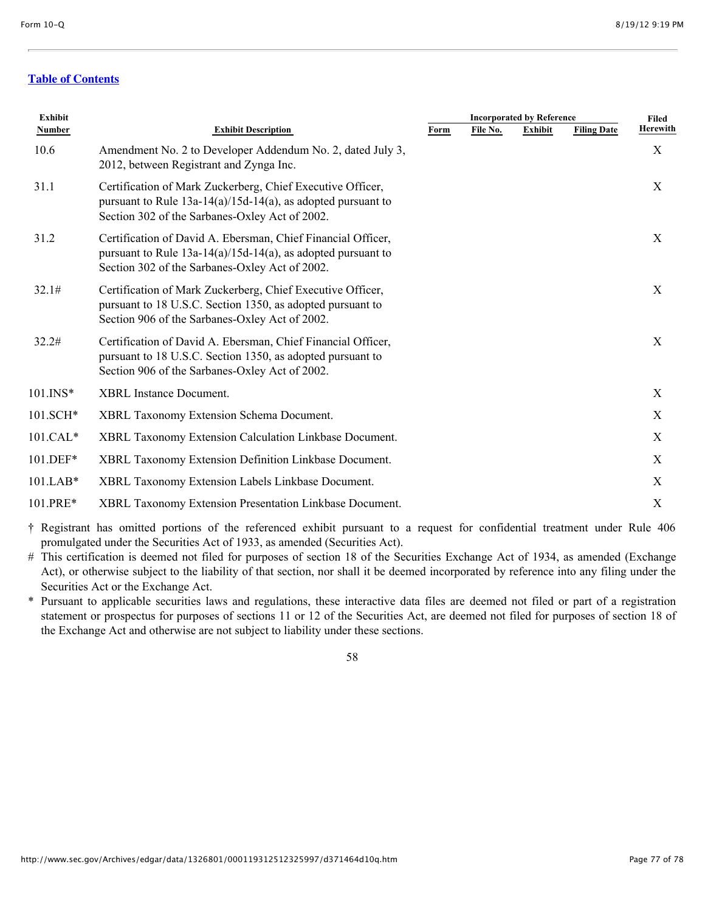[Table of Contents](#)

| Exhibit Number | Exhibit Description | Incorporated by Reference | | | | Filed Herewith |
|---|---|---|---|---|---|---|
| | | Form | File No. | Exhibit | Filing Date | |
| 10.6 | Amendment No. 2 to Developer Addendum No. 2, dated July 3, 2012, between Registrant and Zynga Inc. | | | | | X |
| 31.1 | Certification of Mark Zuckerberg, Chief Executive Officer, pursuant to Rule 13a-14(a)/15d-14(a), as adopted pursuant to Section 302 of the Sarbanes-Oxley Act of 2002. | | | | | X |
| 31.2 | Certification of David A. Ebersman, Chief Financial Officer, pursuant to Rule 13a-14(a)/15d-14(a), as adopted pursuant to Section 302 of the Sarbanes-Oxley Act of 2002. | | | | | X |
| 32.1# | Certification of Mark Zuckerberg, Chief Executive Officer, pursuant to 18 U.S.C. Section 1350, as adopted pursuant to Section 906 of the Sarbanes-Oxley Act of 2002. | | | | | X |
| 32.2# | Certification of David A. Ebersman, Chief Financial Officer, pursuant to 18 U.S.C. Section 1350, as adopted pursuant to Section 906 of the Sarbanes-Oxley Act of 2002. | | | | | X |
| 101.INS* | XBRL Instance Document. | | | | | X |
| 101.SCH* | XBRL Taxonomy Extension Schema Document. | | | | | X |
| 101.CAL* | XBRL Taxonomy Extension Calculation Linkbase Document. | | | | | X |
| 101.DEF* | XBRL Taxonomy Extension Definition Linkbase Document. | | | | | X |
| 101.LAB* | XBRL Taxonomy Extension Labels Linkbase Document. | | | | | X |
| 101.PRE* | XBRL Taxonomy Extension Presentation Linkbase Document. | | | | | X |

† Registrant has omitted portions of the referenced exhibit pursuant to a request for confidential treatment under Rule 406 promulgated under the Securities Act of 1933, as amended (Securities Act).

# This certification is deemed not filed for purposes of section 18 of the Securities Exchange Act of 1934, as amended (Exchange Act), or otherwise subject to the liability of that section, nor shall it be deemed incorporated by reference into any filing under the Securities Act or the Exchange Act.

* Pursuant to applicable securities laws and regulations, these interactive data files are deemed not filed or part of a registration statement or prospectus for purposes of sections 11 or 12 of the Securities Act, are deemed not filed for purposes of section 18 of the Exchange Act and otherwise are not subject to liability under these sections.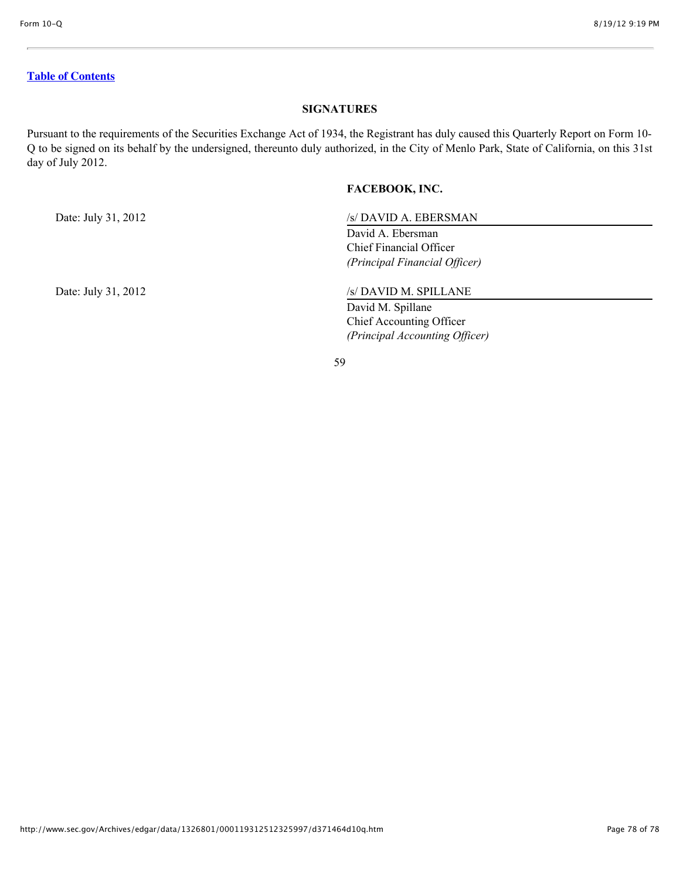[Table of Contents](#)

## SIGNATURES

Pursuant to the requirements of the Securities Exchange Act of 1934, the Registrant has duly caused this Quarterly Report on Form 10-Q to be signed on its behalf by the undersigned, thereunto duly authorized, in the City of Menlo Park, State of California, on this 31st day of July 2012.

**FACEBOOK, INC.**

| | |
|---|---|
| Date: July 31, 2012 | /s/ DAVID A. EBERSMAN<br>David A. Ebersman<br>Chief Financial Officer<br>*(Principal Financial Officer)* |
| Date: July 31, 2012 | /s/ DAVID M. SPILLANE<br>David M. Spillane<br>Chief Accounting Officer<br>*(Principal Accounting Officer)* |